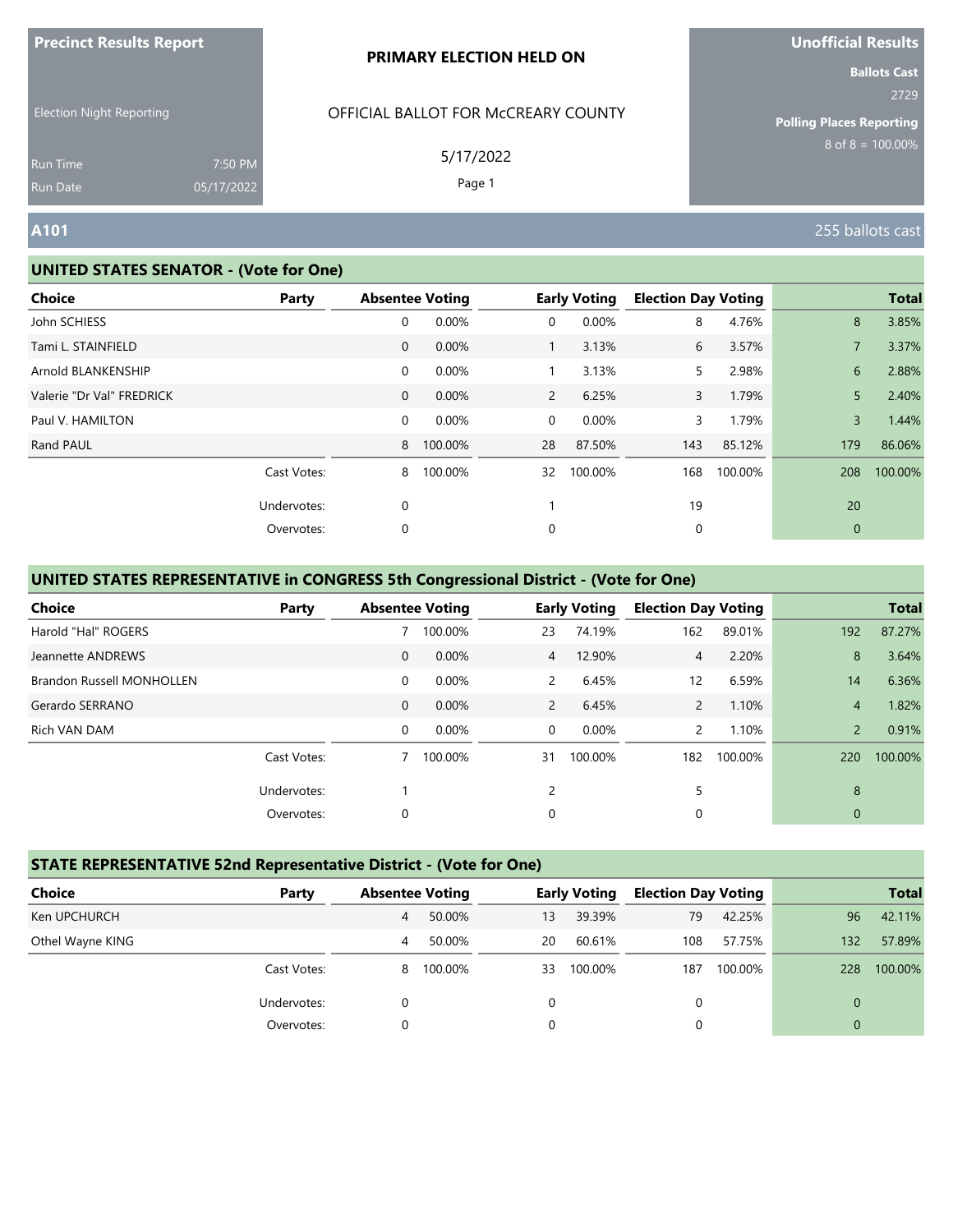**Precinct Results Report**

Election Night Reporting

Run Time 7:50 PM

Run Date 05/17/2022

**PRIMARY ELECTION HELD ON**

OFFICIAL BALLOT FOR McCREARY COUNTY

5/17/2022

**Unofficial Results**

**Ballots Cast**

2729

**Polling Places Reporting**

8 of 8 = 100.00%

## A101

255 ballots cast

### UNITED STATES SENATOR - (Vote for One)

| Choice | Party | Absentee Voting | | Early Voting | | Election Day Voting | | Total | |
|---|---|---|---|---|---|---|---|---|---|
| John SCHIESS | | 0 | 0.00% | 0 | 0.00% | 8 | 4.76% | 8 | 3.85% |
| Tami L. STAINFIELD | | 0 | 0.00% | 1 | 3.13% | 6 | 3.57% | 7 | 3.37% |
| Arnold BLANKENSHIP | | 0 | 0.00% | 1 | 3.13% | 5 | 2.98% | 6 | 2.88% |
| Valerie "Dr Val" FREDRICK | | 0 | 0.00% | 2 | 6.25% | 3 | 1.79% | 5 | 2.40% |
| Paul V. HAMILTON | | 0 | 0.00% | 0 | 0.00% | 3 | 1.79% | 3 | 1.44% |
| Rand PAUL | | 8 | 100.00% | 28 | 87.50% | 143 | 85.12% | 179 | 86.06% |
| | Cast Votes: | 8 | 100.00% | 32 | 100.00% | 168 | 100.00% | 208 | 100.00% |
| | Undervotes: | 0 | | 1 | | 19 | | 20 | |
| | Overvotes: | 0 | | 0 | | 0 | | 0 | |

### UNITED STATES REPRESENTATIVE in CONGRESS 5th Congressional District - (Vote for One)

| Choice | Party | Absentee Voting | | Early Voting | | Election Day Voting | | Total | |
|---|---|---|---|---|---|---|---|---|---|
| Harold "Hal" ROGERS | | 7 | 100.00% | 23 | 74.19% | 162 | 89.01% | 192 | 87.27% |
| Jeannette ANDREWS | | 0 | 0.00% | 4 | 12.90% | 4 | 2.20% | 8 | 3.64% |
| Brandon Russell MONHOLLEN | | 0 | 0.00% | 2 | 6.45% | 12 | 6.59% | 14 | 6.36% |
| Gerardo SERRANO | | 0 | 0.00% | 2 | 6.45% | 2 | 1.10% | 4 | 1.82% |
| Rich VAN DAM | | 0 | 0.00% | 0 | 0.00% | 2 | 1.10% | 2 | 0.91% |
| | Cast Votes: | 7 | 100.00% | 31 | 100.00% | 182 | 100.00% | 220 | 100.00% |
| | Undervotes: | 1 | | 2 | | 5 | | 8 | |
| | Overvotes: | 0 | | 0 | | 0 | | 0 | |

### STATE REPRESENTATIVE 52nd Representative District - (Vote for One)

| Choice | Party | Absentee Voting | | Early Voting | | Election Day Voting | | Total | |
|---|---|---|---|---|---|---|---|---|---|
| Ken UPCHURCH | | 4 | 50.00% | 13 | 39.39% | 79 | 42.25% | 96 | 42.11% |
| Othel Wayne KING | | 4 | 50.00% | 20 | 60.61% | 108 | 57.75% | 132 | 57.89% |
| | Cast Votes: | 8 | 100.00% | 33 | 100.00% | 187 | 100.00% | 228 | 100.00% |
| | Undervotes: | 0 | | 0 | | 0 | | 0 | |
| | Overvotes: | 0 | | 0 | | 0 | | 0 | |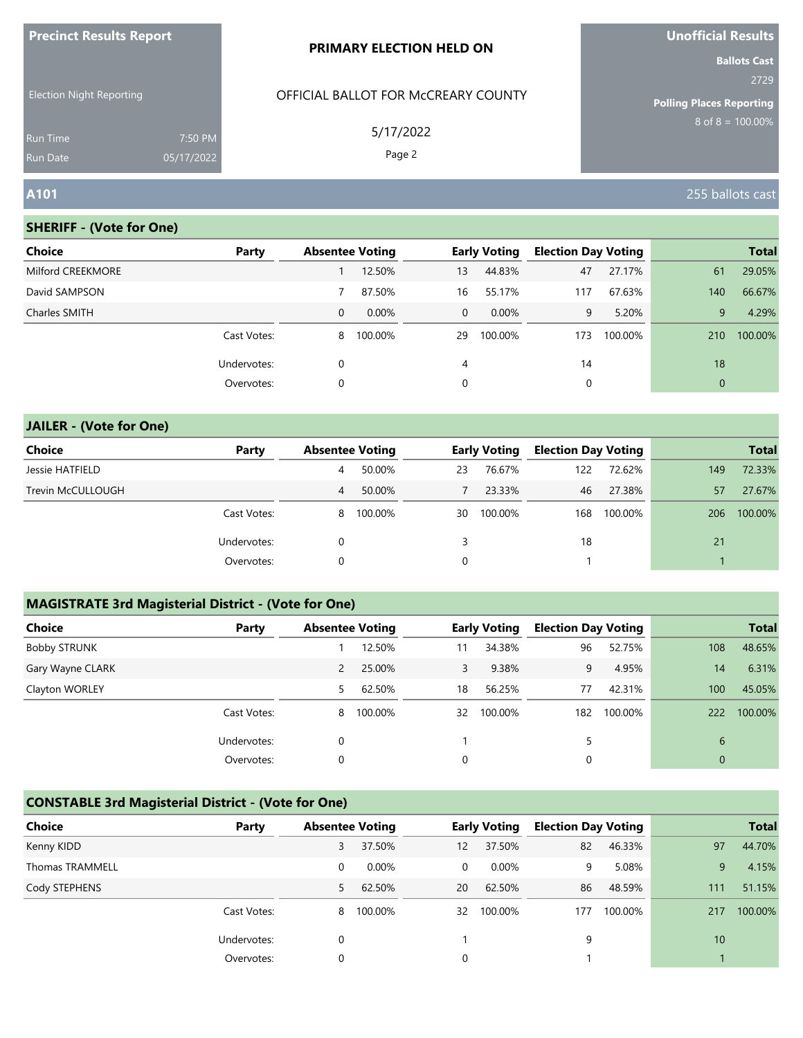Precinct Results Report

Election Night Reporting

Run Time 7:50 PM
Run Date 05/17/2022

**PRIMARY ELECTION HELD ON**

OFFICIAL BALLOT FOR McCREARY COUNTY

5/17/2022

Page 2

**Unofficial Results**

**Ballots Cast**
2729

**Polling Places Reporting**
8 of 8 = 100.00%

## A101 — 255 ballots cast

### SHERIFF - (Vote for One)

| Choice | Party | Absentee Voting | | Early Voting | | Election Day Voting | | Total | |
|---|---|---|---|---|---|---|---|---|---|
| Milford CREEKMORE | | 1 | 12.50% | 13 | 44.83% | 47 | 27.17% | 61 | 29.05% |
| David SAMPSON | | 7 | 87.50% | 16 | 55.17% | 117 | 67.63% | 140 | 66.67% |
| Charles SMITH | | 0 | 0.00% | 0 | 0.00% | 9 | 5.20% | 9 | 4.29% |
| | Cast Votes: | 8 | 100.00% | 29 | 100.00% | 173 | 100.00% | 210 | 100.00% |
| | Undervotes: | 0 | | 4 | | 14 | | 18 | |
| | Overvotes: | 0 | | 0 | | 0 | | 0 | |

### JAILER - (Vote for One)

| Choice | Party | Absentee Voting | | Early Voting | | Election Day Voting | | Total | |
|---|---|---|---|---|---|---|---|---|---|
| Jessie HATFIELD | | 4 | 50.00% | 23 | 76.67% | 122 | 72.62% | 149 | 72.33% |
| Trevin McCULLOUGH | | 4 | 50.00% | 7 | 23.33% | 46 | 27.38% | 57 | 27.67% |
| | Cast Votes: | 8 | 100.00% | 30 | 100.00% | 168 | 100.00% | 206 | 100.00% |
| | Undervotes: | 0 | | 3 | | 18 | | 21 | |
| | Overvotes: | 0 | | 0 | | 1 | | 1 | |

### MAGISTRATE 3rd Magisterial District - (Vote for One)

| Choice | Party | Absentee Voting | | Early Voting | | Election Day Voting | | Total | |
|---|---|---|---|---|---|---|---|---|---|
| Bobby STRUNK | | 1 | 12.50% | 11 | 34.38% | 96 | 52.75% | 108 | 48.65% |
| Gary Wayne CLARK | | 2 | 25.00% | 3 | 9.38% | 9 | 4.95% | 14 | 6.31% |
| Clayton WORLEY | | 5 | 62.50% | 18 | 56.25% | 77 | 42.31% | 100 | 45.05% |
| | Cast Votes: | 8 | 100.00% | 32 | 100.00% | 182 | 100.00% | 222 | 100.00% |
| | Undervotes: | 0 | | 1 | | 5 | | 6 | |
| | Overvotes: | 0 | | 0 | | 0 | | 0 | |

### CONSTABLE 3rd Magisterial District - (Vote for One)

| Choice | Party | Absentee Voting | | Early Voting | | Election Day Voting | | Total | |
|---|---|---|---|---|---|---|---|---|---|
| Kenny KIDD | | 3 | 37.50% | 12 | 37.50% | 82 | 46.33% | 97 | 44.70% |
| Thomas TRAMMELL | | 0 | 0.00% | 0 | 0.00% | 9 | 5.08% | 9 | 4.15% |
| Cody STEPHENS | | 5 | 62.50% | 20 | 62.50% | 86 | 48.59% | 111 | 51.15% |
| | Cast Votes: | 8 | 100.00% | 32 | 100.00% | 177 | 100.00% | 217 | 100.00% |
| | Undervotes: | 0 | | 1 | | 9 | | 10 | |
| | Overvotes: | 0 | | 0 | | 1 | | 1 | |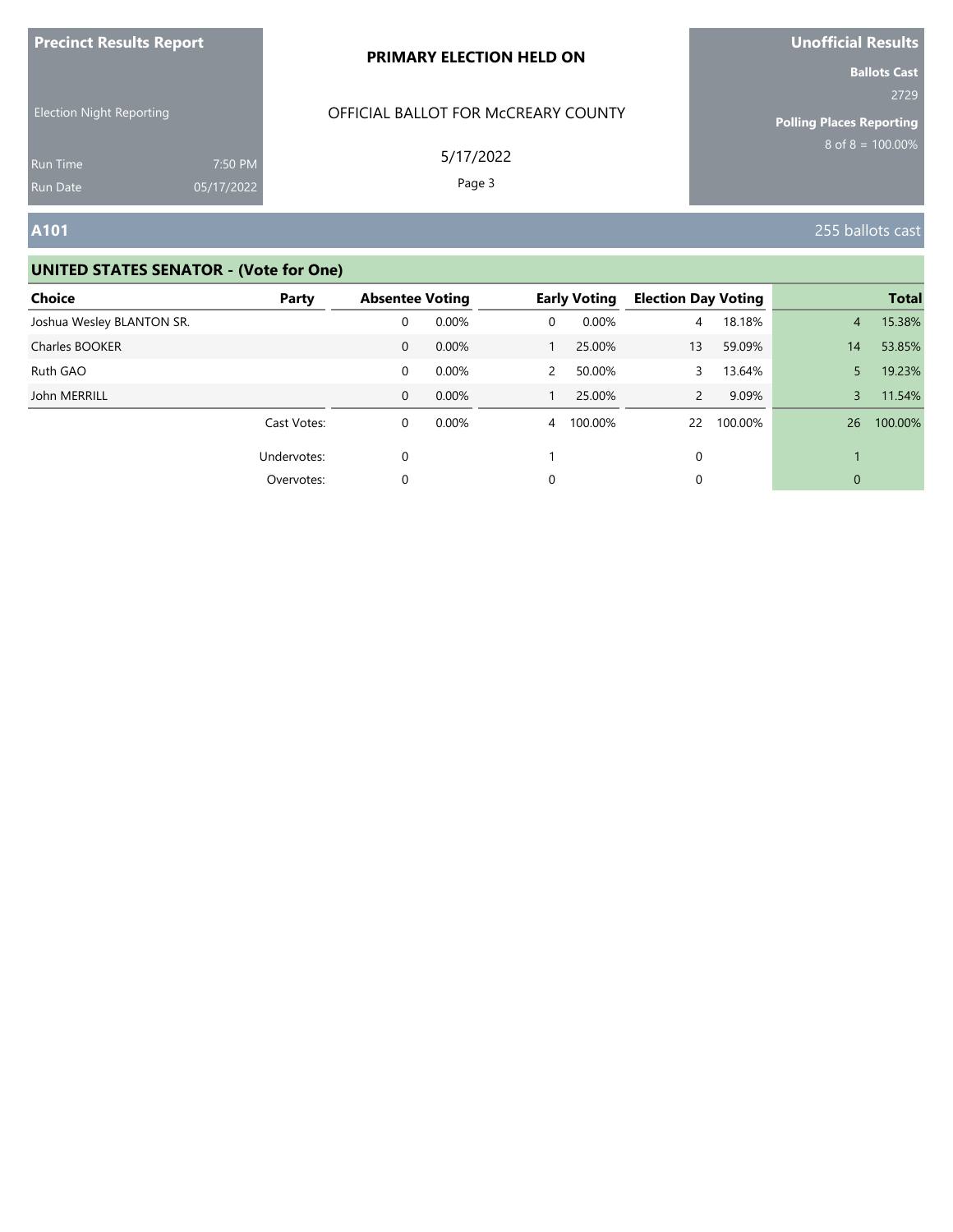**Precinct Results Report**

Election Night Reporting

Run Time 7:50 PM
Run Date 05/17/2022

**PRIMARY ELECTION HELD ON**

OFFICIAL BALLOT FOR McCREARY COUNTY

5/17/2022

**Unofficial Results**

**Ballots Cast**
2729

**Polling Places Reporting**
8 of 8 = 100.00%

## A101

255 ballots cast

### UNITED STATES SENATOR - (Vote for One)

| Choice | Party | Absentee Voting | | Early Voting | | Election Day Voting | | Total | |
|---|---|---|---|---|---|---|---|---|---|
| Joshua Wesley BLANTON SR. | | 0 | 0.00% | 0 | 0.00% | 4 | 18.18% | 4 | 15.38% |
| Charles BOOKER | | 0 | 0.00% | 1 | 25.00% | 13 | 59.09% | 14 | 53.85% |
| Ruth GAO | | 0 | 0.00% | 2 | 50.00% | 3 | 13.64% | 5 | 19.23% |
| John MERRILL | | 0 | 0.00% | 1 | 25.00% | 2 | 9.09% | 3 | 11.54% |
| | Cast Votes: | 0 | 0.00% | 4 | 100.00% | 22 | 100.00% | 26 | 100.00% |
| | Undervotes: | 0 | | 1 | | 0 | | 1 | |
| | Overvotes: | 0 | | 0 | | 0 | | 0 | |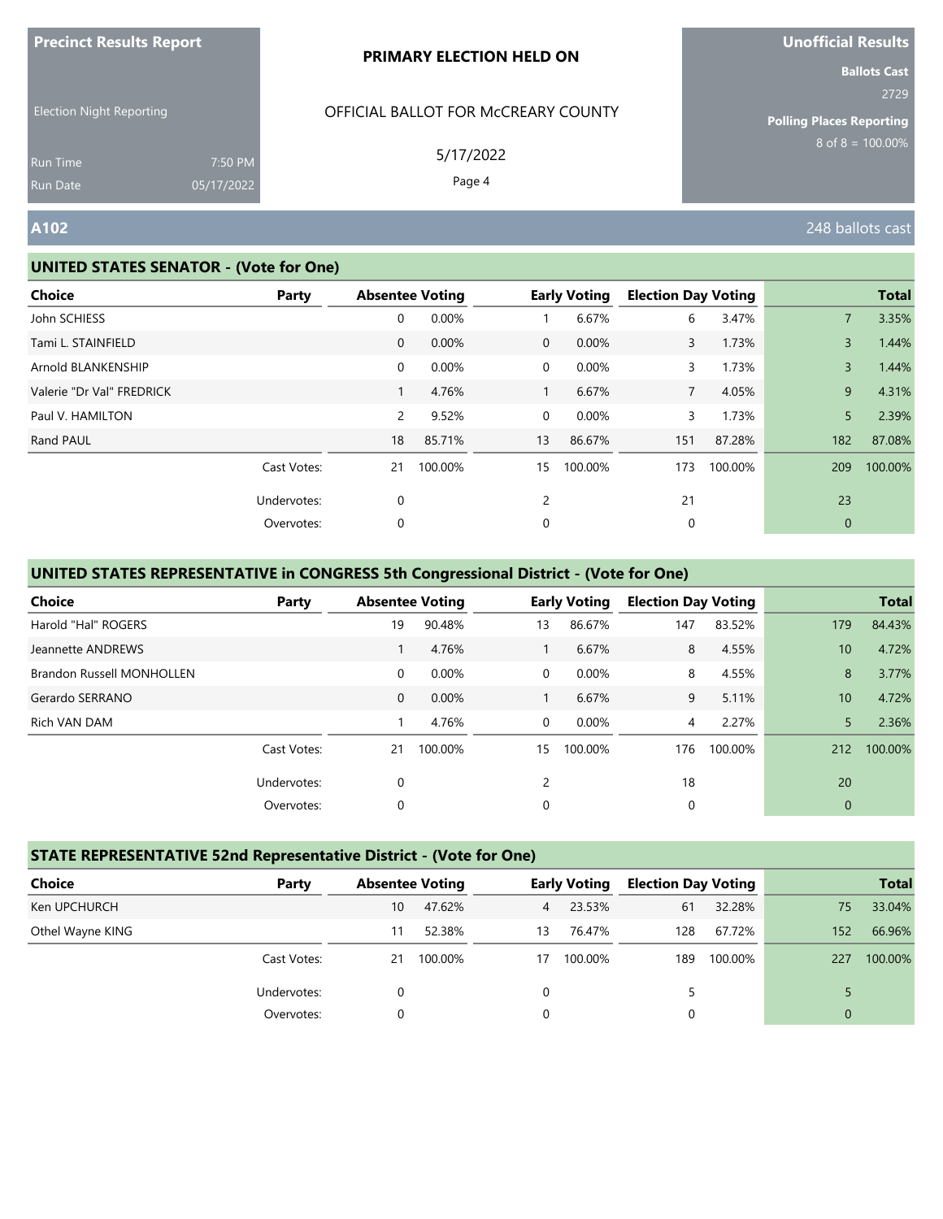**Precinct Results Report**

Election Night Reporting

Run Time 7:50 PM
Run Date 05/17/2022

**PRIMARY ELECTION HELD ON**

OFFICIAL BALLOT FOR McCREARY COUNTY

5/17/2022

**Unofficial Results**

**Ballots Cast**
2729

**Polling Places Reporting**
8 of 8 = 100.00%

## A102

248 ballots cast

### UNITED STATES SENATOR - (Vote for One)

| Choice | Party | Absentee Voting | | Early Voting | | Election Day Voting | | Total | |
|---|---|---|---|---|---|---|---|---|---|
| John SCHIESS | | 0 | 0.00% | 1 | 6.67% | 6 | 3.47% | 7 | 3.35% |
| Tami L. STAINFIELD | | 0 | 0.00% | 0 | 0.00% | 3 | 1.73% | 3 | 1.44% |
| Arnold BLANKENSHIP | | 0 | 0.00% | 0 | 0.00% | 3 | 1.73% | 3 | 1.44% |
| Valerie "Dr Val" FREDRICK | | 1 | 4.76% | 1 | 6.67% | 7 | 4.05% | 9 | 4.31% |
| Paul V. HAMILTON | | 2 | 9.52% | 0 | 0.00% | 3 | 1.73% | 5 | 2.39% |
| Rand PAUL | | 18 | 85.71% | 13 | 86.67% | 151 | 87.28% | 182 | 87.08% |
| | Cast Votes: | 21 | 100.00% | 15 | 100.00% | 173 | 100.00% | 209 | 100.00% |
| | Undervotes: | 0 | | 2 | | 21 | | 23 | |
| | Overvotes: | 0 | | 0 | | 0 | | 0 | |

### UNITED STATES REPRESENTATIVE in CONGRESS 5th Congressional District - (Vote for One)

| Choice | Party | Absentee Voting | | Early Voting | | Election Day Voting | | Total | |
|---|---|---|---|---|---|---|---|---|---|
| Harold "Hal" ROGERS | | 19 | 90.48% | 13 | 86.67% | 147 | 83.52% | 179 | 84.43% |
| Jeannette ANDREWS | | 1 | 4.76% | 1 | 6.67% | 8 | 4.55% | 10 | 4.72% |
| Brandon Russell MONHOLLEN | | 0 | 0.00% | 0 | 0.00% | 8 | 4.55% | 8 | 3.77% |
| Gerardo SERRANO | | 0 | 0.00% | 1 | 6.67% | 9 | 5.11% | 10 | 4.72% |
| Rich VAN DAM | | 1 | 4.76% | 0 | 0.00% | 4 | 2.27% | 5 | 2.36% |
| | Cast Votes: | 21 | 100.00% | 15 | 100.00% | 176 | 100.00% | 212 | 100.00% |
| | Undervotes: | 0 | | 2 | | 18 | | 20 | |
| | Overvotes: | 0 | | 0 | | 0 | | 0 | |

### STATE REPRESENTATIVE 52nd Representative District - (Vote for One)

| Choice | Party | Absentee Voting | | Early Voting | | Election Day Voting | | Total | |
|---|---|---|---|---|---|---|---|---|---|
| Ken UPCHURCH | | 10 | 47.62% | 4 | 23.53% | 61 | 32.28% | 75 | 33.04% |
| Othel Wayne KING | | 11 | 52.38% | 13 | 76.47% | 128 | 67.72% | 152 | 66.96% |
| | Cast Votes: | 21 | 100.00% | 17 | 100.00% | 189 | 100.00% | 227 | 100.00% |
| | Undervotes: | 0 | | 0 | | 5 | | 5 | |
| | Overvotes: | 0 | | 0 | | 0 | | 0 | |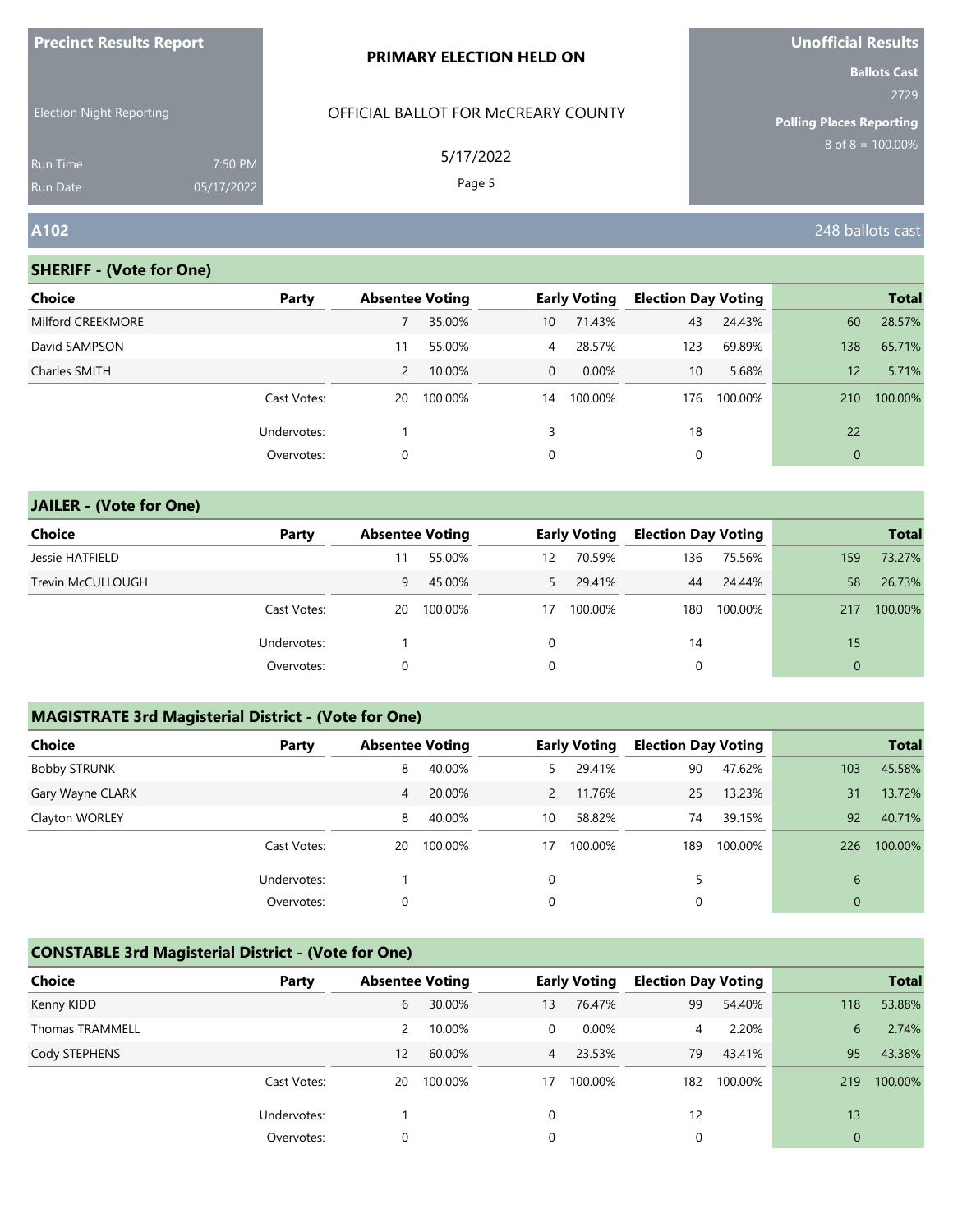**Precinct Results Report**

Election Night Reporting

Run Time 7:50 PM
Run Date 05/17/2022

**PRIMARY ELECTION HELD ON**

OFFICIAL BALLOT FOR McCREARY COUNTY

5/17/2022

**Unofficial Results**

**Ballots Cast**
2729

**Polling Places Reporting**
8 of 8 = 100.00%

## A102

248 ballots cast

### SHERIFF - (Vote for One)

| Choice | Party | Absentee Voting | | Early Voting | | Election Day Voting | | Total | |
|---|---|---|---|---|---|---|---|---|---|
| Milford CREEKMORE | | 7 | 35.00% | 10 | 71.43% | 43 | 24.43% | 60 | 28.57% |
| David SAMPSON | | 11 | 55.00% | 4 | 28.57% | 123 | 69.89% | 138 | 65.71% |
| Charles SMITH | | 2 | 10.00% | 0 | 0.00% | 10 | 5.68% | 12 | 5.71% |
| | Cast Votes: | 20 | 100.00% | 14 | 100.00% | 176 | 100.00% | 210 | 100.00% |
| | Undervotes: | 1 | | 3 | | 18 | | 22 | |
| | Overvotes: | 0 | | 0 | | 0 | | 0 | |

### JAILER - (Vote for One)

| Choice | Party | Absentee Voting | | Early Voting | | Election Day Voting | | Total | |
|---|---|---|---|---|---|---|---|---|---|
| Jessie HATFIELD | | 11 | 55.00% | 12 | 70.59% | 136 | 75.56% | 159 | 73.27% |
| Trevin McCULLOUGH | | 9 | 45.00% | 5 | 29.41% | 44 | 24.44% | 58 | 26.73% |
| | Cast Votes: | 20 | 100.00% | 17 | 100.00% | 180 | 100.00% | 217 | 100.00% |
| | Undervotes: | 1 | | 0 | | 14 | | 15 | |
| | Overvotes: | 0 | | 0 | | 0 | | 0 | |

### MAGISTRATE 3rd Magisterial District - (Vote for One)

| Choice | Party | Absentee Voting | | Early Voting | | Election Day Voting | | Total | |
|---|---|---|---|---|---|---|---|---|---|
| Bobby STRUNK | | 8 | 40.00% | 5 | 29.41% | 90 | 47.62% | 103 | 45.58% |
| Gary Wayne CLARK | | 4 | 20.00% | 2 | 11.76% | 25 | 13.23% | 31 | 13.72% |
| Clayton WORLEY | | 8 | 40.00% | 10 | 58.82% | 74 | 39.15% | 92 | 40.71% |
| | Cast Votes: | 20 | 100.00% | 17 | 100.00% | 189 | 100.00% | 226 | 100.00% |
| | Undervotes: | 1 | | 0 | | 5 | | 6 | |
| | Overvotes: | 0 | | 0 | | 0 | | 0 | |

### CONSTABLE 3rd Magisterial District - (Vote for One)

| Choice | Party | Absentee Voting | | Early Voting | | Election Day Voting | | Total | |
|---|---|---|---|---|---|---|---|---|---|
| Kenny KIDD | | 6 | 30.00% | 13 | 76.47% | 99 | 54.40% | 118 | 53.88% |
| Thomas TRAMMELL | | 2 | 10.00% | 0 | 0.00% | 4 | 2.20% | 6 | 2.74% |
| Cody STEPHENS | | 12 | 60.00% | 4 | 23.53% | 79 | 43.41% | 95 | 43.38% |
| | Cast Votes: | 20 | 100.00% | 17 | 100.00% | 182 | 100.00% | 219 | 100.00% |
| | Undervotes: | 1 | | 0 | | 12 | | 13 | |
| | Overvotes: | 0 | | 0 | | 0 | | 0 | |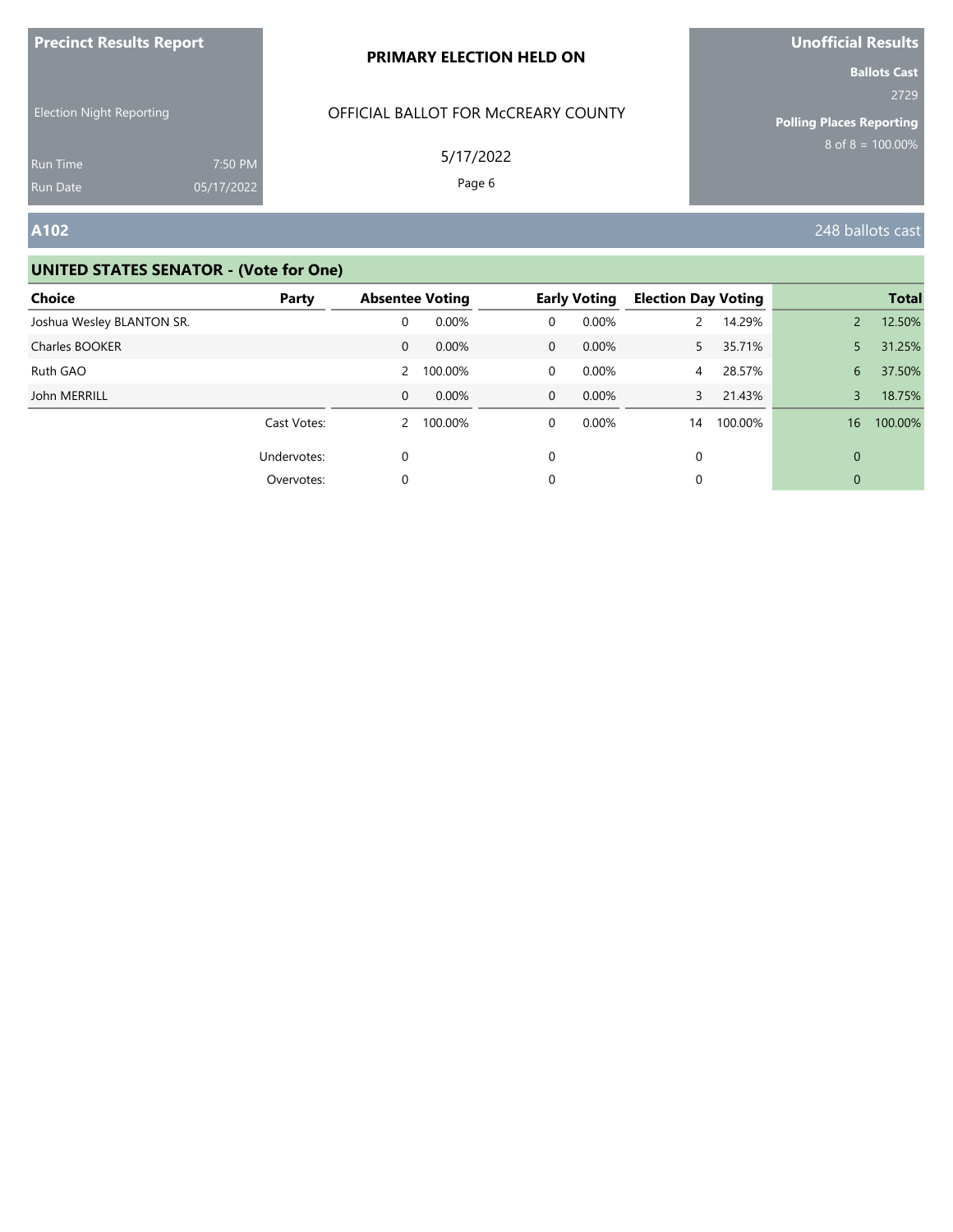**Precinct Results Report**

Election Night Reporting

Run Time 7:50 PM
Run Date 05/17/2022

**PRIMARY ELECTION HELD ON**

OFFICIAL BALLOT FOR McCREARY COUNTY

5/17/2022

**Unofficial Results**

**Ballots Cast**
2729

**Polling Places Reporting**
8 of 8 = 100.00%

## A102

248 ballots cast

### UNITED STATES SENATOR - (Vote for One)

| Choice | Party | Absentee Voting | | Early Voting | | Election Day Voting | | Total | |
|---|---|---|---|---|---|---|---|---|---|
| Joshua Wesley BLANTON SR. | | 0 | 0.00% | 0 | 0.00% | 2 | 14.29% | 2 | 12.50% |
| Charles BOOKER | | 0 | 0.00% | 0 | 0.00% | 5 | 35.71% | 5 | 31.25% |
| Ruth GAO | | 2 | 100.00% | 0 | 0.00% | 4 | 28.57% | 6 | 37.50% |
| John MERRILL | | 0 | 0.00% | 0 | 0.00% | 3 | 21.43% | 3 | 18.75% |
| | Cast Votes: | 2 | 100.00% | 0 | 0.00% | 14 | 100.00% | 16 | 100.00% |
| | Undervotes: | 0 | | 0 | | 0 | | 0 | |
| | Overvotes: | 0 | | 0 | | 0 | | 0 | |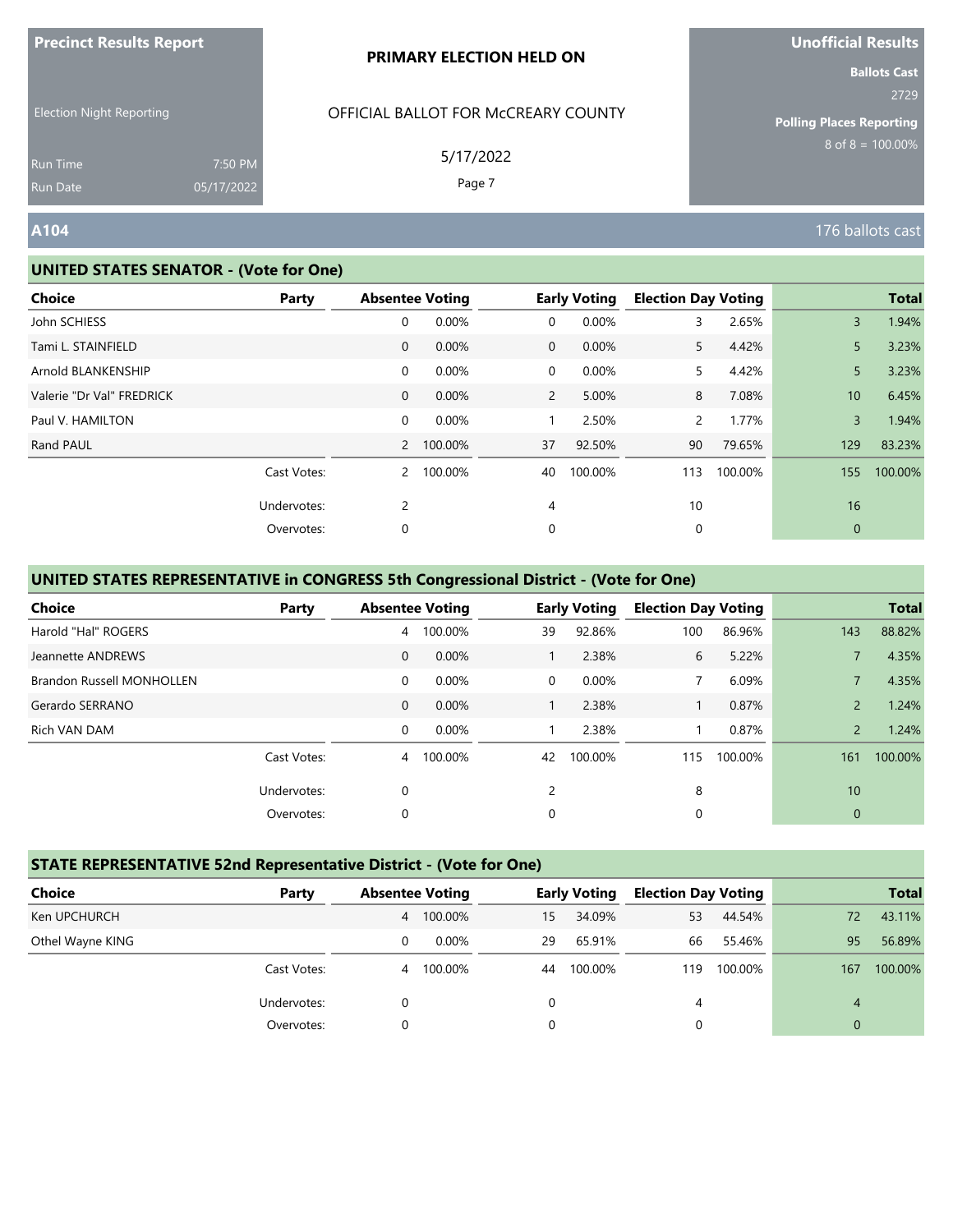**Precinct Results Report**

Election Night Reporting

Run Time 7:50 PM
Run Date 05/17/2022

**PRIMARY ELECTION HELD ON**

OFFICIAL BALLOT FOR McCREARY COUNTY

5/17/2022

**Unofficial Results**

**Ballots Cast**
2729

**Polling Places Reporting**
8 of 8 = 100.00%

## A104

176 ballots cast

### UNITED STATES SENATOR - (Vote for One)

| Choice | Party | Absentee Voting | | Early Voting | | Election Day Voting | | Total | |
|---|---|---|---|---|---|---|---|---|---|
| John SCHIESS | | 0 | 0.00% | 0 | 0.00% | 3 | 2.65% | 3 | 1.94% |
| Tami L. STAINFIELD | | 0 | 0.00% | 0 | 0.00% | 5 | 4.42% | 5 | 3.23% |
| Arnold BLANKENSHIP | | 0 | 0.00% | 0 | 0.00% | 5 | 4.42% | 5 | 3.23% |
| Valerie "Dr Val" FREDRICK | | 0 | 0.00% | 2 | 5.00% | 8 | 7.08% | 10 | 6.45% |
| Paul V. HAMILTON | | 0 | 0.00% | 1 | 2.50% | 2 | 1.77% | 3 | 1.94% |
| Rand PAUL | | 2 | 100.00% | 37 | 92.50% | 90 | 79.65% | 129 | 83.23% |
| | Cast Votes: | 2 | 100.00% | 40 | 100.00% | 113 | 100.00% | 155 | 100.00% |
| | Undervotes: | 2 | | 4 | | 10 | | 16 | |
| | Overvotes: | 0 | | 0 | | 0 | | 0 | |

### UNITED STATES REPRESENTATIVE in CONGRESS 5th Congressional District - (Vote for One)

| Choice | Party | Absentee Voting | | Early Voting | | Election Day Voting | | Total | |
|---|---|---|---|---|---|---|---|---|---|
| Harold "Hal" ROGERS | | 4 | 100.00% | 39 | 92.86% | 100 | 86.96% | 143 | 88.82% |
| Jeannette ANDREWS | | 0 | 0.00% | 1 | 2.38% | 6 | 5.22% | 7 | 4.35% |
| Brandon Russell MONHOLLEN | | 0 | 0.00% | 0 | 0.00% | 7 | 6.09% | 7 | 4.35% |
| Gerardo SERRANO | | 0 | 0.00% | 1 | 2.38% | 1 | 0.87% | 2 | 1.24% |
| Rich VAN DAM | | 0 | 0.00% | 1 | 2.38% | 1 | 0.87% | 2 | 1.24% |
| | Cast Votes: | 4 | 100.00% | 42 | 100.00% | 115 | 100.00% | 161 | 100.00% |
| | Undervotes: | 0 | | 2 | | 8 | | 10 | |
| | Overvotes: | 0 | | 0 | | 0 | | 0 | |

### STATE REPRESENTATIVE 52nd Representative District - (Vote for One)

| Choice | Party | Absentee Voting | | Early Voting | | Election Day Voting | | Total | |
|---|---|---|---|---|---|---|---|---|---|
| Ken UPCHURCH | | 4 | 100.00% | 15 | 34.09% | 53 | 44.54% | 72 | 43.11% |
| Othel Wayne KING | | 0 | 0.00% | 29 | 65.91% | 66 | 55.46% | 95 | 56.89% |
| | Cast Votes: | 4 | 100.00% | 44 | 100.00% | 119 | 100.00% | 167 | 100.00% |
| | Undervotes: | 0 | | 0 | | 4 | | 4 | |
| | Overvotes: | 0 | | 0 | | 0 | | 0 | |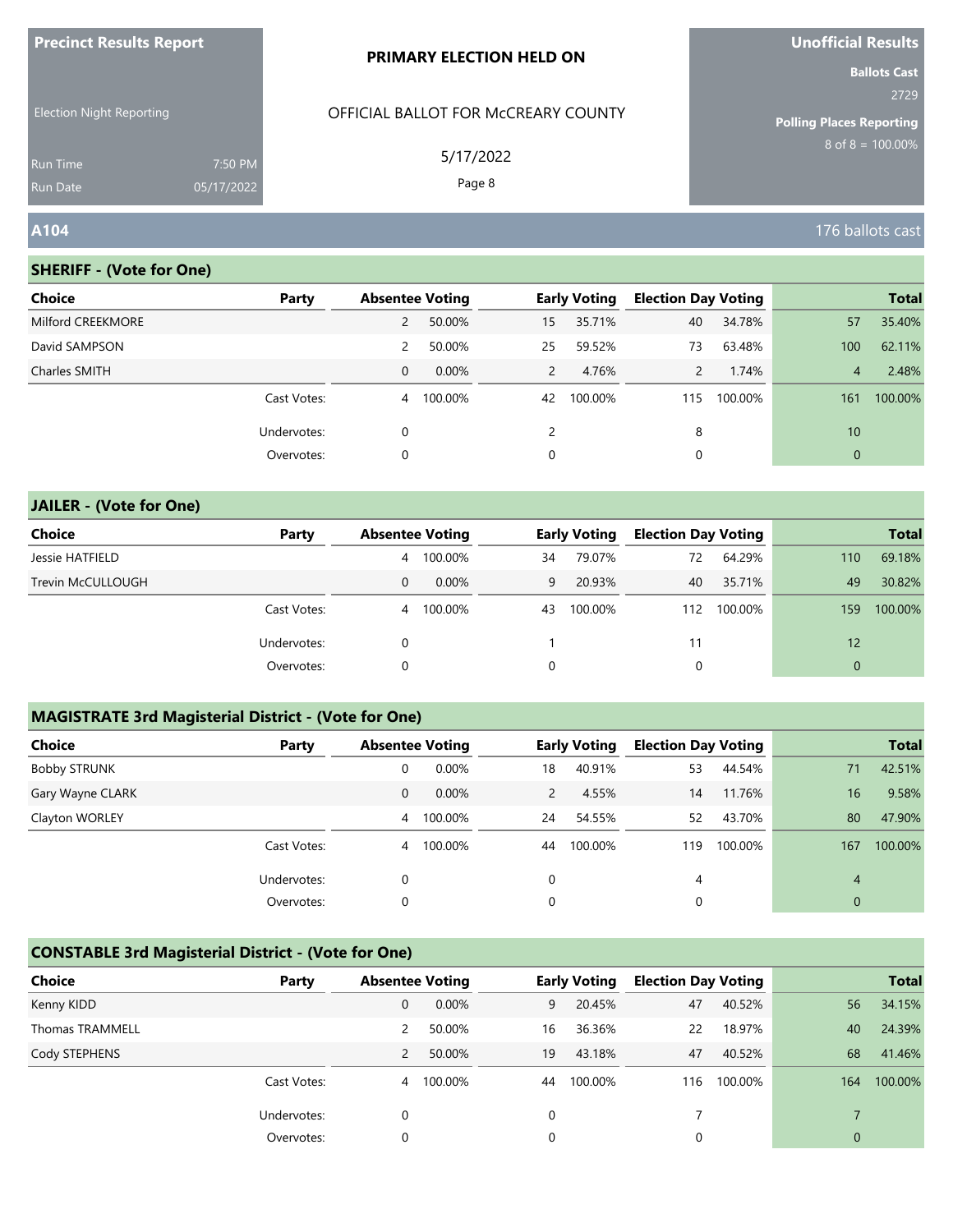**Precinct Results Report**

Election Night Reporting

Run Time 7:50 PM
Run Date 05/17/2022

**PRIMARY ELECTION HELD ON**

OFFICIAL BALLOT FOR McCREARY COUNTY

5/17/2022

**Unofficial Results**

**Ballots Cast**
2729

**Polling Places Reporting**
8 of 8 = 100.00%

## A104

176 ballots cast

### SHERIFF - (Vote for One)

| Choice | Party | Absentee Voting | | Early Voting | | Election Day Voting | | Total | |
|---|---|---|---|---|---|---|---|---|---|
| Milford CREEKMORE | | 2 | 50.00% | 15 | 35.71% | 40 | 34.78% | 57 | 35.40% |
| David SAMPSON | | 2 | 50.00% | 25 | 59.52% | 73 | 63.48% | 100 | 62.11% |
| Charles SMITH | | 0 | 0.00% | 2 | 4.76% | 2 | 1.74% | 4 | 2.48% |
| | Cast Votes: | 4 | 100.00% | 42 | 100.00% | 115 | 100.00% | 161 | 100.00% |
| | Undervotes: | 0 | | 2 | | 8 | | 10 | |
| | Overvotes: | 0 | | 0 | | 0 | | 0 | |

### JAILER - (Vote for One)

| Choice | Party | Absentee Voting | | Early Voting | | Election Day Voting | | Total | |
|---|---|---|---|---|---|---|---|---|---|
| Jessie HATFIELD | | 4 | 100.00% | 34 | 79.07% | 72 | 64.29% | 110 | 69.18% |
| Trevin McCULLOUGH | | 0 | 0.00% | 9 | 20.93% | 40 | 35.71% | 49 | 30.82% |
| | Cast Votes: | 4 | 100.00% | 43 | 100.00% | 112 | 100.00% | 159 | 100.00% |
| | Undervotes: | 0 | | 1 | | 11 | | 12 | |
| | Overvotes: | 0 | | 0 | | 0 | | 0 | |

### MAGISTRATE 3rd Magisterial District - (Vote for One)

| Choice | Party | Absentee Voting | | Early Voting | | Election Day Voting | | Total | |
|---|---|---|---|---|---|---|---|---|---|
| Bobby STRUNK | | 0 | 0.00% | 18 | 40.91% | 53 | 44.54% | 71 | 42.51% |
| Gary Wayne CLARK | | 0 | 0.00% | 2 | 4.55% | 14 | 11.76% | 16 | 9.58% |
| Clayton WORLEY | | 4 | 100.00% | 24 | 54.55% | 52 | 43.70% | 80 | 47.90% |
| | Cast Votes: | 4 | 100.00% | 44 | 100.00% | 119 | 100.00% | 167 | 100.00% |
| | Undervotes: | 0 | | 0 | | 4 | | 4 | |
| | Overvotes: | 0 | | 0 | | 0 | | 0 | |

### CONSTABLE 3rd Magisterial District - (Vote for One)

| Choice | Party | Absentee Voting | | Early Voting | | Election Day Voting | | Total | |
|---|---|---|---|---|---|---|---|---|---|
| Kenny KIDD | | 0 | 0.00% | 9 | 20.45% | 47 | 40.52% | 56 | 34.15% |
| Thomas TRAMMELL | | 2 | 50.00% | 16 | 36.36% | 22 | 18.97% | 40 | 24.39% |
| Cody STEPHENS | | 2 | 50.00% | 19 | 43.18% | 47 | 40.52% | 68 | 41.46% |
| | Cast Votes: | 4 | 100.00% | 44 | 100.00% | 116 | 100.00% | 164 | 100.00% |
| | Undervotes: | 0 | | 0 | | 7 | | 7 | |
| | Overvotes: | 0 | | 0 | | 0 | | 0 | |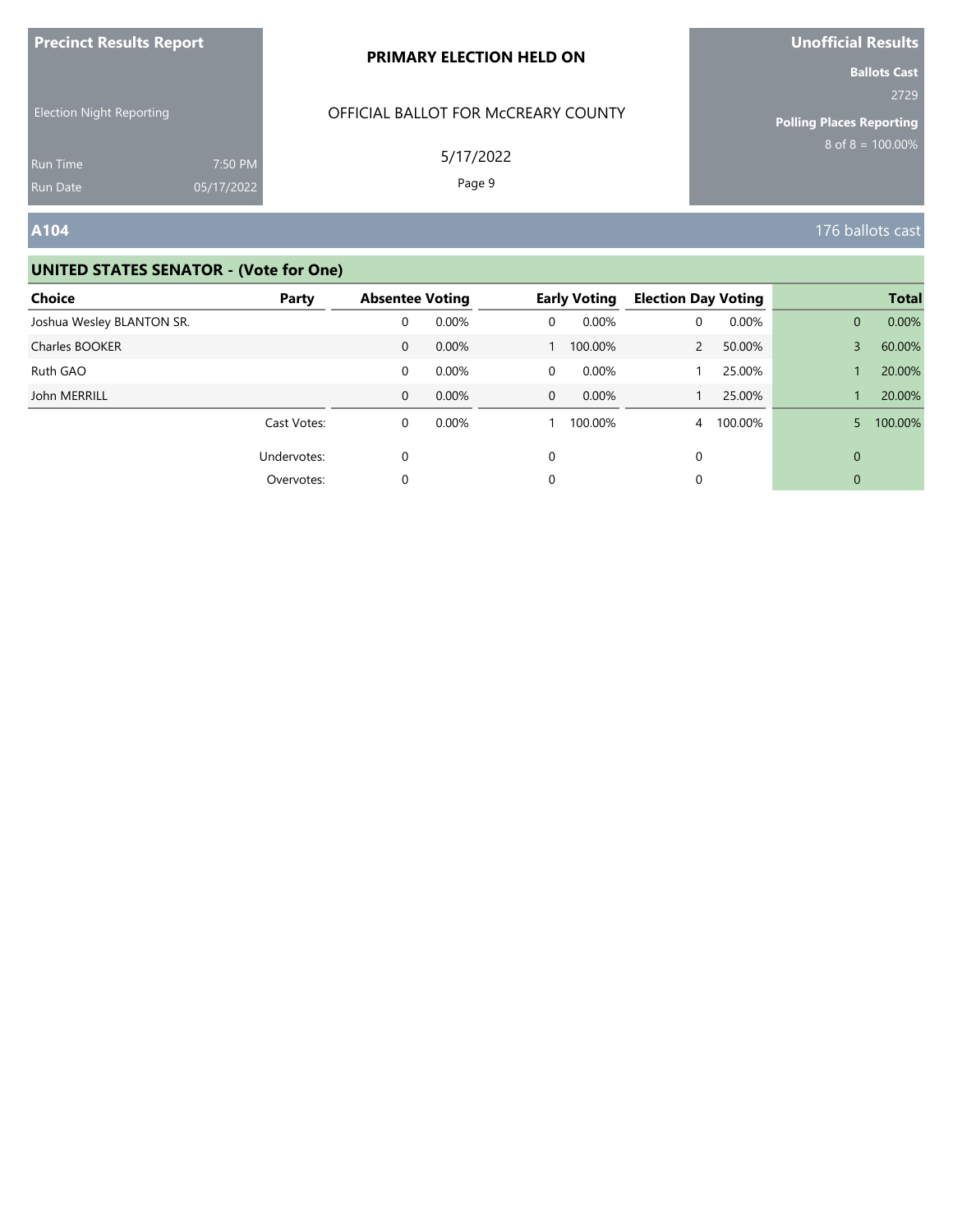**Precinct Results Report**

Election Night Reporting

Run Time 7:50 PM
Run Date 05/17/2022

**PRIMARY ELECTION HELD ON**

OFFICIAL BALLOT FOR McCREARY COUNTY

5/17/2022

**Unofficial Results**

**Ballots Cast**
2729

**Polling Places Reporting**
8 of 8 = 100.00%

## A104

176 ballots cast

### UNITED STATES SENATOR - (Vote for One)

| Choice | Party | Absentee Voting | | Early Voting | | Election Day Voting | | Total | |
|---|---|---|---|---|---|---|---|---|---|
| Joshua Wesley BLANTON SR. | | 0 | 0.00% | 0 | 0.00% | 0 | 0.00% | 0 | 0.00% |
| Charles BOOKER | | 0 | 0.00% | 1 | 100.00% | 2 | 50.00% | 3 | 60.00% |
| Ruth GAO | | 0 | 0.00% | 0 | 0.00% | 1 | 25.00% | 1 | 20.00% |
| John MERRILL | | 0 | 0.00% | 0 | 0.00% | 1 | 25.00% | 1 | 20.00% |
| | Cast Votes: | 0 | 0.00% | 1 | 100.00% | 4 | 100.00% | 5 | 100.00% |
| | Undervotes: | 0 | | 0 | | 0 | | 0 | |
| | Overvotes: | 0 | | 0 | | 0 | | 0 | |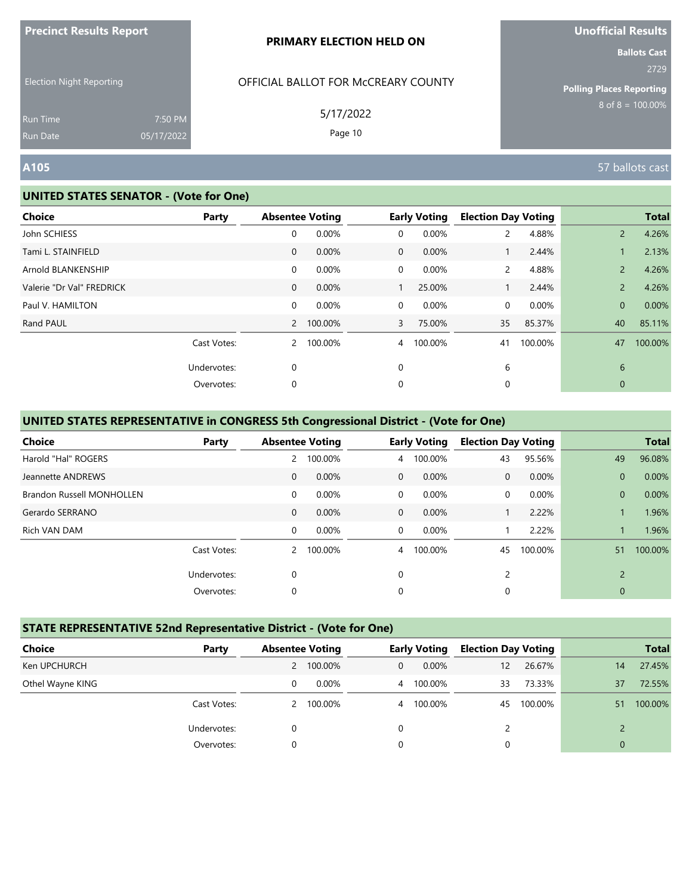**Precinct Results Report**

Election Night Reporting

Run Time 7:50 PM
Run Date 05/17/2022

**PRIMARY ELECTION HELD ON**

OFFICIAL BALLOT FOR McCREARY COUNTY

5/17/2022

**Unofficial Results**

**Ballots Cast**
2729

**Polling Places Reporting**
8 of 8 = 100.00%

## A105

57 ballots cast

### UNITED STATES SENATOR - (Vote for One)

| Choice | Party | Absentee Voting | | Early Voting | | Election Day Voting | | Total | |
|---|---|---|---|---|---|---|---|---|---|
| John SCHIESS | | 0 | 0.00% | 0 | 0.00% | 2 | 4.88% | 2 | 4.26% |
| Tami L. STAINFIELD | | 0 | 0.00% | 0 | 0.00% | 1 | 2.44% | 1 | 2.13% |
| Arnold BLANKENSHIP | | 0 | 0.00% | 0 | 0.00% | 2 | 4.88% | 2 | 4.26% |
| Valerie "Dr Val" FREDRICK | | 0 | 0.00% | 1 | 25.00% | 1 | 2.44% | 2 | 4.26% |
| Paul V. HAMILTON | | 0 | 0.00% | 0 | 0.00% | 0 | 0.00% | 0 | 0.00% |
| Rand PAUL | | 2 | 100.00% | 3 | 75.00% | 35 | 85.37% | 40 | 85.11% |
| | Cast Votes: | 2 | 100.00% | 4 | 100.00% | 41 | 100.00% | 47 | 100.00% |
| | Undervotes: | 0 | | 0 | | 6 | | 6 | |
| | Overvotes: | 0 | | 0 | | 0 | | 0 | |

### UNITED STATES REPRESENTATIVE in CONGRESS 5th Congressional District - (Vote for One)

| Choice | Party | Absentee Voting | | Early Voting | | Election Day Voting | | Total | |
|---|---|---|---|---|---|---|---|---|---|
| Harold "Hal" ROGERS | | 2 | 100.00% | 4 | 100.00% | 43 | 95.56% | 49 | 96.08% |
| Jeannette ANDREWS | | 0 | 0.00% | 0 | 0.00% | 0 | 0.00% | 0 | 0.00% |
| Brandon Russell MONHOLLEN | | 0 | 0.00% | 0 | 0.00% | 0 | 0.00% | 0 | 0.00% |
| Gerardo SERRANO | | 0 | 0.00% | 0 | 0.00% | 1 | 2.22% | 1 | 1.96% |
| Rich VAN DAM | | 0 | 0.00% | 0 | 0.00% | 1 | 2.22% | 1 | 1.96% |
| | Cast Votes: | 2 | 100.00% | 4 | 100.00% | 45 | 100.00% | 51 | 100.00% |
| | Undervotes: | 0 | | 0 | | 2 | | 2 | |
| | Overvotes: | 0 | | 0 | | 0 | | 0 | |

### STATE REPRESENTATIVE 52nd Representative District - (Vote for One)

| Choice | Party | Absentee Voting | | Early Voting | | Election Day Voting | | Total | |
|---|---|---|---|---|---|---|---|---|---|
| Ken UPCHURCH | | 2 | 100.00% | 0 | 0.00% | 12 | 26.67% | 14 | 27.45% |
| Othel Wayne KING | | 0 | 0.00% | 4 | 100.00% | 33 | 73.33% | 37 | 72.55% |
| | Cast Votes: | 2 | 100.00% | 4 | 100.00% | 45 | 100.00% | 51 | 100.00% |
| | Undervotes: | 0 | | 0 | | 2 | | 2 | |
| | Overvotes: | 0 | | 0 | | 0 | | 0 | |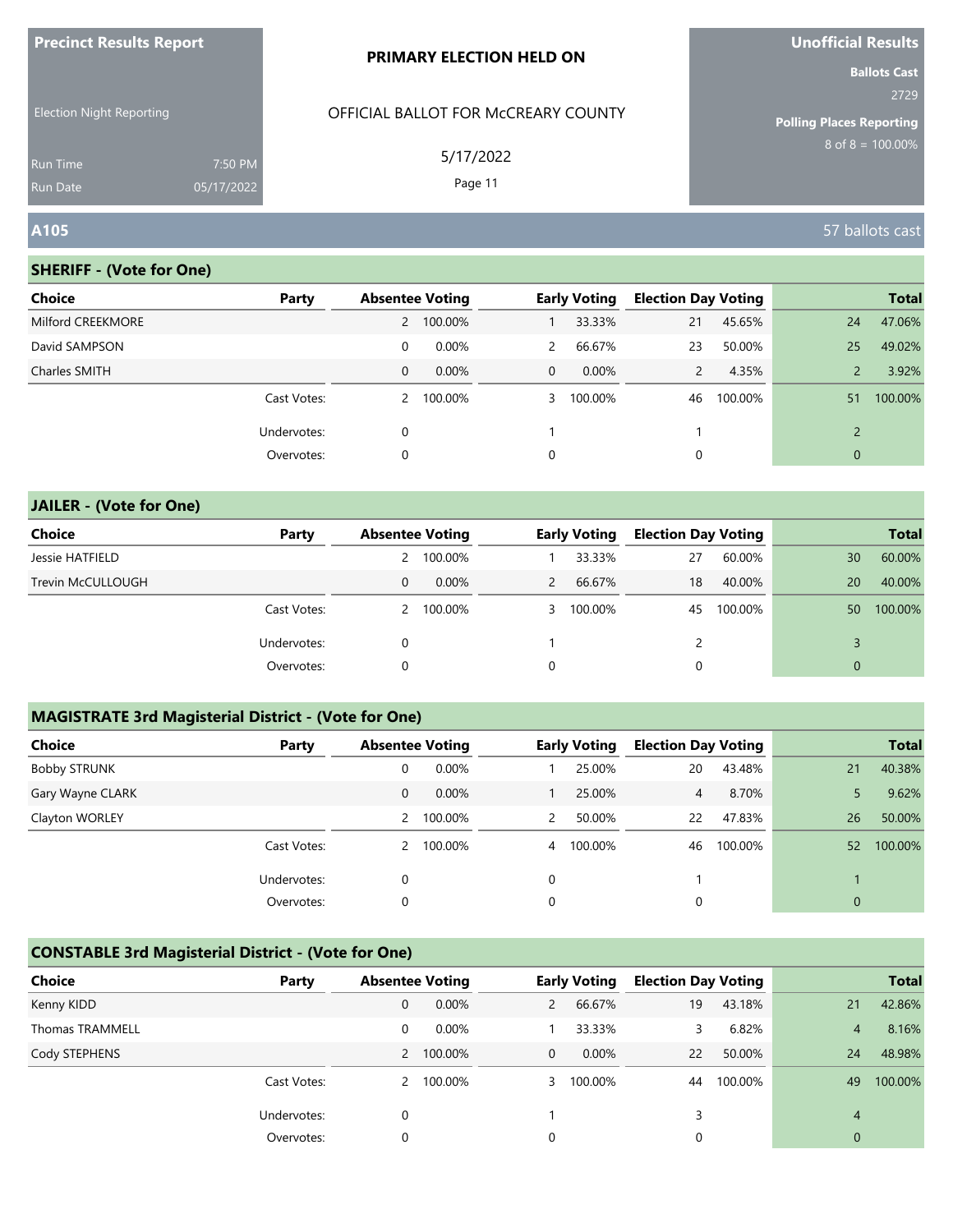**Precinct Results Report**

Election Night Reporting

Run Time 7:50 PM
Run Date 05/17/2022

**PRIMARY ELECTION HELD ON**

OFFICIAL BALLOT FOR McCREARY COUNTY

5/17/2022

**Unofficial Results**

**Ballots Cast**
2729

**Polling Places Reporting**
8 of 8 = 100.00%

## A105

57 ballots cast

### SHERIFF - (Vote for One)

| Choice | Party | Absentee Voting | | Early Voting | | Election Day Voting | | Total | |
|---|---|---|---|---|---|---|---|---|---|
| Milford CREEKMORE | | 2 | 100.00% | 1 | 33.33% | 21 | 45.65% | 24 | 47.06% |
| David SAMPSON | | 0 | 0.00% | 2 | 66.67% | 23 | 50.00% | 25 | 49.02% |
| Charles SMITH | | 0 | 0.00% | 0 | 0.00% | 2 | 4.35% | 2 | 3.92% |
| | Cast Votes: | 2 | 100.00% | 3 | 100.00% | 46 | 100.00% | 51 | 100.00% |
| | Undervotes: | 0 | | 1 | | 1 | | 2 | |
| | Overvotes: | 0 | | 0 | | 0 | | 0 | |

### JAILER - (Vote for One)

| Choice | Party | Absentee Voting | | Early Voting | | Election Day Voting | | Total | |
|---|---|---|---|---|---|---|---|---|---|
| Jessie HATFIELD | | 2 | 100.00% | 1 | 33.33% | 27 | 60.00% | 30 | 60.00% |
| Trevin McCULLOUGH | | 0 | 0.00% | 2 | 66.67% | 18 | 40.00% | 20 | 40.00% |
| | Cast Votes: | 2 | 100.00% | 3 | 100.00% | 45 | 100.00% | 50 | 100.00% |
| | Undervotes: | 0 | | 1 | | 2 | | 3 | |
| | Overvotes: | 0 | | 0 | | 0 | | 0 | |

### MAGISTRATE 3rd Magisterial District - (Vote for One)

| Choice | Party | Absentee Voting | | Early Voting | | Election Day Voting | | Total | |
|---|---|---|---|---|---|---|---|---|---|
| Bobby STRUNK | | 0 | 0.00% | 1 | 25.00% | 20 | 43.48% | 21 | 40.38% |
| Gary Wayne CLARK | | 0 | 0.00% | 1 | 25.00% | 4 | 8.70% | 5 | 9.62% |
| Clayton WORLEY | | 2 | 100.00% | 2 | 50.00% | 22 | 47.83% | 26 | 50.00% |
| | Cast Votes: | 2 | 100.00% | 4 | 100.00% | 46 | 100.00% | 52 | 100.00% |
| | Undervotes: | 0 | | 0 | | 1 | | 1 | |
| | Overvotes: | 0 | | 0 | | 0 | | 0 | |

### CONSTABLE 3rd Magisterial District - (Vote for One)

| Choice | Party | Absentee Voting | | Early Voting | | Election Day Voting | | Total | |
|---|---|---|---|---|---|---|---|---|---|
| Kenny KIDD | | 0 | 0.00% | 2 | 66.67% | 19 | 43.18% | 21 | 42.86% |
| Thomas TRAMMELL | | 0 | 0.00% | 1 | 33.33% | 3 | 6.82% | 4 | 8.16% |
| Cody STEPHENS | | 2 | 100.00% | 0 | 0.00% | 22 | 50.00% | 24 | 48.98% |
| | Cast Votes: | 2 | 100.00% | 3 | 100.00% | 44 | 100.00% | 49 | 100.00% |
| | Undervotes: | 0 | | 1 | | 3 | | 4 | |
| | Overvotes: | 0 | | 0 | | 0 | | 0 | |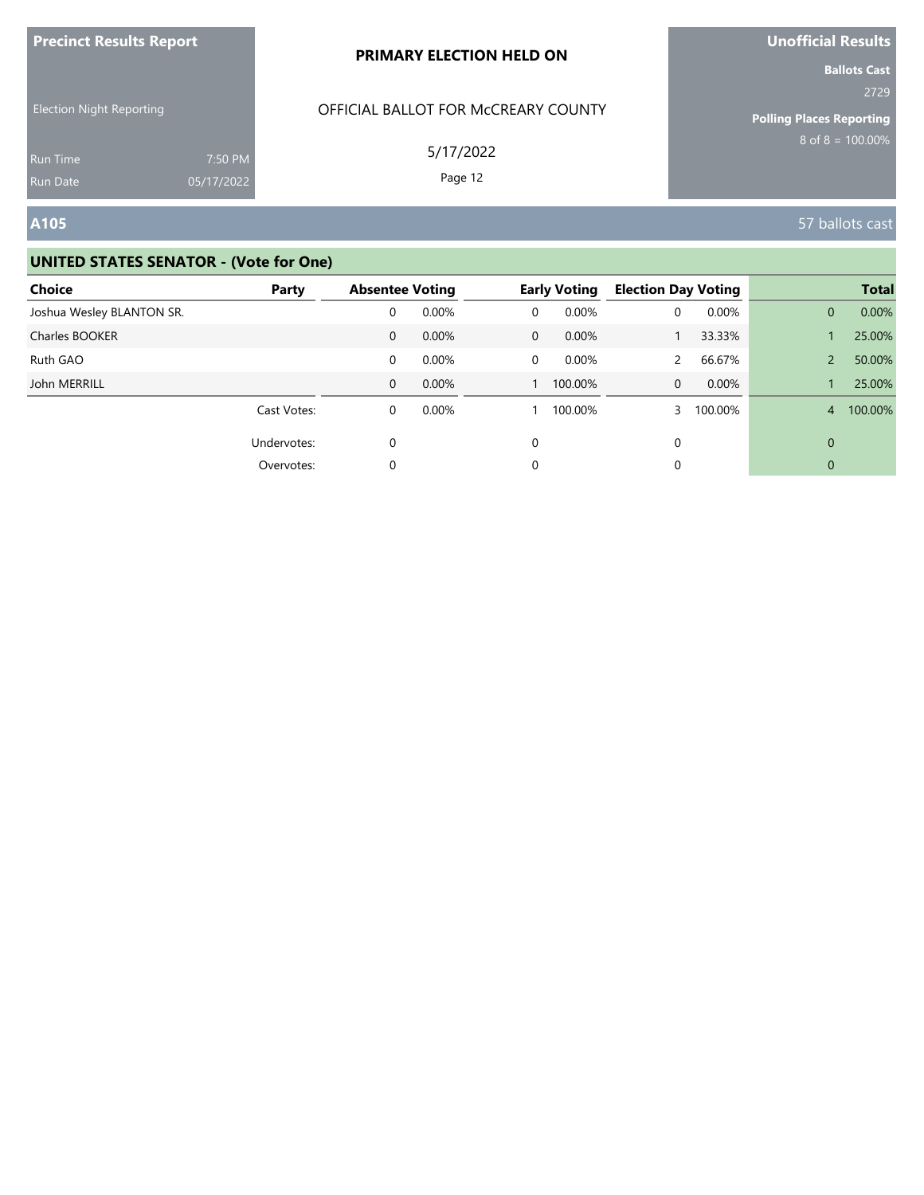**Precinct Results Report**

Election Night Reporting

Run Time 7:50 PM
Run Date 05/17/2022

**PRIMARY ELECTION HELD ON**

OFFICIAL BALLOT FOR McCREARY COUNTY

5/17/2022

**Unofficial Results**

**Ballots Cast**
2729

**Polling Places Reporting**
8 of 8 = 100.00%

## A105

57 ballots cast

### UNITED STATES SENATOR - (Vote for One)

| Choice | Party | Absentee Voting | | Early Voting | | Election Day Voting | | Total | |
|---|---|---|---|---|---|---|---|---|---|
| Joshua Wesley BLANTON SR. | | 0 | 0.00% | 0 | 0.00% | 0 | 0.00% | 0 | 0.00% |
| Charles BOOKER | | 0 | 0.00% | 0 | 0.00% | 1 | 33.33% | 1 | 25.00% |
| Ruth GAO | | 0 | 0.00% | 0 | 0.00% | 2 | 66.67% | 2 | 50.00% |
| John MERRILL | | 0 | 0.00% | 1 | 100.00% | 0 | 0.00% | 1 | 25.00% |
| | Cast Votes: | 0 | 0.00% | 1 | 100.00% | 3 | 100.00% | 4 | 100.00% |
| | Undervotes: | 0 | | 0 | | 0 | | 0 | |
| | Overvotes: | 0 | | 0 | | 0 | | 0 | |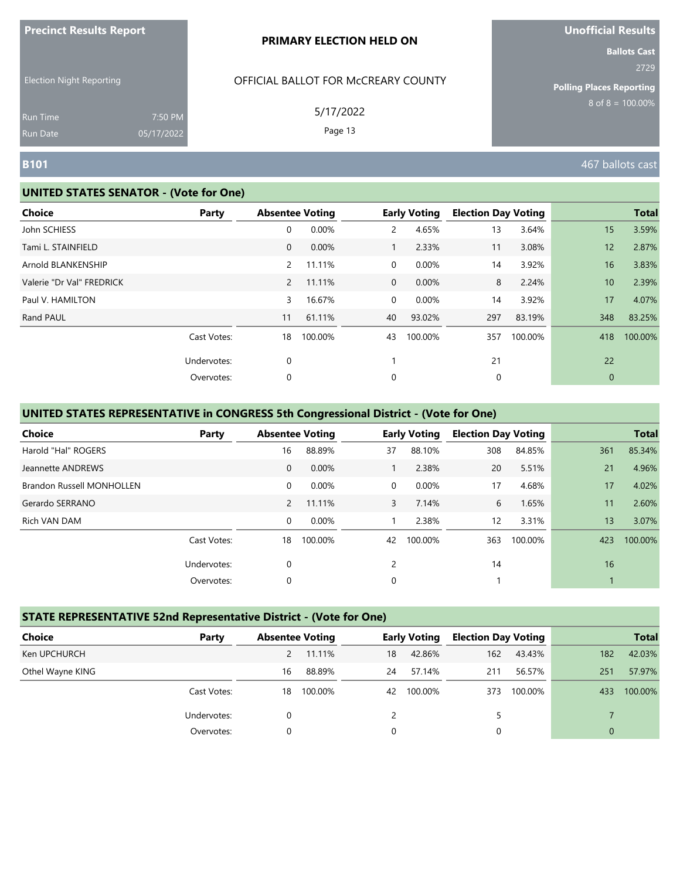**Precinct Results Report**

Election Night Reporting

Run Time 7:50 PM
Run Date 05/17/2022

**PRIMARY ELECTION HELD ON**

OFFICIAL BALLOT FOR McCREARY COUNTY

5/17/2022

**Unofficial Results**

**Ballots Cast**
2729

**Polling Places Reporting**
8 of 8 = 100.00%

## B101

467 ballots cast

### UNITED STATES SENATOR - (Vote for One)

| Choice | Party | Absentee Voting | | Early Voting | | Election Day Voting | | Total | |
|---|---|---|---|---|---|---|---|---|---|
| John SCHIESS | | 0 | 0.00% | 2 | 4.65% | 13 | 3.64% | 15 | 3.59% |
| Tami L. STAINFIELD | | 0 | 0.00% | 1 | 2.33% | 11 | 3.08% | 12 | 2.87% |
| Arnold BLANKENSHIP | | 2 | 11.11% | 0 | 0.00% | 14 | 3.92% | 16 | 3.83% |
| Valerie "Dr Val" FREDRICK | | 2 | 11.11% | 0 | 0.00% | 8 | 2.24% | 10 | 2.39% |
| Paul V. HAMILTON | | 3 | 16.67% | 0 | 0.00% | 14 | 3.92% | 17 | 4.07% |
| Rand PAUL | | 11 | 61.11% | 40 | 93.02% | 297 | 83.19% | 348 | 83.25% |
| | Cast Votes: | 18 | 100.00% | 43 | 100.00% | 357 | 100.00% | 418 | 100.00% |
| | Undervotes: | 0 | | 1 | | 21 | | 22 | |
| | Overvotes: | 0 | | 0 | | 0 | | 0 | |

### UNITED STATES REPRESENTATIVE in CONGRESS 5th Congressional District - (Vote for One)

| Choice | Party | Absentee Voting | | Early Voting | | Election Day Voting | | Total | |
|---|---|---|---|---|---|---|---|---|---|
| Harold "Hal" ROGERS | | 16 | 88.89% | 37 | 88.10% | 308 | 84.85% | 361 | 85.34% |
| Jeannette ANDREWS | | 0 | 0.00% | 1 | 2.38% | 20 | 5.51% | 21 | 4.96% |
| Brandon Russell MONHOLLEN | | 0 | 0.00% | 0 | 0.00% | 17 | 4.68% | 17 | 4.02% |
| Gerardo SERRANO | | 2 | 11.11% | 3 | 7.14% | 6 | 1.65% | 11 | 2.60% |
| Rich VAN DAM | | 0 | 0.00% | 1 | 2.38% | 12 | 3.31% | 13 | 3.07% |
| | Cast Votes: | 18 | 100.00% | 42 | 100.00% | 363 | 100.00% | 423 | 100.00% |
| | Undervotes: | 0 | | 2 | | 14 | | 16 | |
| | Overvotes: | 0 | | 0 | | 1 | | 1 | |

### STATE REPRESENTATIVE 52nd Representative District - (Vote for One)

| Choice | Party | Absentee Voting | | Early Voting | | Election Day Voting | | Total | |
|---|---|---|---|---|---|---|---|---|---|
| Ken UPCHURCH | | 2 | 11.11% | 18 | 42.86% | 162 | 43.43% | 182 | 42.03% |
| Othel Wayne KING | | 16 | 88.89% | 24 | 57.14% | 211 | 56.57% | 251 | 57.97% |
| | Cast Votes: | 18 | 100.00% | 42 | 100.00% | 373 | 100.00% | 433 | 100.00% |
| | Undervotes: | 0 | | 2 | | 5 | | 7 | |
| | Overvotes: | 0 | | 0 | | 0 | | 0 | |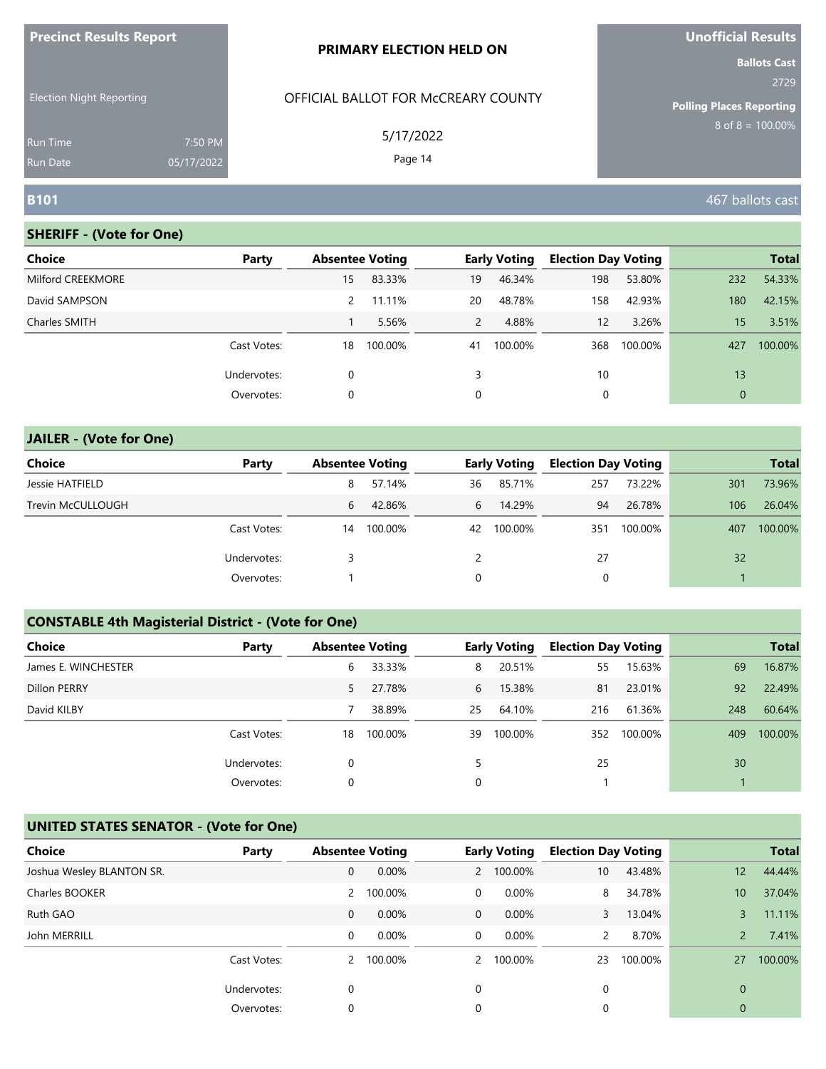**Precinct Results Report**

Election Night Reporting

Run Time 7:50 PM

Run Date 05/17/2022

**PRIMARY ELECTION HELD ON**

OFFICIAL BALLOT FOR McCREARY COUNTY

5/17/2022

**Unofficial Results**

**Ballots Cast**

2729

**Polling Places Reporting**

8 of 8 = 100.00%

## B101

467 ballots cast

### SHERIFF - (Vote for One)

| Choice | Party | Absentee Voting | | Early Voting | | Election Day Voting | | Total | |
|---|---|---|---|---|---|---|---|---|---|
| Milford CREEKMORE | | 15 | 83.33% | 19 | 46.34% | 198 | 53.80% | 232 | 54.33% |
| David SAMPSON | | 2 | 11.11% | 20 | 48.78% | 158 | 42.93% | 180 | 42.15% |
| Charles SMITH | | 1 | 5.56% | 2 | 4.88% | 12 | 3.26% | 15 | 3.51% |
| | Cast Votes: | 18 | 100.00% | 41 | 100.00% | 368 | 100.00% | 427 | 100.00% |
| | Undervotes: | 0 | | 3 | | 10 | | 13 | |
| | Overvotes: | 0 | | 0 | | 0 | | 0 | |

### JAILER - (Vote for One)

| Choice | Party | Absentee Voting | | Early Voting | | Election Day Voting | | Total | |
|---|---|---|---|---|---|---|---|---|---|
| Jessie HATFIELD | | 8 | 57.14% | 36 | 85.71% | 257 | 73.22% | 301 | 73.96% |
| Trevin McCULLOUGH | | 6 | 42.86% | 6 | 14.29% | 94 | 26.78% | 106 | 26.04% |
| | Cast Votes: | 14 | 100.00% | 42 | 100.00% | 351 | 100.00% | 407 | 100.00% |
| | Undervotes: | 3 | | 2 | | 27 | | 32 | |
| | Overvotes: | 1 | | 0 | | 0 | | 1 | |

### CONSTABLE 4th Magisterial District - (Vote for One)

| Choice | Party | Absentee Voting | | Early Voting | | Election Day Voting | | Total | |
|---|---|---|---|---|---|---|---|---|---|
| James E. WINCHESTER | | 6 | 33.33% | 8 | 20.51% | 55 | 15.63% | 69 | 16.87% |
| Dillon PERRY | | 5 | 27.78% | 6 | 15.38% | 81 | 23.01% | 92 | 22.49% |
| David KILBY | | 7 | 38.89% | 25 | 64.10% | 216 | 61.36% | 248 | 60.64% |
| | Cast Votes: | 18 | 100.00% | 39 | 100.00% | 352 | 100.00% | 409 | 100.00% |
| | Undervotes: | 0 | | 5 | | 25 | | 30 | |
| | Overvotes: | 0 | | 0 | | 1 | | 1 | |

### UNITED STATES SENATOR - (Vote for One)

| Choice | Party | Absentee Voting | | Early Voting | | Election Day Voting | | Total | |
|---|---|---|---|---|---|---|---|---|---|
| Joshua Wesley BLANTON SR. | | 0 | 0.00% | 2 | 100.00% | 10 | 43.48% | 12 | 44.44% |
| Charles BOOKER | | 2 | 100.00% | 0 | 0.00% | 8 | 34.78% | 10 | 37.04% |
| Ruth GAO | | 0 | 0.00% | 0 | 0.00% | 3 | 13.04% | 3 | 11.11% |
| John MERRILL | | 0 | 0.00% | 0 | 0.00% | 2 | 8.70% | 2 | 7.41% |
| | Cast Votes: | 2 | 100.00% | 2 | 100.00% | 23 | 100.00% | 27 | 100.00% |
| | Undervotes: | 0 | | 0 | | 0 | | 0 | |
| | Overvotes: | 0 | | 0 | | 0 | | 0 | |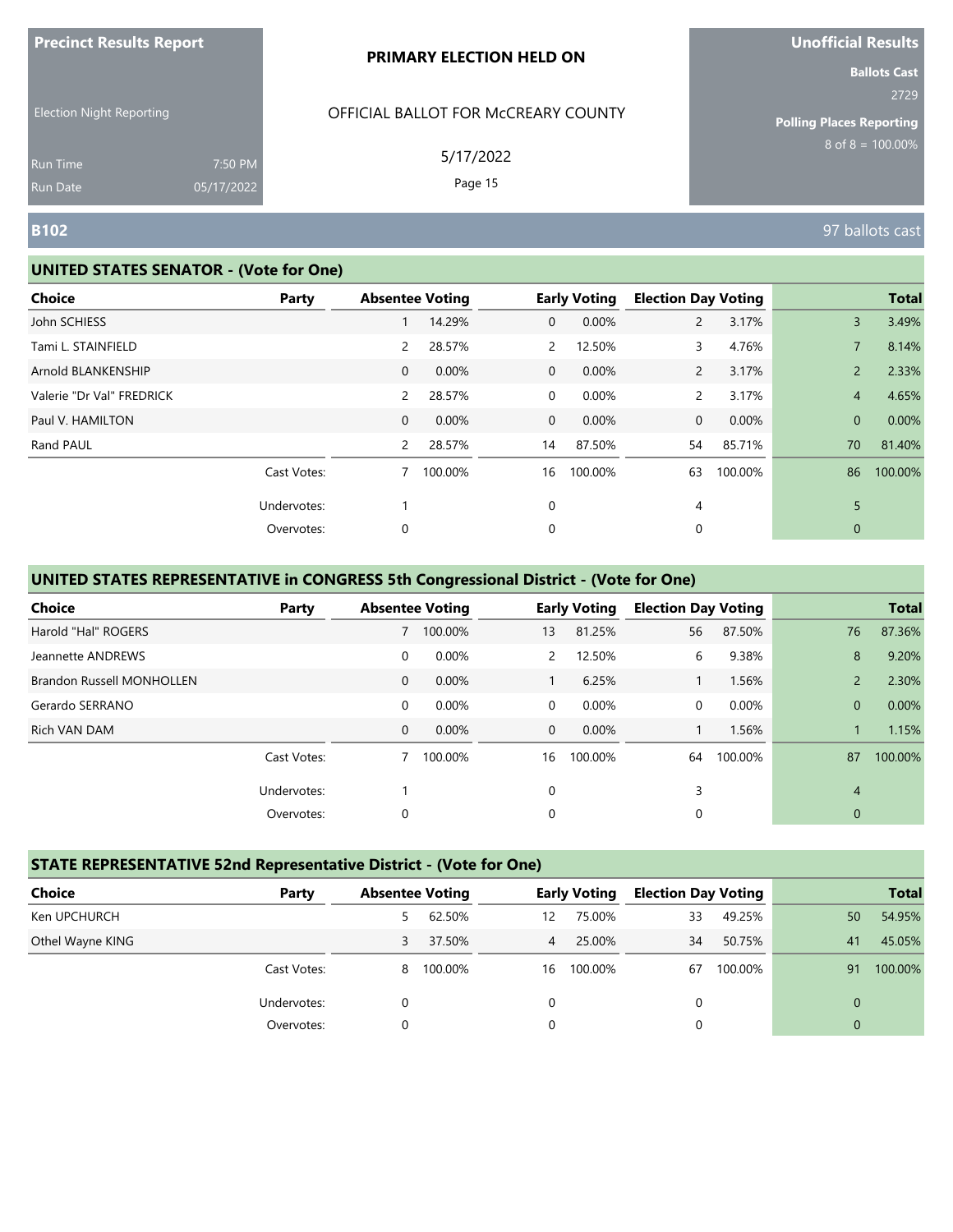**Precinct Results Report**

Election Night Reporting

Run Time 7:50 PM
Run Date 05/17/2022

**PRIMARY ELECTION HELD ON**

OFFICIAL BALLOT FOR McCREARY COUNTY

5/17/2022

**Unofficial Results**

**Ballots Cast**
2729

**Polling Places Reporting**
8 of 8 = 100.00%

## B102

97 ballots cast

### UNITED STATES SENATOR - (Vote for One)

| Choice | Party | Absentee Voting | | Early Voting | | Election Day Voting | | Total | |
|---|---|---|---|---|---|---|---|---|---|
| John SCHIESS | | 1 | 14.29% | 0 | 0.00% | 2 | 3.17% | 3 | 3.49% |
| Tami L. STAINFIELD | | 2 | 28.57% | 2 | 12.50% | 3 | 4.76% | 7 | 8.14% |
| Arnold BLANKENSHIP | | 0 | 0.00% | 0 | 0.00% | 2 | 3.17% | 2 | 2.33% |
| Valerie "Dr Val" FREDRICK | | 2 | 28.57% | 0 | 0.00% | 2 | 3.17% | 4 | 4.65% |
| Paul V. HAMILTON | | 0 | 0.00% | 0 | 0.00% | 0 | 0.00% | 0 | 0.00% |
| Rand PAUL | | 2 | 28.57% | 14 | 87.50% | 54 | 85.71% | 70 | 81.40% |
| | Cast Votes: | 7 | 100.00% | 16 | 100.00% | 63 | 100.00% | 86 | 100.00% |
| | Undervotes: | 1 | | 0 | | 4 | | 5 | |
| | Overvotes: | 0 | | 0 | | 0 | | 0 | |

### UNITED STATES REPRESENTATIVE in CONGRESS 5th Congressional District - (Vote for One)

| Choice | Party | Absentee Voting | | Early Voting | | Election Day Voting | | Total | |
|---|---|---|---|---|---|---|---|---|---|
| Harold "Hal" ROGERS | | 7 | 100.00% | 13 | 81.25% | 56 | 87.50% | 76 | 87.36% |
| Jeannette ANDREWS | | 0 | 0.00% | 2 | 12.50% | 6 | 9.38% | 8 | 9.20% |
| Brandon Russell MONHOLLEN | | 0 | 0.00% | 1 | 6.25% | 1 | 1.56% | 2 | 2.30% |
| Gerardo SERRANO | | 0 | 0.00% | 0 | 0.00% | 0 | 0.00% | 0 | 0.00% |
| Rich VAN DAM | | 0 | 0.00% | 0 | 0.00% | 1 | 1.56% | 1 | 1.15% |
| | Cast Votes: | 7 | 100.00% | 16 | 100.00% | 64 | 100.00% | 87 | 100.00% |
| | Undervotes: | 1 | | 0 | | 3 | | 4 | |
| | Overvotes: | 0 | | 0 | | 0 | | 0 | |

### STATE REPRESENTATIVE 52nd Representative District - (Vote for One)

| Choice | Party | Absentee Voting | | Early Voting | | Election Day Voting | | Total | |
|---|---|---|---|---|---|---|---|---|---|
| Ken UPCHURCH | | 5 | 62.50% | 12 | 75.00% | 33 | 49.25% | 50 | 54.95% |
| Othel Wayne KING | | 3 | 37.50% | 4 | 25.00% | 34 | 50.75% | 41 | 45.05% |
| | Cast Votes: | 8 | 100.00% | 16 | 100.00% | 67 | 100.00% | 91 | 100.00% |
| | Undervotes: | 0 | | 0 | | 0 | | 0 | |
| | Overvotes: | 0 | | 0 | | 0 | | 0 | |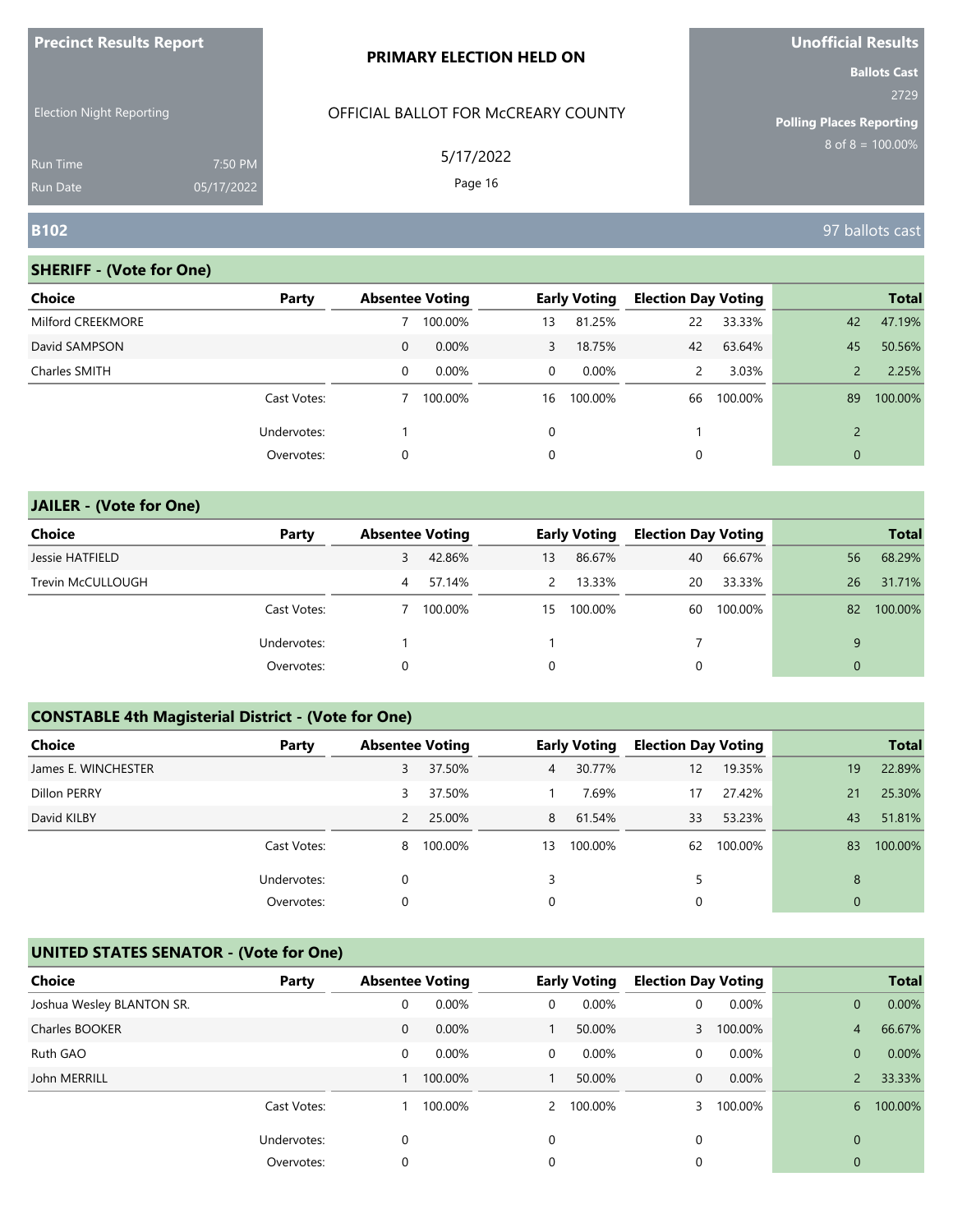**Precinct Results Report**

Election Night Reporting

Run Time 7:50 PM
Run Date 05/17/2022

**PRIMARY ELECTION HELD ON**

OFFICIAL BALLOT FOR McCREARY COUNTY

5/17/2022

**Unofficial Results**

**Ballots Cast** 2729

**Polling Places Reporting** 8 of 8 = 100.00%

## B102

97 ballots cast

### SHERIFF - (Vote for One)

| Choice | Party | Absentee Voting | | Early Voting | | Election Day Voting | | Total | |
|---|---|---|---|---|---|---|---|---|---|
| Milford CREEKMORE | | 7 | 100.00% | 13 | 81.25% | 22 | 33.33% | 42 | 47.19% |
| David SAMPSON | | 0 | 0.00% | 3 | 18.75% | 42 | 63.64% | 45 | 50.56% |
| Charles SMITH | | 0 | 0.00% | 0 | 0.00% | 2 | 3.03% | 2 | 2.25% |
| | Cast Votes: | 7 | 100.00% | 16 | 100.00% | 66 | 100.00% | 89 | 100.00% |
| | Undervotes: | 1 | | 0 | | 1 | | 2 | |
| | Overvotes: | 0 | | 0 | | 0 | | 0 | |

### JAILER - (Vote for One)

| Choice | Party | Absentee Voting | | Early Voting | | Election Day Voting | | Total | |
|---|---|---|---|---|---|---|---|---|---|
| Jessie HATFIELD | | 3 | 42.86% | 13 | 86.67% | 40 | 66.67% | 56 | 68.29% |
| Trevin McCULLOUGH | | 4 | 57.14% | 2 | 13.33% | 20 | 33.33% | 26 | 31.71% |
| | Cast Votes: | 7 | 100.00% | 15 | 100.00% | 60 | 100.00% | 82 | 100.00% |
| | Undervotes: | 1 | | 1 | | 7 | | 9 | |
| | Overvotes: | 0 | | 0 | | 0 | | 0 | |

### CONSTABLE 4th Magisterial District - (Vote for One)

| Choice | Party | Absentee Voting | | Early Voting | | Election Day Voting | | Total | |
|---|---|---|---|---|---|---|---|---|---|
| James E. WINCHESTER | | 3 | 37.50% | 4 | 30.77% | 12 | 19.35% | 19 | 22.89% |
| Dillon PERRY | | 3 | 37.50% | 1 | 7.69% | 17 | 27.42% | 21 | 25.30% |
| David KILBY | | 2 | 25.00% | 8 | 61.54% | 33 | 53.23% | 43 | 51.81% |
| | Cast Votes: | 8 | 100.00% | 13 | 100.00% | 62 | 100.00% | 83 | 100.00% |
| | Undervotes: | 0 | | 3 | | 5 | | 8 | |
| | Overvotes: | 0 | | 0 | | 0 | | 0 | |

### UNITED STATES SENATOR - (Vote for One)

| Choice | Party | Absentee Voting | | Early Voting | | Election Day Voting | | Total | |
|---|---|---|---|---|---|---|---|---|---|
| Joshua Wesley BLANTON SR. | | 0 | 0.00% | 0 | 0.00% | 0 | 0.00% | 0 | 0.00% |
| Charles BOOKER | | 0 | 0.00% | 1 | 50.00% | 3 | 100.00% | 4 | 66.67% |
| Ruth GAO | | 0 | 0.00% | 0 | 0.00% | 0 | 0.00% | 0 | 0.00% |
| John MERRILL | | 1 | 100.00% | 1 | 50.00% | 0 | 0.00% | 2 | 33.33% |
| | Cast Votes: | 1 | 100.00% | 2 | 100.00% | 3 | 100.00% | 6 | 100.00% |
| | Undervotes: | 0 | | 0 | | 0 | | 0 | |
| | Overvotes: | 0 | | 0 | | 0 | | 0 | |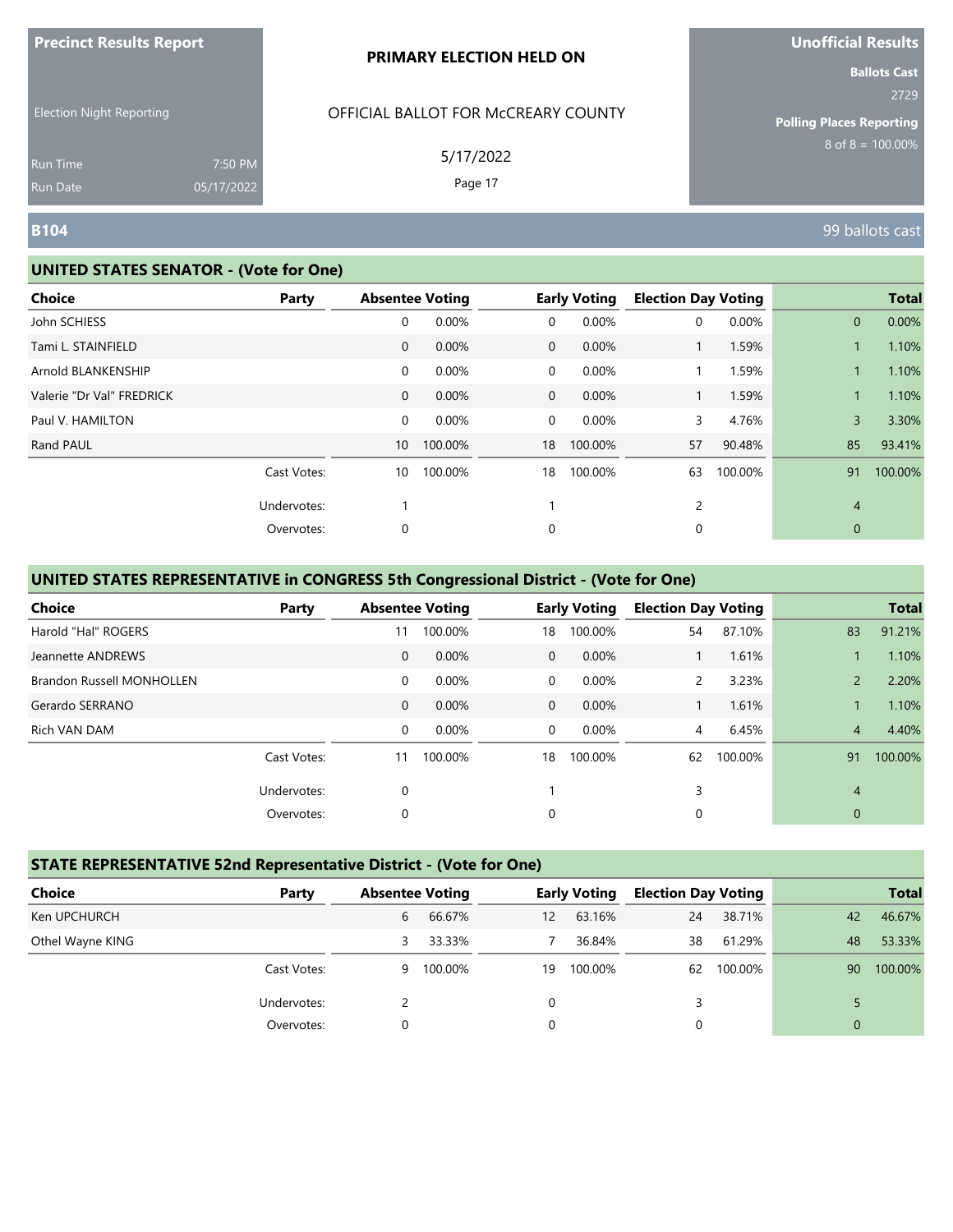**Precinct Results Report**

Election Night Reporting

Run Time 7:50 PM
Run Date 05/17/2022

**PRIMARY ELECTION HELD ON**

OFFICIAL BALLOT FOR McCREARY COUNTY

5/17/2022

**Unofficial Results**

**Ballots Cast**
2729

**Polling Places Reporting**
8 of 8 = 100.00%

## B104

99 ballots cast

### UNITED STATES SENATOR - (Vote for One)

| Choice | Party | Absentee Voting | | Early Voting | | Election Day Voting | | Total | |
|---|---|---|---|---|---|---|---|---|---|
| John SCHIESS | | 0 | 0.00% | 0 | 0.00% | 0 | 0.00% | 0 | 0.00% |
| Tami L. STAINFIELD | | 0 | 0.00% | 0 | 0.00% | 1 | 1.59% | 1 | 1.10% |
| Arnold BLANKENSHIP | | 0 | 0.00% | 0 | 0.00% | 1 | 1.59% | 1 | 1.10% |
| Valerie "Dr Val" FREDRICK | | 0 | 0.00% | 0 | 0.00% | 1 | 1.59% | 1 | 1.10% |
| Paul V. HAMILTON | | 0 | 0.00% | 0 | 0.00% | 3 | 4.76% | 3 | 3.30% |
| Rand PAUL | | 10 | 100.00% | 18 | 100.00% | 57 | 90.48% | 85 | 93.41% |
| | Cast Votes: | 10 | 100.00% | 18 | 100.00% | 63 | 100.00% | 91 | 100.00% |
| | Undervotes: | 1 | | 1 | | 2 | | 4 | |
| | Overvotes: | 0 | | 0 | | 0 | | 0 | |

### UNITED STATES REPRESENTATIVE in CONGRESS 5th Congressional District - (Vote for One)

| Choice | Party | Absentee Voting | | Early Voting | | Election Day Voting | | Total | |
|---|---|---|---|---|---|---|---|---|---|
| Harold "Hal" ROGERS | | 11 | 100.00% | 18 | 100.00% | 54 | 87.10% | 83 | 91.21% |
| Jeannette ANDREWS | | 0 | 0.00% | 0 | 0.00% | 1 | 1.61% | 1 | 1.10% |
| Brandon Russell MONHOLLEN | | 0 | 0.00% | 0 | 0.00% | 2 | 3.23% | 2 | 2.20% |
| Gerardo SERRANO | | 0 | 0.00% | 0 | 0.00% | 1 | 1.61% | 1 | 1.10% |
| Rich VAN DAM | | 0 | 0.00% | 0 | 0.00% | 4 | 6.45% | 4 | 4.40% |
| | Cast Votes: | 11 | 100.00% | 18 | 100.00% | 62 | 100.00% | 91 | 100.00% |
| | Undervotes: | 0 | | 1 | | 3 | | 4 | |
| | Overvotes: | 0 | | 0 | | 0 | | 0 | |

### STATE REPRESENTATIVE 52nd Representative District - (Vote for One)

| Choice | Party | Absentee Voting | | Early Voting | | Election Day Voting | | Total | |
|---|---|---|---|---|---|---|---|---|---|
| Ken UPCHURCH | | 6 | 66.67% | 12 | 63.16% | 24 | 38.71% | 42 | 46.67% |
| Othel Wayne KING | | 3 | 33.33% | 7 | 36.84% | 38 | 61.29% | 48 | 53.33% |
| | Cast Votes: | 9 | 100.00% | 19 | 100.00% | 62 | 100.00% | 90 | 100.00% |
| | Undervotes: | 2 | | 0 | | 3 | | 5 | |
| | Overvotes: | 0 | | 0 | | 0 | | 0 | |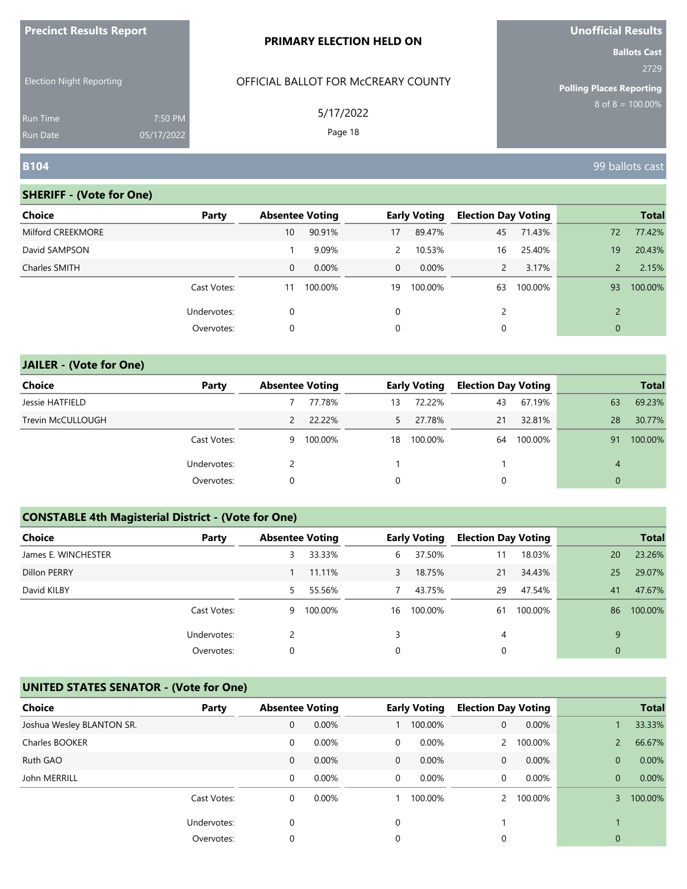**Precinct Results Report**

Election Night Reporting

Run Time 7:50 PM
Run Date 05/17/2022

**PRIMARY ELECTION HELD ON**

OFFICIAL BALLOT FOR McCREARY COUNTY

5/17/2022

**Unofficial Results**

**Ballots Cast**
2729

**Polling Places Reporting**
8 of 8 = 100.00%

## B104

99 ballots cast

### SHERIFF - (Vote for One)

| Choice | Party | Absentee Voting | | Early Voting | | Election Day Voting | | Total | |
|---|---|---|---|---|---|---|---|---|---|
| Milford CREEKMORE | | 10 | 90.91% | 17 | 89.47% | 45 | 71.43% | 72 | 77.42% |
| David SAMPSON | | 1 | 9.09% | 2 | 10.53% | 16 | 25.40% | 19 | 20.43% |
| Charles SMITH | | 0 | 0.00% | 0 | 0.00% | 2 | 3.17% | 2 | 2.15% |
| | Cast Votes: | 11 | 100.00% | 19 | 100.00% | 63 | 100.00% | 93 | 100.00% |
| | Undervotes: | 0 | | 0 | | 2 | | 2 | |
| | Overvotes: | 0 | | 0 | | 0 | | 0 | |

### JAILER - (Vote for One)

| Choice | Party | Absentee Voting | | Early Voting | | Election Day Voting | | Total | |
|---|---|---|---|---|---|---|---|---|---|
| Jessie HATFIELD | | 7 | 77.78% | 13 | 72.22% | 43 | 67.19% | 63 | 69.23% |
| Trevin McCULLOUGH | | 2 | 22.22% | 5 | 27.78% | 21 | 32.81% | 28 | 30.77% |
| | Cast Votes: | 9 | 100.00% | 18 | 100.00% | 64 | 100.00% | 91 | 100.00% |
| | Undervotes: | 2 | | 1 | | 1 | | 4 | |
| | Overvotes: | 0 | | 0 | | 0 | | 0 | |

### CONSTABLE 4th Magisterial District - (Vote for One)

| Choice | Party | Absentee Voting | | Early Voting | | Election Day Voting | | Total | |
|---|---|---|---|---|---|---|---|---|---|
| James E. WINCHESTER | | 3 | 33.33% | 6 | 37.50% | 11 | 18.03% | 20 | 23.26% |
| Dillon PERRY | | 1 | 11.11% | 3 | 18.75% | 21 | 34.43% | 25 | 29.07% |
| David KILBY | | 5 | 55.56% | 7 | 43.75% | 29 | 47.54% | 41 | 47.67% |
| | Cast Votes: | 9 | 100.00% | 16 | 100.00% | 61 | 100.00% | 86 | 100.00% |
| | Undervotes: | 2 | | 3 | | 4 | | 9 | |
| | Overvotes: | 0 | | 0 | | 0 | | 0 | |

### UNITED STATES SENATOR - (Vote for One)

| Choice | Party | Absentee Voting | | Early Voting | | Election Day Voting | | Total | |
|---|---|---|---|---|---|---|---|---|---|
| Joshua Wesley BLANTON SR. | | 0 | 0.00% | 1 | 100.00% | 0 | 0.00% | 1 | 33.33% |
| Charles BOOKER | | 0 | 0.00% | 0 | 0.00% | 2 | 100.00% | 2 | 66.67% |
| Ruth GAO | | 0 | 0.00% | 0 | 0.00% | 0 | 0.00% | 0 | 0.00% |
| John MERRILL | | 0 | 0.00% | 0 | 0.00% | 0 | 0.00% | 0 | 0.00% |
| | Cast Votes: | 0 | 0.00% | 1 | 100.00% | 2 | 100.00% | 3 | 100.00% |
| | Undervotes: | 0 | | 0 | | 1 | | 1 | |
| | Overvotes: | 0 | | 0 | | 0 | | 0 | |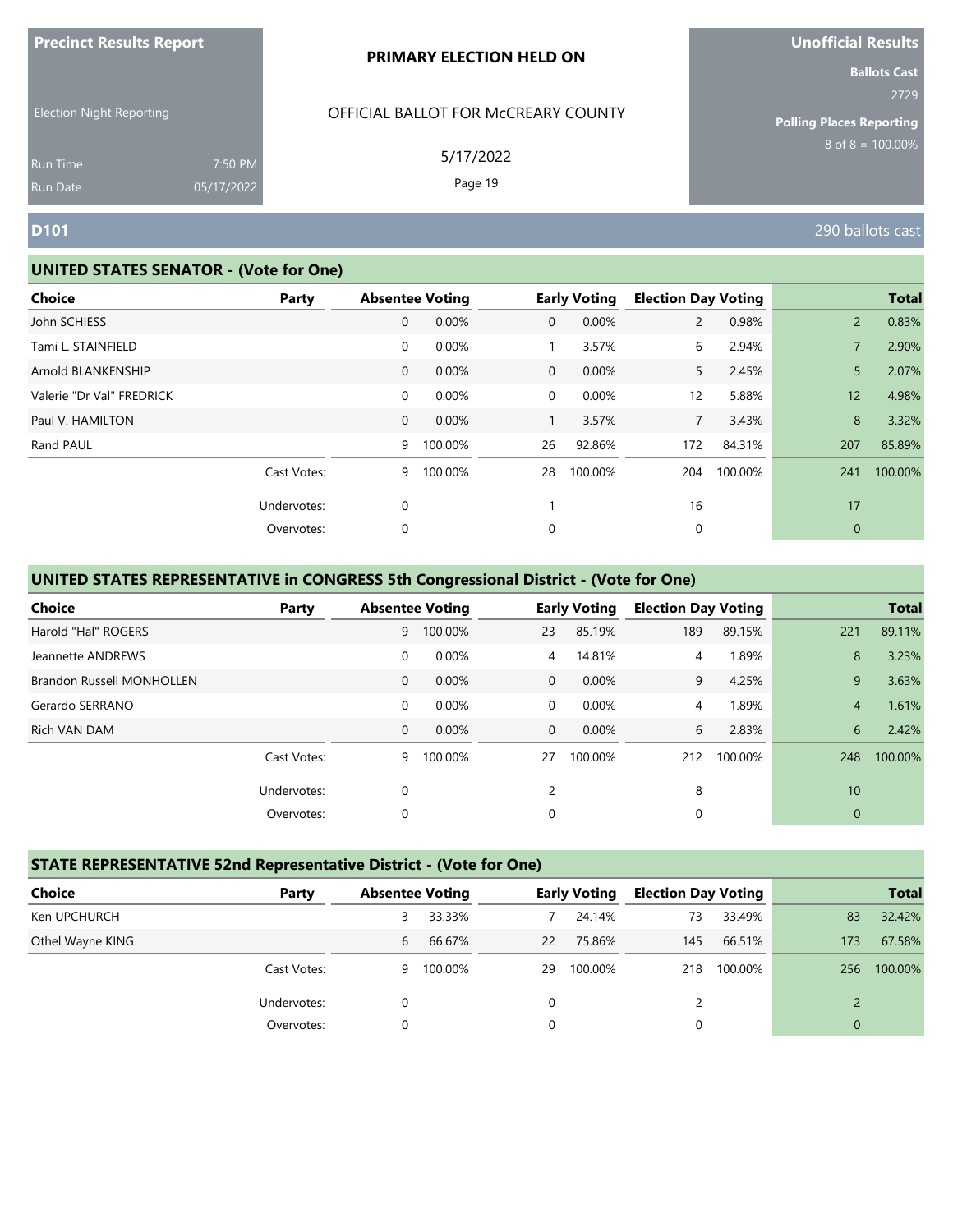**Precinct Results Report**

Election Night Reporting

Run Time 7:50 PM
Run Date 05/17/2022

**PRIMARY ELECTION HELD ON**

OFFICIAL BALLOT FOR McCREARY COUNTY

5/17/2022

**Unofficial Results**

**Ballots Cast**
2729

**Polling Places Reporting**
8 of 8 = 100.00%

## D101

290 ballots cast

### UNITED STATES SENATOR - (Vote for One)

| Choice | Party | Absentee Voting | | Early Voting | | Election Day Voting | | Total | |
|---|---|---|---|---|---|---|---|---|---|
| John SCHIESS | | 0 | 0.00% | 0 | 0.00% | 2 | 0.98% | 2 | 0.83% |
| Tami L. STAINFIELD | | 0 | 0.00% | 1 | 3.57% | 6 | 2.94% | 7 | 2.90% |
| Arnold BLANKENSHIP | | 0 | 0.00% | 0 | 0.00% | 5 | 2.45% | 5 | 2.07% |
| Valerie "Dr Val" FREDRICK | | 0 | 0.00% | 0 | 0.00% | 12 | 5.88% | 12 | 4.98% |
| Paul V. HAMILTON | | 0 | 0.00% | 1 | 3.57% | 7 | 3.43% | 8 | 3.32% |
| Rand PAUL | | 9 | 100.00% | 26 | 92.86% | 172 | 84.31% | 207 | 85.89% |
| | Cast Votes: | 9 | 100.00% | 28 | 100.00% | 204 | 100.00% | 241 | 100.00% |
| | Undervotes: | 0 | | 1 | | 16 | | 17 | |
| | Overvotes: | 0 | | 0 | | 0 | | 0 | |

### UNITED STATES REPRESENTATIVE in CONGRESS 5th Congressional District - (Vote for One)

| Choice | Party | Absentee Voting | | Early Voting | | Election Day Voting | | Total | |
|---|---|---|---|---|---|---|---|---|---|
| Harold "Hal" ROGERS | | 9 | 100.00% | 23 | 85.19% | 189 | 89.15% | 221 | 89.11% |
| Jeannette ANDREWS | | 0 | 0.00% | 4 | 14.81% | 4 | 1.89% | 8 | 3.23% |
| Brandon Russell MONHOLLEN | | 0 | 0.00% | 0 | 0.00% | 9 | 4.25% | 9 | 3.63% |
| Gerardo SERRANO | | 0 | 0.00% | 0 | 0.00% | 4 | 1.89% | 4 | 1.61% |
| Rich VAN DAM | | 0 | 0.00% | 0 | 0.00% | 6 | 2.83% | 6 | 2.42% |
| | Cast Votes: | 9 | 100.00% | 27 | 100.00% | 212 | 100.00% | 248 | 100.00% |
| | Undervotes: | 0 | | 2 | | 8 | | 10 | |
| | Overvotes: | 0 | | 0 | | 0 | | 0 | |

### STATE REPRESENTATIVE 52nd Representative District - (Vote for One)

| Choice | Party | Absentee Voting | | Early Voting | | Election Day Voting | | Total | |
|---|---|---|---|---|---|---|---|---|---|
| Ken UPCHURCH | | 3 | 33.33% | 7 | 24.14% | 73 | 33.49% | 83 | 32.42% |
| Othel Wayne KING | | 6 | 66.67% | 22 | 75.86% | 145 | 66.51% | 173 | 67.58% |
| | Cast Votes: | 9 | 100.00% | 29 | 100.00% | 218 | 100.00% | 256 | 100.00% |
| | Undervotes: | 0 | | 0 | | 2 | | 2 | |
| | Overvotes: | 0 | | 0 | | 0 | | 0 | |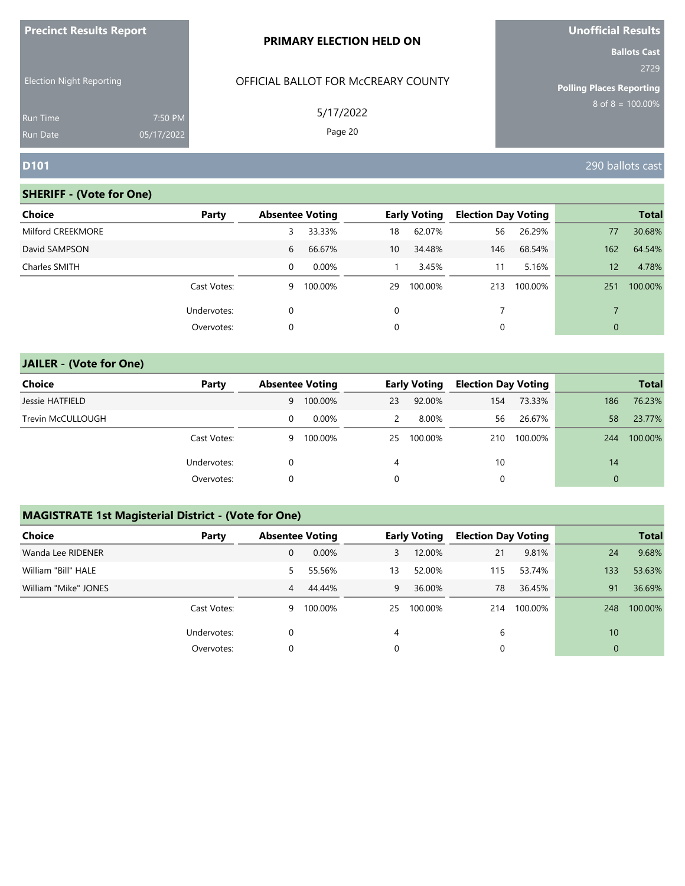**Precinct Results Report**

Election Night Reporting

Run Time 7:50 PM
Run Date 05/17/2022

**PRIMARY ELECTION HELD ON**

OFFICIAL BALLOT FOR McCREARY COUNTY

5/17/2022

**Unofficial Results**

**Ballots Cast** 2729

**Polling Places Reporting** 8 of 8 = 100.00%

## D101

290 ballots cast

### SHERIFF - (Vote for One)

| Choice | Party | Absentee Voting | | Early Voting | | Election Day Voting | | Total | |
|---|---|---|---|---|---|---|---|---|---|
| Milford CREEKMORE | | 3 | 33.33% | 18 | 62.07% | 56 | 26.29% | 77 | 30.68% |
| David SAMPSON | | 6 | 66.67% | 10 | 34.48% | 146 | 68.54% | 162 | 64.54% |
| Charles SMITH | | 0 | 0.00% | 1 | 3.45% | 11 | 5.16% | 12 | 4.78% |
| | Cast Votes: | 9 | 100.00% | 29 | 100.00% | 213 | 100.00% | 251 | 100.00% |
| | Undervotes: | 0 | | 0 | | 7 | | 7 | |
| | Overvotes: | 0 | | 0 | | 0 | | 0 | |

### JAILER - (Vote for One)

| Choice | Party | Absentee Voting | | Early Voting | | Election Day Voting | | Total | |
|---|---|---|---|---|---|---|---|---|---|
| Jessie HATFIELD | | 9 | 100.00% | 23 | 92.00% | 154 | 73.33% | 186 | 76.23% |
| Trevin McCULLOUGH | | 0 | 0.00% | 2 | 8.00% | 56 | 26.67% | 58 | 23.77% |
| | Cast Votes: | 9 | 100.00% | 25 | 100.00% | 210 | 100.00% | 244 | 100.00% |
| | Undervotes: | 0 | | 4 | | 10 | | 14 | |
| | Overvotes: | 0 | | 0 | | 0 | | 0 | |

### MAGISTRATE 1st Magisterial District - (Vote for One)

| Choice | Party | Absentee Voting | | Early Voting | | Election Day Voting | | Total | |
|---|---|---|---|---|---|---|---|---|---|
| Wanda Lee RIDENER | | 0 | 0.00% | 3 | 12.00% | 21 | 9.81% | 24 | 9.68% |
| William "Bill" HALE | | 5 | 55.56% | 13 | 52.00% | 115 | 53.74% | 133 | 53.63% |
| William "Mike" JONES | | 4 | 44.44% | 9 | 36.00% | 78 | 36.45% | 91 | 36.69% |
| | Cast Votes: | 9 | 100.00% | 25 | 100.00% | 214 | 100.00% | 248 | 100.00% |
| | Undervotes: | 0 | | 4 | | 6 | | 10 | |
| | Overvotes: | 0 | | 0 | | 0 | | 0 | |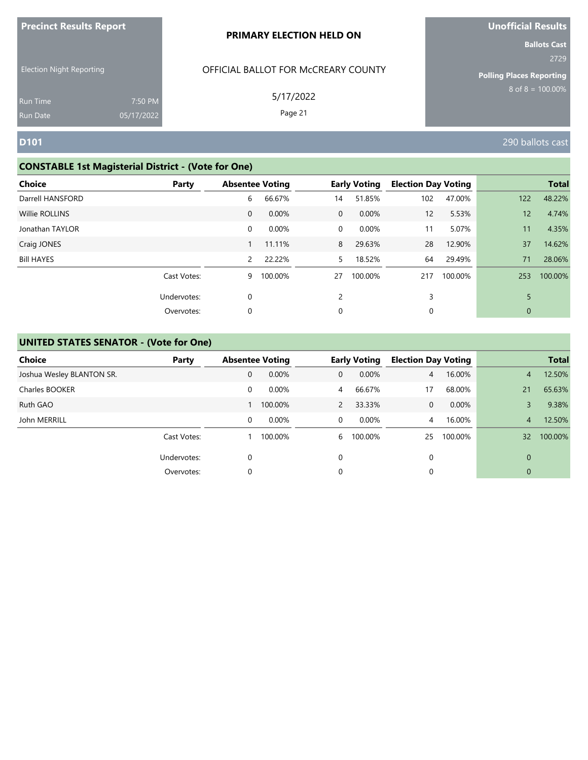**Precinct Results Report**

Election Night Reporting

Run Time 7:50 PM
Run Date 05/17/2022

**PRIMARY ELECTION HELD ON**

OFFICIAL BALLOT FOR McCREARY COUNTY

5/17/2022

**Unofficial Results**

**Ballots Cast**
2729

**Polling Places Reporting**
8 of 8 = 100.00%

## D101

290 ballots cast

### CONSTABLE 1st Magisterial District - (Vote for One)

| Choice | Party | Absentee Voting | | Early Voting | | Election Day Voting | | Total | |
|---|---|---|---|---|---|---|---|---|---|
| Darrell HANSFORD | | 6 | 66.67% | 14 | 51.85% | 102 | 47.00% | 122 | 48.22% |
| Willie ROLLINS | | 0 | 0.00% | 0 | 0.00% | 12 | 5.53% | 12 | 4.74% |
| Jonathan TAYLOR | | 0 | 0.00% | 0 | 0.00% | 11 | 5.07% | 11 | 4.35% |
| Craig JONES | | 1 | 11.11% | 8 | 29.63% | 28 | 12.90% | 37 | 14.62% |
| Bill HAYES | | 2 | 22.22% | 5 | 18.52% | 64 | 29.49% | 71 | 28.06% |
| | Cast Votes: | 9 | 100.00% | 27 | 100.00% | 217 | 100.00% | 253 | 100.00% |
| | Undervotes: | 0 | | 2 | | 3 | | 5 | |
| | Overvotes: | 0 | | 0 | | 0 | | 0 | |

### UNITED STATES SENATOR - (Vote for One)

| Choice | Party | Absentee Voting | | Early Voting | | Election Day Voting | | Total | |
|---|---|---|---|---|---|---|---|---|---|
| Joshua Wesley BLANTON SR. | | 0 | 0.00% | 0 | 0.00% | 4 | 16.00% | 4 | 12.50% |
| Charles BOOKER | | 0 | 0.00% | 4 | 66.67% | 17 | 68.00% | 21 | 65.63% |
| Ruth GAO | | 1 | 100.00% | 2 | 33.33% | 0 | 0.00% | 3 | 9.38% |
| John MERRILL | | 0 | 0.00% | 0 | 0.00% | 4 | 16.00% | 4 | 12.50% |
| | Cast Votes: | 1 | 100.00% | 6 | 100.00% | 25 | 100.00% | 32 | 100.00% |
| | Undervotes: | 0 | | 0 | | 0 | | 0 | |
| | Overvotes: | 0 | | 0 | | 0 | | 0 | |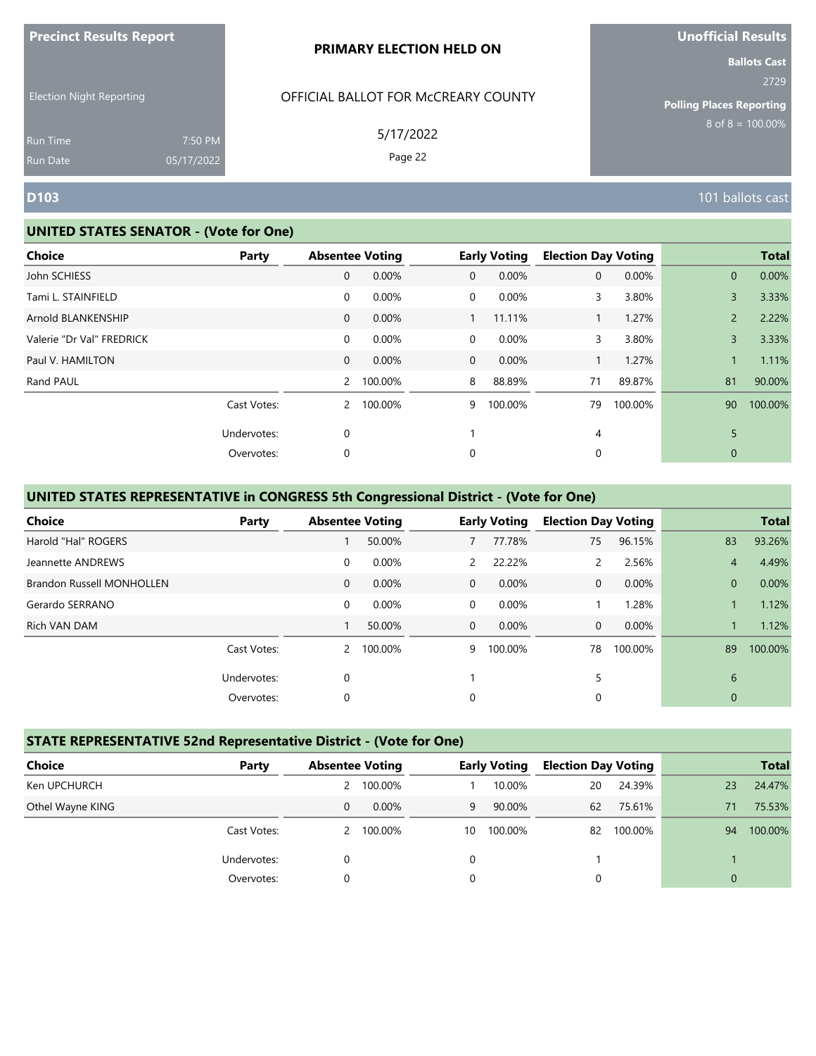**Precinct Results Report**

Election Night Reporting

Run Time 7:50 PM
Run Date 05/17/2022

**PRIMARY ELECTION HELD ON**

OFFICIAL BALLOT FOR McCREARY COUNTY

5/17/2022

**Unofficial Results**

**Ballots Cast**
2729

**Polling Places Reporting**
8 of 8 = 100.00%

## D103

101 ballots cast

### UNITED STATES SENATOR - (Vote for One)

| Choice | Party | Absentee Voting | | Early Voting | | Election Day Voting | | Total | |
|---|---|---|---|---|---|---|---|---|---|
| John SCHIESS | | 0 | 0.00% | 0 | 0.00% | 0 | 0.00% | 0 | 0.00% |
| Tami L. STAINFIELD | | 0 | 0.00% | 0 | 0.00% | 3 | 3.80% | 3 | 3.33% |
| Arnold BLANKENSHIP | | 0 | 0.00% | 1 | 11.11% | 1 | 1.27% | 2 | 2.22% |
| Valerie "Dr Val" FREDRICK | | 0 | 0.00% | 0 | 0.00% | 3 | 3.80% | 3 | 3.33% |
| Paul V. HAMILTON | | 0 | 0.00% | 0 | 0.00% | 1 | 1.27% | 1 | 1.11% |
| Rand PAUL | | 2 | 100.00% | 8 | 88.89% | 71 | 89.87% | 81 | 90.00% |
| | Cast Votes: | 2 | 100.00% | 9 | 100.00% | 79 | 100.00% | 90 | 100.00% |
| | Undervotes: | 0 | | 1 | | 4 | | 5 | |
| | Overvotes: | 0 | | 0 | | 0 | | 0 | |

### UNITED STATES REPRESENTATIVE in CONGRESS 5th Congressional District - (Vote for One)

| Choice | Party | Absentee Voting | | Early Voting | | Election Day Voting | | Total | |
|---|---|---|---|---|---|---|---|---|---|
| Harold "Hal" ROGERS | | 1 | 50.00% | 7 | 77.78% | 75 | 96.15% | 83 | 93.26% |
| Jeannette ANDREWS | | 0 | 0.00% | 2 | 22.22% | 2 | 2.56% | 4 | 4.49% |
| Brandon Russell MONHOLLEN | | 0 | 0.00% | 0 | 0.00% | 0 | 0.00% | 0 | 0.00% |
| Gerardo SERRANO | | 0 | 0.00% | 0 | 0.00% | 1 | 1.28% | 1 | 1.12% |
| Rich VAN DAM | | 1 | 50.00% | 0 | 0.00% | 0 | 0.00% | 1 | 1.12% |
| | Cast Votes: | 2 | 100.00% | 9 | 100.00% | 78 | 100.00% | 89 | 100.00% |
| | Undervotes: | 0 | | 1 | | 5 | | 6 | |
| | Overvotes: | 0 | | 0 | | 0 | | 0 | |

### STATE REPRESENTATIVE 52nd Representative District - (Vote for One)

| Choice | Party | Absentee Voting | | Early Voting | | Election Day Voting | | Total | |
|---|---|---|---|---|---|---|---|---|---|
| Ken UPCHURCH | | 2 | 100.00% | 1 | 10.00% | 20 | 24.39% | 23 | 24.47% |
| Othel Wayne KING | | 0 | 0.00% | 9 | 90.00% | 62 | 75.61% | 71 | 75.53% |
| | Cast Votes: | 2 | 100.00% | 10 | 100.00% | 82 | 100.00% | 94 | 100.00% |
| | Undervotes: | 0 | | 0 | | 1 | | 1 | |
| | Overvotes: | 0 | | 0 | | 0 | | 0 | |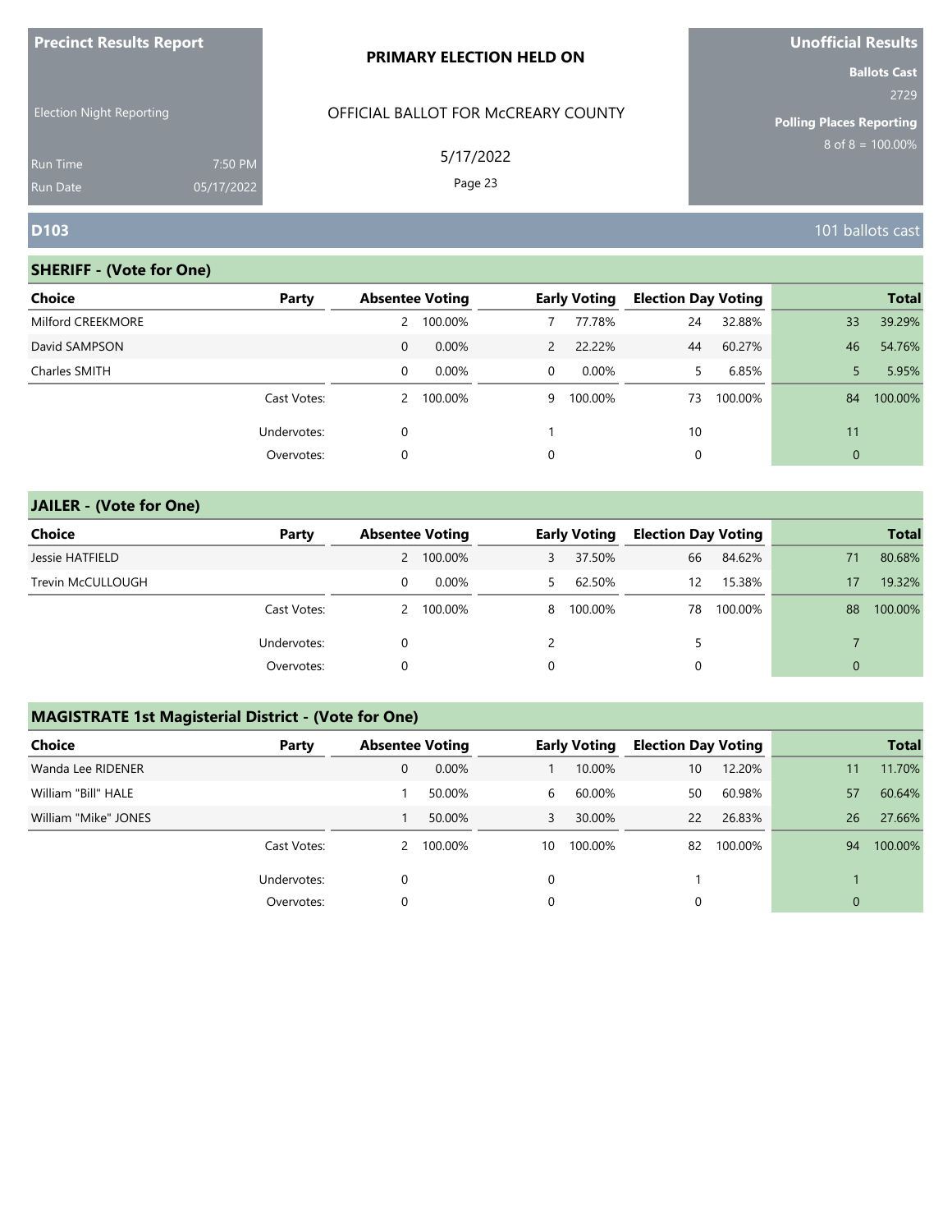**Precinct Results Report**

Election Night Reporting

Run Time 7:50 PM
Run Date 05/17/2022

**PRIMARY ELECTION HELD ON**

OFFICIAL BALLOT FOR McCREARY COUNTY

5/17/2022

**Unofficial Results**

**Ballots Cast**
2729

**Polling Places Reporting**
8 of 8 = 100.00%

## D103

101 ballots cast

### SHERIFF - (Vote for One)

| Choice | Party | Absentee Voting | | Early Voting | | Election Day Voting | | Total | |
|---|---|---|---|---|---|---|---|---|---|
| Milford CREEKMORE | | 2 | 100.00% | 7 | 77.78% | 24 | 32.88% | 33 | 39.29% |
| David SAMPSON | | 0 | 0.00% | 2 | 22.22% | 44 | 60.27% | 46 | 54.76% |
| Charles SMITH | | 0 | 0.00% | 0 | 0.00% | 5 | 6.85% | 5 | 5.95% |
| | Cast Votes: | 2 | 100.00% | 9 | 100.00% | 73 | 100.00% | 84 | 100.00% |
| | Undervotes: | 0 | | 1 | | 10 | | 11 | |
| | Overvotes: | 0 | | 0 | | 0 | | 0 | |

### JAILER - (Vote for One)

| Choice | Party | Absentee Voting | | Early Voting | | Election Day Voting | | Total | |
|---|---|---|---|---|---|---|---|---|---|
| Jessie HATFIELD | | 2 | 100.00% | 3 | 37.50% | 66 | 84.62% | 71 | 80.68% |
| Trevin McCULLOUGH | | 0 | 0.00% | 5 | 62.50% | 12 | 15.38% | 17 | 19.32% |
| | Cast Votes: | 2 | 100.00% | 8 | 100.00% | 78 | 100.00% | 88 | 100.00% |
| | Undervotes: | 0 | | 2 | | 5 | | 7 | |
| | Overvotes: | 0 | | 0 | | 0 | | 0 | |

### MAGISTRATE 1st Magisterial District - (Vote for One)

| Choice | Party | Absentee Voting | | Early Voting | | Election Day Voting | | Total | |
|---|---|---|---|---|---|---|---|---|---|
| Wanda Lee RIDENER | | 0 | 0.00% | 1 | 10.00% | 10 | 12.20% | 11 | 11.70% |
| William "Bill" HALE | | 1 | 50.00% | 6 | 60.00% | 50 | 60.98% | 57 | 60.64% |
| William "Mike" JONES | | 1 | 50.00% | 3 | 30.00% | 22 | 26.83% | 26 | 27.66% |
| | Cast Votes: | 2 | 100.00% | 10 | 100.00% | 82 | 100.00% | 94 | 100.00% |
| | Undervotes: | 0 | | 0 | | 1 | | 1 | |
| | Overvotes: | 0 | | 0 | | 0 | | 0 | |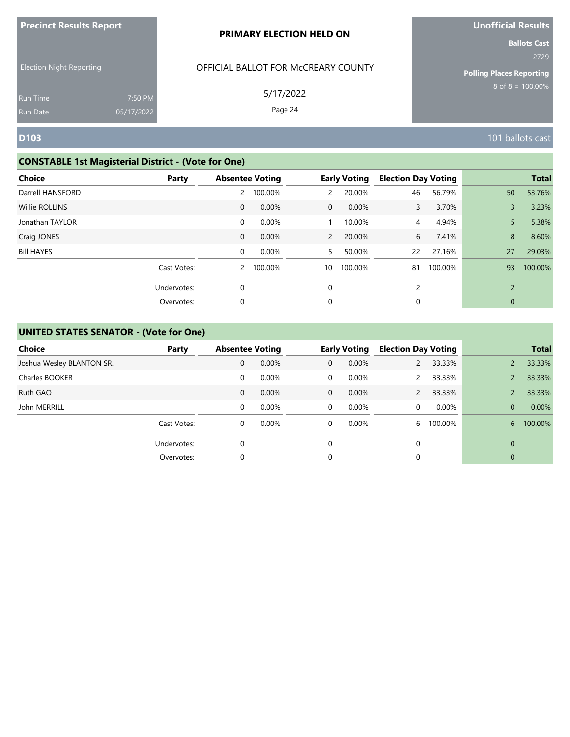**Precinct Results Report**

Election Night Reporting

Run Time 7:50 PM
Run Date 05/17/2022

**PRIMARY ELECTION HELD ON**

OFFICIAL BALLOT FOR McCREARY COUNTY

5/17/2022

**Unofficial Results**

**Ballots Cast**
2729

**Polling Places Reporting**
8 of 8 = 100.00%

## D103

101 ballots cast

### CONSTABLE 1st Magisterial District - (Vote for One)

| Choice | Party | Absentee Voting | | Early Voting | | Election Day Voting | | Total | |
|---|---|---|---|---|---|---|---|---|---|
| Darrell HANSFORD | | 2 | 100.00% | 2 | 20.00% | 46 | 56.79% | 50 | 53.76% |
| Willie ROLLINS | | 0 | 0.00% | 0 | 0.00% | 3 | 3.70% | 3 | 3.23% |
| Jonathan TAYLOR | | 0 | 0.00% | 1 | 10.00% | 4 | 4.94% | 5 | 5.38% |
| Craig JONES | | 0 | 0.00% | 2 | 20.00% | 6 | 7.41% | 8 | 8.60% |
| Bill HAYES | | 0 | 0.00% | 5 | 50.00% | 22 | 27.16% | 27 | 29.03% |
| | Cast Votes: | 2 | 100.00% | 10 | 100.00% | 81 | 100.00% | 93 | 100.00% |
| | Undervotes: | 0 | | 0 | | 2 | | 2 | |
| | Overvotes: | 0 | | 0 | | 0 | | 0 | |

### UNITED STATES SENATOR - (Vote for One)

| Choice | Party | Absentee Voting | | Early Voting | | Election Day Voting | | Total | |
|---|---|---|---|---|---|---|---|---|---|
| Joshua Wesley BLANTON SR. | | 0 | 0.00% | 0 | 0.00% | 2 | 33.33% | 2 | 33.33% |
| Charles BOOKER | | 0 | 0.00% | 0 | 0.00% | 2 | 33.33% | 2 | 33.33% |
| Ruth GAO | | 0 | 0.00% | 0 | 0.00% | 2 | 33.33% | 2 | 33.33% |
| John MERRILL | | 0 | 0.00% | 0 | 0.00% | 0 | 0.00% | 0 | 0.00% |
| | Cast Votes: | 0 | 0.00% | 0 | 0.00% | 6 | 100.00% | 6 | 100.00% |
| | Undervotes: | 0 | | 0 | | 0 | | 0 | |
| | Overvotes: | 0 | | 0 | | 0 | | 0 | |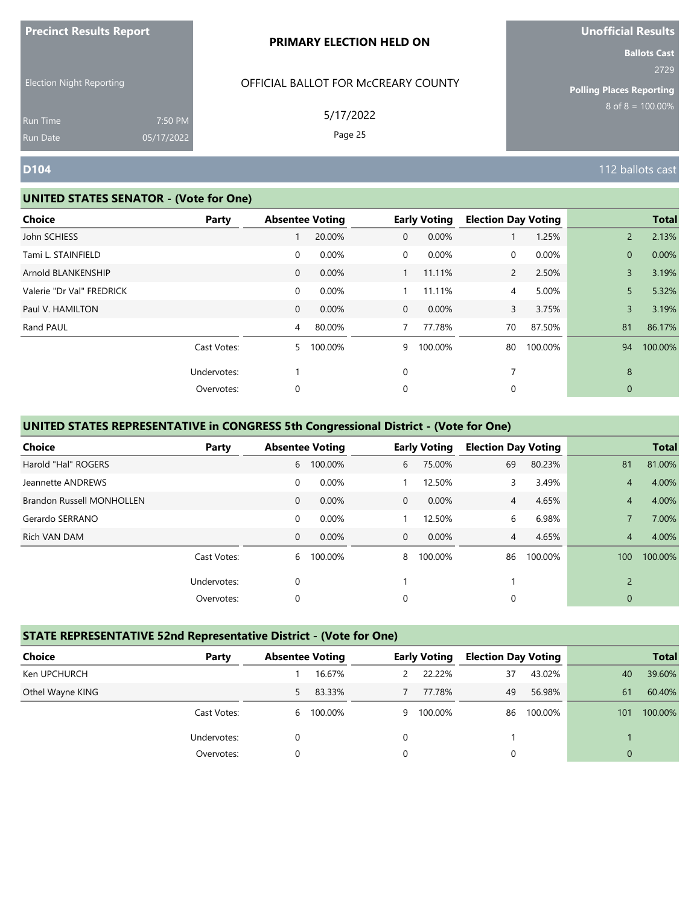**Precinct Results Report**

Election Night Reporting

Run Time 7:50 PM
Run Date 05/17/2022

**PRIMARY ELECTION HELD ON**

OFFICIAL BALLOT FOR McCREARY COUNTY

5/17/2022

**Unofficial Results**

**Ballots Cast**
2729

**Polling Places Reporting**
8 of 8 = 100.00%

## D104

112 ballots cast

### UNITED STATES SENATOR - (Vote for One)

| Choice | Party | Absentee Voting | | Early Voting | | Election Day Voting | | Total | |
|---|---|---|---|---|---|---|---|---|---|
| John SCHIESS | | 1 | 20.00% | 0 | 0.00% | 1 | 1.25% | 2 | 2.13% |
| Tami L. STAINFIELD | | 0 | 0.00% | 0 | 0.00% | 0 | 0.00% | 0 | 0.00% |
| Arnold BLANKENSHIP | | 0 | 0.00% | 1 | 11.11% | 2 | 2.50% | 3 | 3.19% |
| Valerie "Dr Val" FREDRICK | | 0 | 0.00% | 1 | 11.11% | 4 | 5.00% | 5 | 5.32% |
| Paul V. HAMILTON | | 0 | 0.00% | 0 | 0.00% | 3 | 3.75% | 3 | 3.19% |
| Rand PAUL | | 4 | 80.00% | 7 | 77.78% | 70 | 87.50% | 81 | 86.17% |
| | Cast Votes: | 5 | 100.00% | 9 | 100.00% | 80 | 100.00% | 94 | 100.00% |
| | Undervotes: | 1 | | 0 | | 7 | | 8 | |
| | Overvotes: | 0 | | 0 | | 0 | | 0 | |

### UNITED STATES REPRESENTATIVE in CONGRESS 5th Congressional District - (Vote for One)

| Choice | Party | Absentee Voting | | Early Voting | | Election Day Voting | | Total | |
|---|---|---|---|---|---|---|---|---|---|
| Harold "Hal" ROGERS | | 6 | 100.00% | 6 | 75.00% | 69 | 80.23% | 81 | 81.00% |
| Jeannette ANDREWS | | 0 | 0.00% | 1 | 12.50% | 3 | 3.49% | 4 | 4.00% |
| Brandon Russell MONHOLLEN | | 0 | 0.00% | 0 | 0.00% | 4 | 4.65% | 4 | 4.00% |
| Gerardo SERRANO | | 0 | 0.00% | 1 | 12.50% | 6 | 6.98% | 7 | 7.00% |
| Rich VAN DAM | | 0 | 0.00% | 0 | 0.00% | 4 | 4.65% | 4 | 4.00% |
| | Cast Votes: | 6 | 100.00% | 8 | 100.00% | 86 | 100.00% | 100 | 100.00% |
| | Undervotes: | 0 | | 1 | | 1 | | 2 | |
| | Overvotes: | 0 | | 0 | | 0 | | 0 | |

### STATE REPRESENTATIVE 52nd Representative District - (Vote for One)

| Choice | Party | Absentee Voting | | Early Voting | | Election Day Voting | | Total | |
|---|---|---|---|---|---|---|---|---|---|
| Ken UPCHURCH | | 1 | 16.67% | 2 | 22.22% | 37 | 43.02% | 40 | 39.60% |
| Othel Wayne KING | | 5 | 83.33% | 7 | 77.78% | 49 | 56.98% | 61 | 60.40% |
| | Cast Votes: | 6 | 100.00% | 9 | 100.00% | 86 | 100.00% | 101 | 100.00% |
| | Undervotes: | 0 | | 0 | | 1 | | 1 | |
| | Overvotes: | 0 | | 0 | | 0 | | 0 | |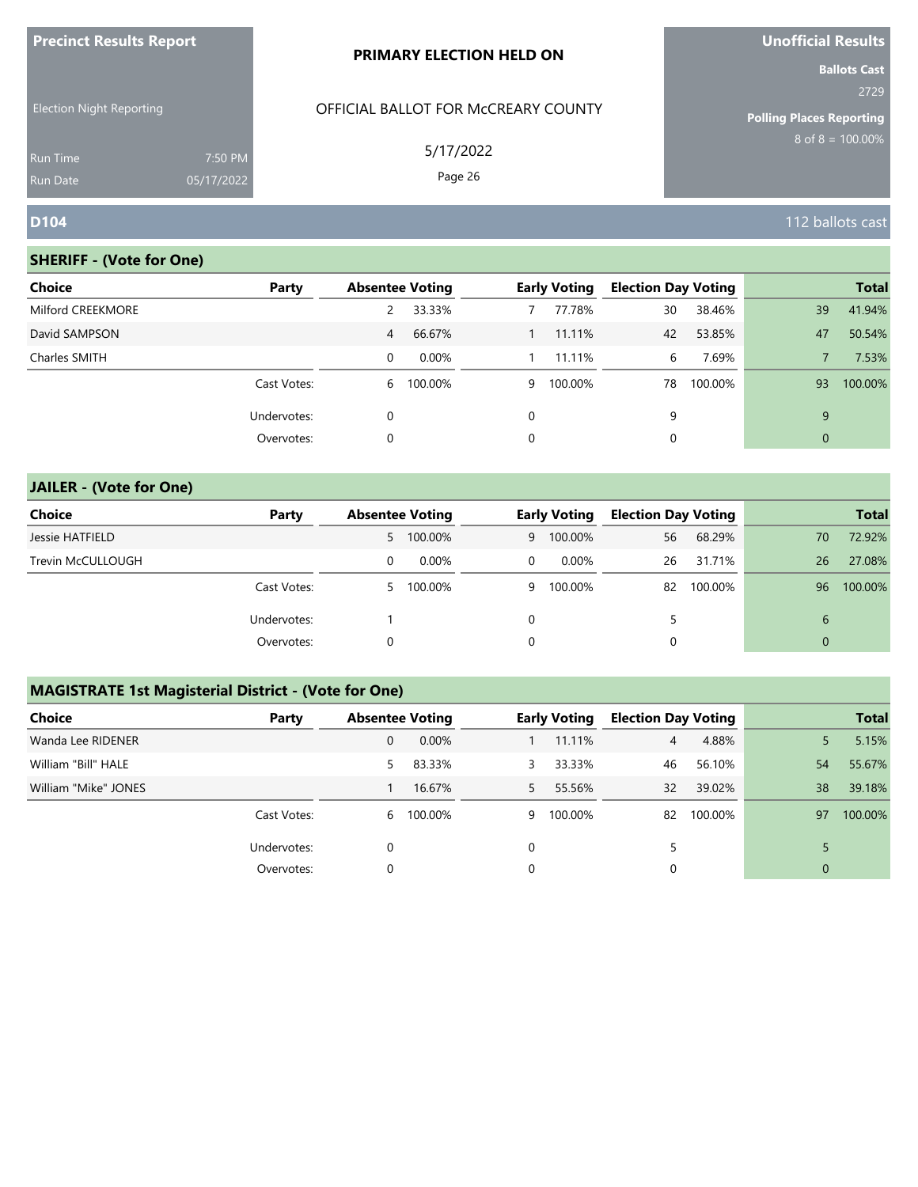**Precinct Results Report**

Election Night Reporting

Run Time 7:50 PM
Run Date 05/17/2022

**PRIMARY ELECTION HELD ON**

OFFICIAL BALLOT FOR McCREARY COUNTY

5/17/2022

**Unofficial Results**

**Ballots Cast**
2729

**Polling Places Reporting**
8 of 8 = 100.00%

## D104

112 ballots cast

### SHERIFF - (Vote for One)

| Choice | Party | Absentee Voting | | Early Voting | | Election Day Voting | | Total | |
|---|---|---|---|---|---|---|---|---|---|
| Milford CREEKMORE | | 2 | 33.33% | 7 | 77.78% | 30 | 38.46% | 39 | 41.94% |
| David SAMPSON | | 4 | 66.67% | 1 | 11.11% | 42 | 53.85% | 47 | 50.54% |
| Charles SMITH | | 0 | 0.00% | 1 | 11.11% | 6 | 7.69% | 7 | 7.53% |
| | Cast Votes: | 6 | 100.00% | 9 | 100.00% | 78 | 100.00% | 93 | 100.00% |
| | Undervotes: | 0 | | 0 | | 9 | | 9 | |
| | Overvotes: | 0 | | 0 | | 0 | | 0 | |

### JAILER - (Vote for One)

| Choice | Party | Absentee Voting | | Early Voting | | Election Day Voting | | Total | |
|---|---|---|---|---|---|---|---|---|---|
| Jessie HATFIELD | | 5 | 100.00% | 9 | 100.00% | 56 | 68.29% | 70 | 72.92% |
| Trevin McCULLOUGH | | 0 | 0.00% | 0 | 0.00% | 26 | 31.71% | 26 | 27.08% |
| | Cast Votes: | 5 | 100.00% | 9 | 100.00% | 82 | 100.00% | 96 | 100.00% |
| | Undervotes: | 1 | | 0 | | 5 | | 6 | |
| | Overvotes: | 0 | | 0 | | 0 | | 0 | |

### MAGISTRATE 1st Magisterial District - (Vote for One)

| Choice | Party | Absentee Voting | | Early Voting | | Election Day Voting | | Total | |
|---|---|---|---|---|---|---|---|---|---|
| Wanda Lee RIDENER | | 0 | 0.00% | 1 | 11.11% | 4 | 4.88% | 5 | 5.15% |
| William "Bill" HALE | | 5 | 83.33% | 3 | 33.33% | 46 | 56.10% | 54 | 55.67% |
| William "Mike" JONES | | 1 | 16.67% | 5 | 55.56% | 32 | 39.02% | 38 | 39.18% |
| | Cast Votes: | 6 | 100.00% | 9 | 100.00% | 82 | 100.00% | 97 | 100.00% |
| | Undervotes: | 0 | | 0 | | 5 | | 5 | |
| | Overvotes: | 0 | | 0 | | 0 | | 0 | |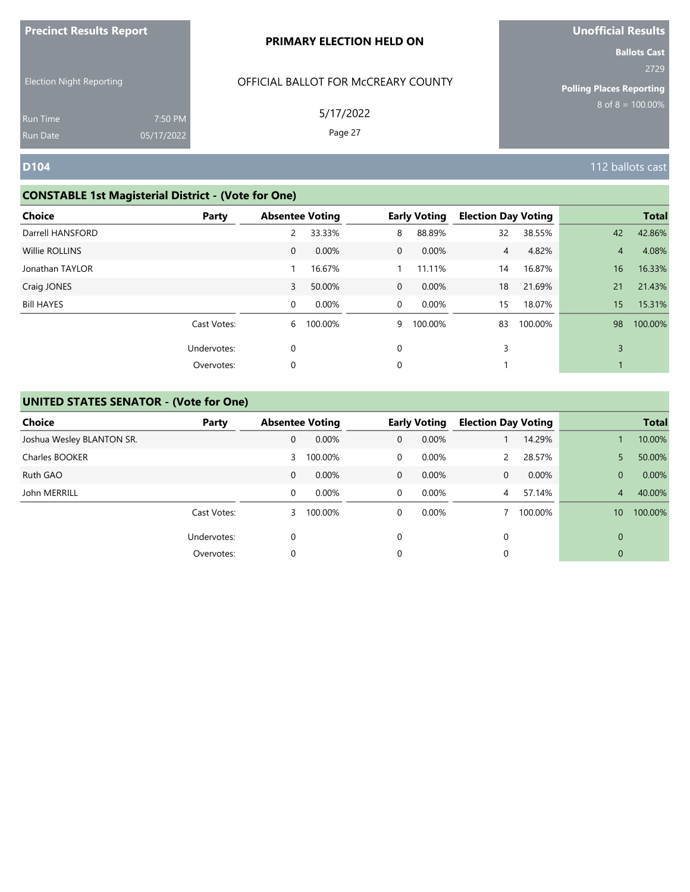Precinct Results Report

Election Night Reporting

Run Time 7:50 PM
Run Date 05/17/2022

**PRIMARY ELECTION HELD ON**

OFFICIAL BALLOT FOR McCREARY COUNTY

5/17/2022

Unofficial Results

Ballots Cast 2729

Polling Places Reporting 8 of 8 = 100.00%

## D104

112 ballots cast

### CONSTABLE 1st Magisterial District - (Vote for One)

| Choice | Party | Absentee Voting | | Early Voting | | Election Day Voting | | Total | |
|---|---|---|---|---|---|---|---|---|---|
| Darrell HANSFORD | | 2 | 33.33% | 8 | 88.89% | 32 | 38.55% | 42 | 42.86% |
| Willie ROLLINS | | 0 | 0.00% | 0 | 0.00% | 4 | 4.82% | 4 | 4.08% |
| Jonathan TAYLOR | | 1 | 16.67% | 1 | 11.11% | 14 | 16.87% | 16 | 16.33% |
| Craig JONES | | 3 | 50.00% | 0 | 0.00% | 18 | 21.69% | 21 | 21.43% |
| Bill HAYES | | 0 | 0.00% | 0 | 0.00% | 15 | 18.07% | 15 | 15.31% |
| | Cast Votes: | 6 | 100.00% | 9 | 100.00% | 83 | 100.00% | 98 | 100.00% |
| | Undervotes: | 0 | | 0 | | 3 | | 3 | |
| | Overvotes: | 0 | | 0 | | 1 | | 1 | |

### UNITED STATES SENATOR - (Vote for One)

| Choice | Party | Absentee Voting | | Early Voting | | Election Day Voting | | Total | |
|---|---|---|---|---|---|---|---|---|---|
| Joshua Wesley BLANTON SR. | | 0 | 0.00% | 0 | 0.00% | 1 | 14.29% | 1 | 10.00% |
| Charles BOOKER | | 3 | 100.00% | 0 | 0.00% | 2 | 28.57% | 5 | 50.00% |
| Ruth GAO | | 0 | 0.00% | 0 | 0.00% | 0 | 0.00% | 0 | 0.00% |
| John MERRILL | | 0 | 0.00% | 0 | 0.00% | 4 | 57.14% | 4 | 40.00% |
| | Cast Votes: | 3 | 100.00% | 0 | 0.00% | 7 | 100.00% | 10 | 100.00% |
| | Undervotes: | 0 | | 0 | | 0 | | 0 | |
| | Overvotes: | 0 | | 0 | | 0 | | 0 | |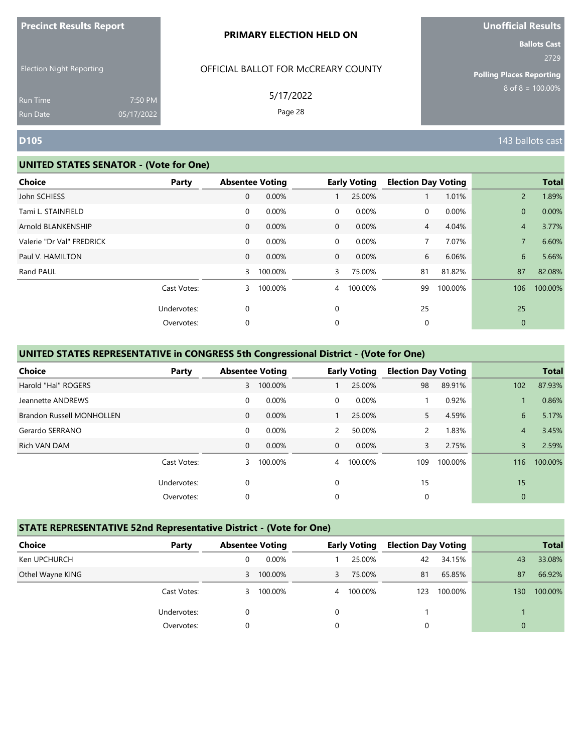**Precinct Results Report**

Election Night Reporting

Run Time 7:50 PM
Run Date 05/17/2022

**PRIMARY ELECTION HELD ON**

OFFICIAL BALLOT FOR McCREARY COUNTY

5/17/2022

**Unofficial Results**

**Ballots Cast**
2729

**Polling Places Reporting**
8 of 8 = 100.00%

## D105

143 ballots cast

### UNITED STATES SENATOR - (Vote for One)

| Choice | Party | Absentee Voting | | Early Voting | | Election Day Voting | | Total | |
|---|---|---|---|---|---|---|---|---|---|
| John SCHIESS | | 0 | 0.00% | 1 | 25.00% | 1 | 1.01% | 2 | 1.89% |
| Tami L. STAINFIELD | | 0 | 0.00% | 0 | 0.00% | 0 | 0.00% | 0 | 0.00% |
| Arnold BLANKENSHIP | | 0 | 0.00% | 0 | 0.00% | 4 | 4.04% | 4 | 3.77% |
| Valerie "Dr Val" FREDRICK | | 0 | 0.00% | 0 | 0.00% | 7 | 7.07% | 7 | 6.60% |
| Paul V. HAMILTON | | 0 | 0.00% | 0 | 0.00% | 6 | 6.06% | 6 | 5.66% |
| Rand PAUL | | 3 | 100.00% | 3 | 75.00% | 81 | 81.82% | 87 | 82.08% |
| | Cast Votes: | 3 | 100.00% | 4 | 100.00% | 99 | 100.00% | 106 | 100.00% |
| | Undervotes: | 0 | | 0 | | 25 | | 25 | |
| | Overvotes: | 0 | | 0 | | 0 | | 0 | |

### UNITED STATES REPRESENTATIVE in CONGRESS 5th Congressional District - (Vote for One)

| Choice | Party | Absentee Voting | | Early Voting | | Election Day Voting | | Total | |
|---|---|---|---|---|---|---|---|---|---|
| Harold "Hal" ROGERS | | 3 | 100.00% | 1 | 25.00% | 98 | 89.91% | 102 | 87.93% |
| Jeannette ANDREWS | | 0 | 0.00% | 0 | 0.00% | 1 | 0.92% | 1 | 0.86% |
| Brandon Russell MONHOLLEN | | 0 | 0.00% | 1 | 25.00% | 5 | 4.59% | 6 | 5.17% |
| Gerardo SERRANO | | 0 | 0.00% | 2 | 50.00% | 2 | 1.83% | 4 | 3.45% |
| Rich VAN DAM | | 0 | 0.00% | 0 | 0.00% | 3 | 2.75% | 3 | 2.59% |
| | Cast Votes: | 3 | 100.00% | 4 | 100.00% | 109 | 100.00% | 116 | 100.00% |
| | Undervotes: | 0 | | 0 | | 15 | | 15 | |
| | Overvotes: | 0 | | 0 | | 0 | | 0 | |

### STATE REPRESENTATIVE 52nd Representative District - (Vote for One)

| Choice | Party | Absentee Voting | | Early Voting | | Election Day Voting | | Total | |
|---|---|---|---|---|---|---|---|---|---|
| Ken UPCHURCH | | 0 | 0.00% | 1 | 25.00% | 42 | 34.15% | 43 | 33.08% |
| Othel Wayne KING | | 3 | 100.00% | 3 | 75.00% | 81 | 65.85% | 87 | 66.92% |
| | Cast Votes: | 3 | 100.00% | 4 | 100.00% | 123 | 100.00% | 130 | 100.00% |
| | Undervotes: | 0 | | 0 | | 1 | | 1 | |
| | Overvotes: | 0 | | 0 | | 0 | | 0 | |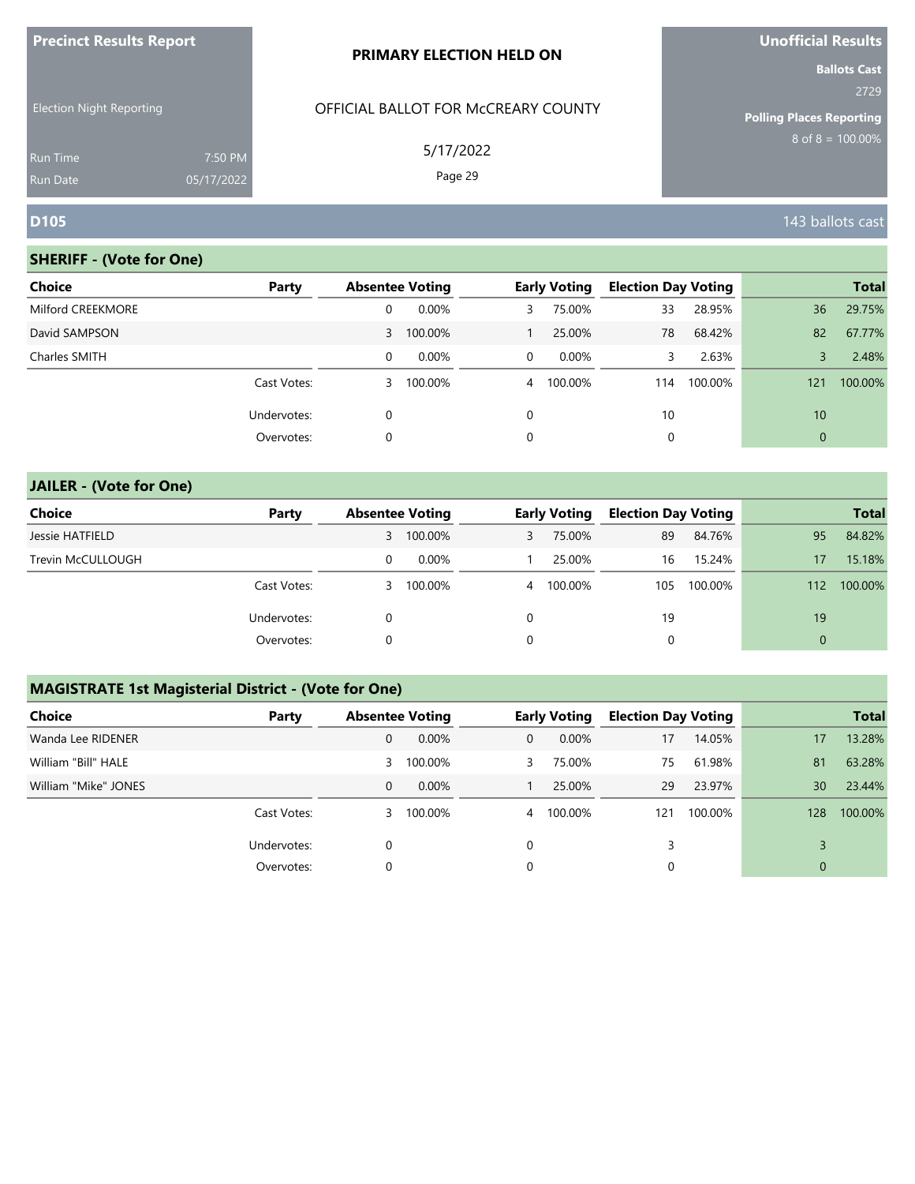**Precinct Results Report**

Election Night Reporting

Run Time 7:50 PM
Run Date 05/17/2022

**PRIMARY ELECTION HELD ON**

OFFICIAL BALLOT FOR McCREARY COUNTY

5/17/2022

**Unofficial Results**

**Ballots Cast**
2729

**Polling Places Reporting**
8 of 8 = 100.00%

## D105

143 ballots cast

### SHERIFF - (Vote for One)

| Choice | Party | Absentee Voting | | Early Voting | | Election Day Voting | | Total | |
|---|---|---|---|---|---|---|---|---|---|
| Milford CREEKMORE | | 0 | 0.00% | 3 | 75.00% | 33 | 28.95% | 36 | 29.75% |
| David SAMPSON | | 3 | 100.00% | 1 | 25.00% | 78 | 68.42% | 82 | 67.77% |
| Charles SMITH | | 0 | 0.00% | 0 | 0.00% | 3 | 2.63% | 3 | 2.48% |
| | Cast Votes: | 3 | 100.00% | 4 | 100.00% | 114 | 100.00% | 121 | 100.00% |
| | Undervotes: | 0 | | 0 | | 10 | | 10 | |
| | Overvotes: | 0 | | 0 | | 0 | | 0 | |

### JAILER - (Vote for One)

| Choice | Party | Absentee Voting | | Early Voting | | Election Day Voting | | Total | |
|---|---|---|---|---|---|---|---|---|---|
| Jessie HATFIELD | | 3 | 100.00% | 3 | 75.00% | 89 | 84.76% | 95 | 84.82% |
| Trevin McCULLOUGH | | 0 | 0.00% | 1 | 25.00% | 16 | 15.24% | 17 | 15.18% |
| | Cast Votes: | 3 | 100.00% | 4 | 100.00% | 105 | 100.00% | 112 | 100.00% |
| | Undervotes: | 0 | | 0 | | 19 | | 19 | |
| | Overvotes: | 0 | | 0 | | 0 | | 0 | |

### MAGISTRATE 1st Magisterial District - (Vote for One)

| Choice | Party | Absentee Voting | | Early Voting | | Election Day Voting | | Total | |
|---|---|---|---|---|---|---|---|---|---|
| Wanda Lee RIDENER | | 0 | 0.00% | 0 | 0.00% | 17 | 14.05% | 17 | 13.28% |
| William "Bill" HALE | | 3 | 100.00% | 3 | 75.00% | 75 | 61.98% | 81 | 63.28% |
| William "Mike" JONES | | 0 | 0.00% | 1 | 25.00% | 29 | 23.97% | 30 | 23.44% |
| | Cast Votes: | 3 | 100.00% | 4 | 100.00% | 121 | 100.00% | 128 | 100.00% |
| | Undervotes: | 0 | | 0 | | 3 | | 3 | |
| | Overvotes: | 0 | | 0 | | 0 | | 0 | |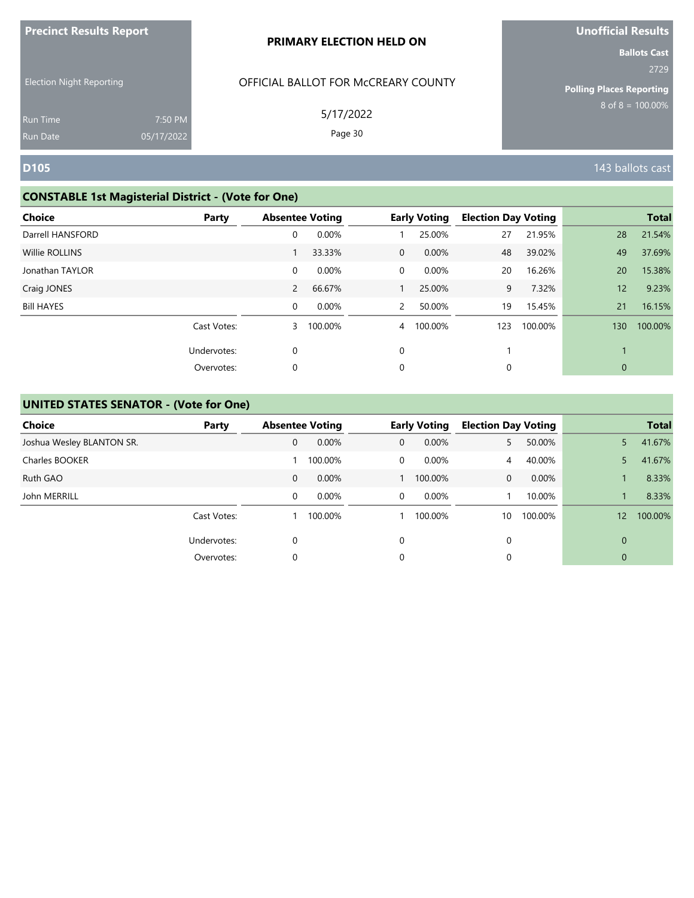**Precinct Results Report**

Election Night Reporting

Run Time 7:50 PM
Run Date 05/17/2022

**PRIMARY ELECTION HELD ON**

OFFICIAL BALLOT FOR McCREARY COUNTY

5/17/2022

**Unofficial Results**

**Ballots Cast**
2729

**Polling Places Reporting**
8 of 8 = 100.00%

## D105

143 ballots cast

### CONSTABLE 1st Magisterial District - (Vote for One)

| Choice | Party | Absentee Voting | | Early Voting | | Election Day Voting | | Total | |
|---|---|---|---|---|---|---|---|---|---|
| Darrell HANSFORD | | 0 | 0.00% | 1 | 25.00% | 27 | 21.95% | 28 | 21.54% |
| Willie ROLLINS | | 1 | 33.33% | 0 | 0.00% | 48 | 39.02% | 49 | 37.69% |
| Jonathan TAYLOR | | 0 | 0.00% | 0 | 0.00% | 20 | 16.26% | 20 | 15.38% |
| Craig JONES | | 2 | 66.67% | 1 | 25.00% | 9 | 7.32% | 12 | 9.23% |
| Bill HAYES | | 0 | 0.00% | 2 | 50.00% | 19 | 15.45% | 21 | 16.15% |
| | Cast Votes: | 3 | 100.00% | 4 | 100.00% | 123 | 100.00% | 130 | 100.00% |
| | Undervotes: | 0 | | 0 | | 1 | | 1 | |
| | Overvotes: | 0 | | 0 | | 0 | | 0 | |

### UNITED STATES SENATOR - (Vote for One)

| Choice | Party | Absentee Voting | | Early Voting | | Election Day Voting | | Total | |
|---|---|---|---|---|---|---|---|---|---|
| Joshua Wesley BLANTON SR. | | 0 | 0.00% | 0 | 0.00% | 5 | 50.00% | 5 | 41.67% |
| Charles BOOKER | | 1 | 100.00% | 0 | 0.00% | 4 | 40.00% | 5 | 41.67% |
| Ruth GAO | | 0 | 0.00% | 1 | 100.00% | 0 | 0.00% | 1 | 8.33% |
| John MERRILL | | 0 | 0.00% | 0 | 0.00% | 1 | 10.00% | 1 | 8.33% |
| | Cast Votes: | 1 | 100.00% | 1 | 100.00% | 10 | 100.00% | 12 | 100.00% |
| | Undervotes: | 0 | | 0 | | 0 | | 0 | |
| | Overvotes: | 0 | | 0 | | 0 | | 0 | |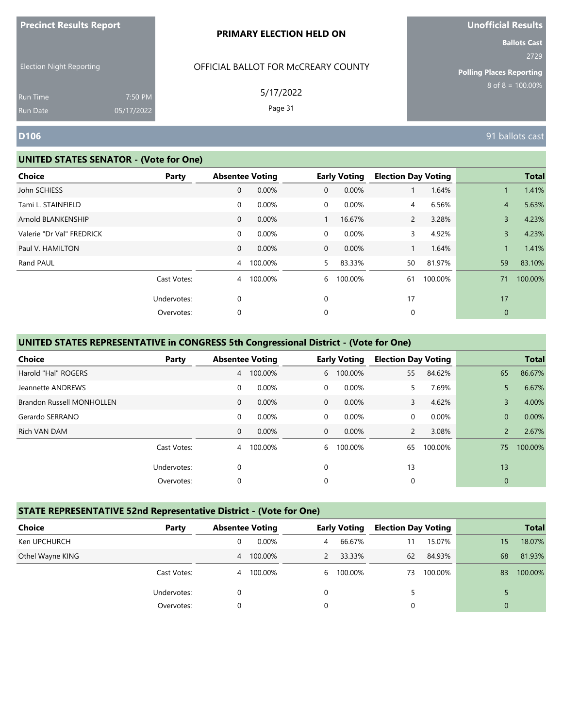**Precinct Results Report**

Election Night Reporting

Run Time 7:50 PM
Run Date 05/17/2022

**PRIMARY ELECTION HELD ON**

OFFICIAL BALLOT FOR McCREARY COUNTY

5/17/2022

**Unofficial Results**

**Ballots Cast**
2729

**Polling Places Reporting**
8 of 8 = 100.00%

## D106

91 ballots cast

### UNITED STATES SENATOR - (Vote for One)

| Choice | Party | Absentee Voting | | Early Voting | | Election Day Voting | | Total | |
|---|---|---|---|---|---|---|---|---|---|
| John SCHIESS | | 0 | 0.00% | 0 | 0.00% | 1 | 1.64% | 1 | 1.41% |
| Tami L. STAINFIELD | | 0 | 0.00% | 0 | 0.00% | 4 | 6.56% | 4 | 5.63% |
| Arnold BLANKENSHIP | | 0 | 0.00% | 1 | 16.67% | 2 | 3.28% | 3 | 4.23% |
| Valerie "Dr Val" FREDRICK | | 0 | 0.00% | 0 | 0.00% | 3 | 4.92% | 3 | 4.23% |
| Paul V. HAMILTON | | 0 | 0.00% | 0 | 0.00% | 1 | 1.64% | 1 | 1.41% |
| Rand PAUL | | 4 | 100.00% | 5 | 83.33% | 50 | 81.97% | 59 | 83.10% |
| | Cast Votes: | 4 | 100.00% | 6 | 100.00% | 61 | 100.00% | 71 | 100.00% |
| | Undervotes: | 0 | | 0 | | 17 | | 17 | |
| | Overvotes: | 0 | | 0 | | 0 | | 0 | |

### UNITED STATES REPRESENTATIVE in CONGRESS 5th Congressional District - (Vote for One)

| Choice | Party | Absentee Voting | | Early Voting | | Election Day Voting | | Total | |
|---|---|---|---|---|---|---|---|---|---|
| Harold "Hal" ROGERS | | 4 | 100.00% | 6 | 100.00% | 55 | 84.62% | 65 | 86.67% |
| Jeannette ANDREWS | | 0 | 0.00% | 0 | 0.00% | 5 | 7.69% | 5 | 6.67% |
| Brandon Russell MONHOLLEN | | 0 | 0.00% | 0 | 0.00% | 3 | 4.62% | 3 | 4.00% |
| Gerardo SERRANO | | 0 | 0.00% | 0 | 0.00% | 0 | 0.00% | 0 | 0.00% |
| Rich VAN DAM | | 0 | 0.00% | 0 | 0.00% | 2 | 3.08% | 2 | 2.67% |
| | Cast Votes: | 4 | 100.00% | 6 | 100.00% | 65 | 100.00% | 75 | 100.00% |
| | Undervotes: | 0 | | 0 | | 13 | | 13 | |
| | Overvotes: | 0 | | 0 | | 0 | | 0 | |

### STATE REPRESENTATIVE 52nd Representative District - (Vote for One)

| Choice | Party | Absentee Voting | | Early Voting | | Election Day Voting | | Total | |
|---|---|---|---|---|---|---|---|---|---|
| Ken UPCHURCH | | 0 | 0.00% | 4 | 66.67% | 11 | 15.07% | 15 | 18.07% |
| Othel Wayne KING | | 4 | 100.00% | 2 | 33.33% | 62 | 84.93% | 68 | 81.93% |
| | Cast Votes: | 4 | 100.00% | 6 | 100.00% | 73 | 100.00% | 83 | 100.00% |
| | Undervotes: | 0 | | 0 | | 5 | | 5 | |
| | Overvotes: | 0 | | 0 | | 0 | | 0 | |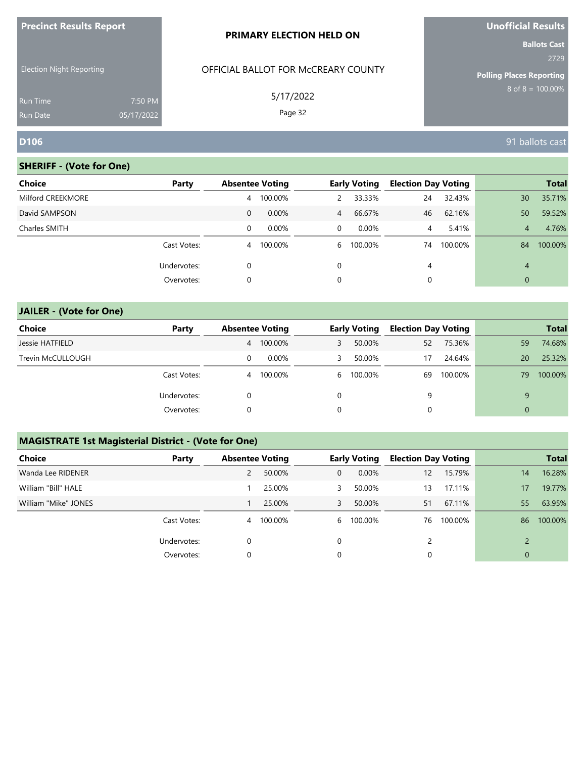Precinct Results Report

Election Night Reporting

| Run Time | 7:50 PM |
|---|---|
| Run Date | 05/17/2022 |

**PRIMARY ELECTION HELD ON**

OFFICIAL BALLOT FOR McCREARY COUNTY

5/17/2022

**Unofficial Results**

**Ballots Cast**
2729

**Polling Places Reporting**
8 of 8 = 100.00%

## D106

91 ballots cast

### SHERIFF - (Vote for One)

| Choice | Party | Absentee Voting | | Early Voting | | Election Day Voting | | Total | |
|---|---|---|---|---|---|---|---|---|---|
| Milford CREEKMORE | | 4 | 100.00% | 2 | 33.33% | 24 | 32.43% | 30 | 35.71% |
| David SAMPSON | | 0 | 0.00% | 4 | 66.67% | 46 | 62.16% | 50 | 59.52% |
| Charles SMITH | | 0 | 0.00% | 0 | 0.00% | 4 | 5.41% | 4 | 4.76% |
| | Cast Votes: | 4 | 100.00% | 6 | 100.00% | 74 | 100.00% | 84 | 100.00% |
| | Undervotes: | 0 | | 0 | | 4 | | 4 | |
| | Overvotes: | 0 | | 0 | | 0 | | 0 | |

### JAILER - (Vote for One)

| Choice | Party | Absentee Voting | | Early Voting | | Election Day Voting | | Total | |
|---|---|---|---|---|---|---|---|---|---|
| Jessie HATFIELD | | 4 | 100.00% | 3 | 50.00% | 52 | 75.36% | 59 | 74.68% |
| Trevin McCULLOUGH | | 0 | 0.00% | 3 | 50.00% | 17 | 24.64% | 20 | 25.32% |
| | Cast Votes: | 4 | 100.00% | 6 | 100.00% | 69 | 100.00% | 79 | 100.00% |
| | Undervotes: | 0 | | 0 | | 9 | | 9 | |
| | Overvotes: | 0 | | 0 | | 0 | | 0 | |

### MAGISTRATE 1st Magisterial District - (Vote for One)

| Choice | Party | Absentee Voting | | Early Voting | | Election Day Voting | | Total | |
|---|---|---|---|---|---|---|---|---|---|
| Wanda Lee RIDENER | | 2 | 50.00% | 0 | 0.00% | 12 | 15.79% | 14 | 16.28% |
| William "Bill" HALE | | 1 | 25.00% | 3 | 50.00% | 13 | 17.11% | 17 | 19.77% |
| William "Mike" JONES | | 1 | 25.00% | 3 | 50.00% | 51 | 67.11% | 55 | 63.95% |
| | Cast Votes: | 4 | 100.00% | 6 | 100.00% | 76 | 100.00% | 86 | 100.00% |
| | Undervotes: | 0 | | 0 | | 2 | | 2 | |
| | Overvotes: | 0 | | 0 | | 0 | | 0 | |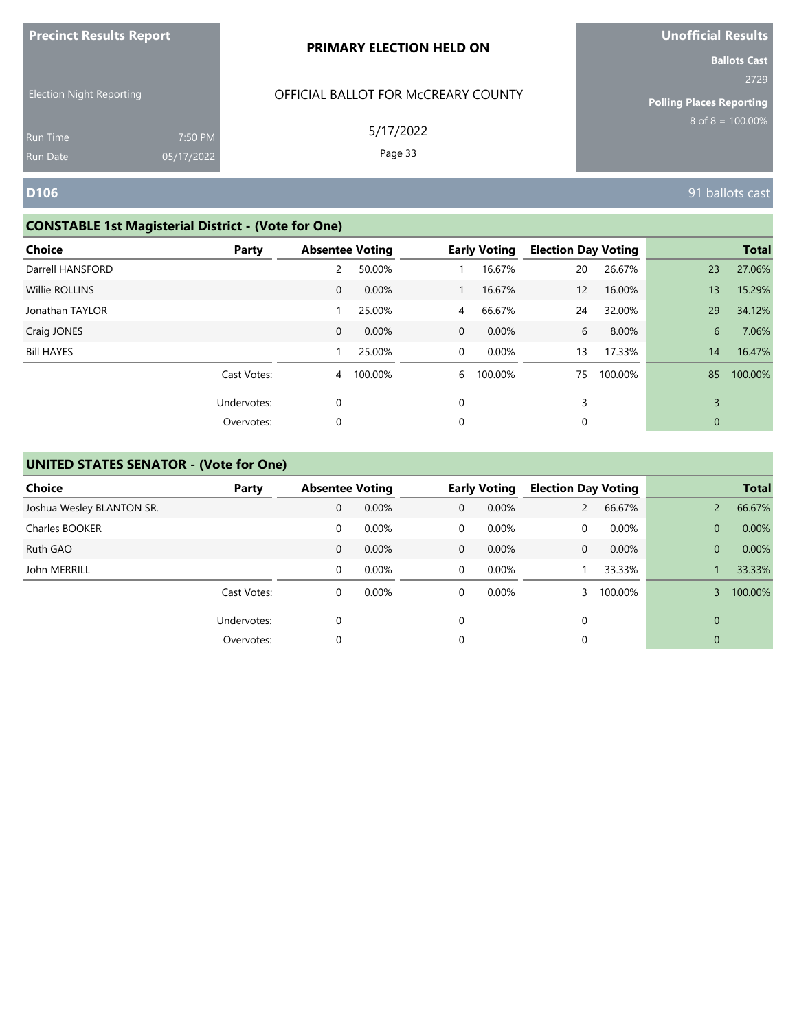**Precinct Results Report**

Election Night Reporting

Run Time 7:50 PM
Run Date 05/17/2022

**PRIMARY ELECTION HELD ON**

OFFICIAL BALLOT FOR McCREARY COUNTY

5/17/2022

**Unofficial Results**

**Ballots Cast**
2729

**Polling Places Reporting**
8 of 8 = 100.00%

## D106

91 ballots cast

### CONSTABLE 1st Magisterial District - (Vote for One)

| Choice | Party | Absentee Voting | | Early Voting | | Election Day Voting | | Total | |
|---|---|---|---|---|---|---|---|---|---|
| Darrell HANSFORD | | 2 | 50.00% | 1 | 16.67% | 20 | 26.67% | 23 | 27.06% |
| Willie ROLLINS | | 0 | 0.00% | 1 | 16.67% | 12 | 16.00% | 13 | 15.29% |
| Jonathan TAYLOR | | 1 | 25.00% | 4 | 66.67% | 24 | 32.00% | 29 | 34.12% |
| Craig JONES | | 0 | 0.00% | 0 | 0.00% | 6 | 8.00% | 6 | 7.06% |
| Bill HAYES | | 1 | 25.00% | 0 | 0.00% | 13 | 17.33% | 14 | 16.47% |
| | Cast Votes: | 4 | 100.00% | 6 | 100.00% | 75 | 100.00% | 85 | 100.00% |
| | Undervotes: | 0 | | 0 | | 3 | | 3 | |
| | Overvotes: | 0 | | 0 | | 0 | | 0 | |

### UNITED STATES SENATOR - (Vote for One)

| Choice | Party | Absentee Voting | | Early Voting | | Election Day Voting | | Total | |
|---|---|---|---|---|---|---|---|---|---|
| Joshua Wesley BLANTON SR. | | 0 | 0.00% | 0 | 0.00% | 2 | 66.67% | 2 | 66.67% |
| Charles BOOKER | | 0 | 0.00% | 0 | 0.00% | 0 | 0.00% | 0 | 0.00% |
| Ruth GAO | | 0 | 0.00% | 0 | 0.00% | 0 | 0.00% | 0 | 0.00% |
| John MERRILL | | 0 | 0.00% | 0 | 0.00% | 1 | 33.33% | 1 | 33.33% |
| | Cast Votes: | 0 | 0.00% | 0 | 0.00% | 3 | 100.00% | 3 | 100.00% |
| | Undervotes: | 0 | | 0 | | 0 | | 0 | |
| | Overvotes: | 0 | | 0 | | 0 | | 0 | |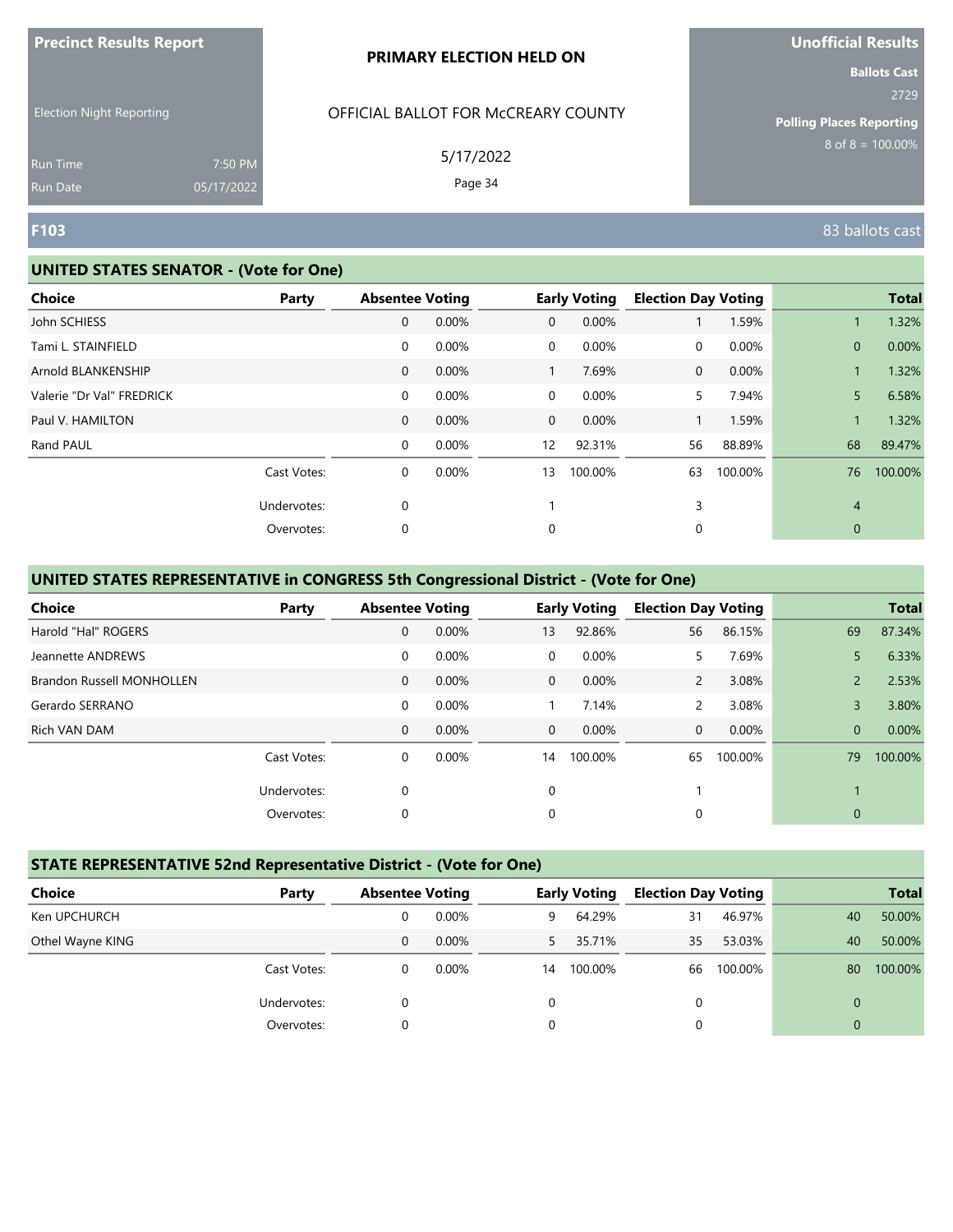Precinct Results Report

Election Night Reporting

Run Time 7:50 PM
Run Date 05/17/2022

**PRIMARY ELECTION HELD ON**

OFFICIAL BALLOT FOR McCREARY COUNTY

5/17/2022

Page 34

**Unofficial Results**

**Ballots Cast**
2729

**Polling Places Reporting**
8 of 8 = 100.00%

## F103

83 ballots cast

### UNITED STATES SENATOR - (Vote for One)

| Choice | Party | Absentee Voting | | Early Voting | | Election Day Voting | | Total | |
|---|---|---|---|---|---|---|---|---|---|
| John SCHIESS | | 0 | 0.00% | 0 | 0.00% | 1 | 1.59% | 1 | 1.32% |
| Tami L. STAINFIELD | | 0 | 0.00% | 0 | 0.00% | 0 | 0.00% | 0 | 0.00% |
| Arnold BLANKENSHIP | | 0 | 0.00% | 1 | 7.69% | 0 | 0.00% | 1 | 1.32% |
| Valerie "Dr Val" FREDRICK | | 0 | 0.00% | 0 | 0.00% | 5 | 7.94% | 5 | 6.58% |
| Paul V. HAMILTON | | 0 | 0.00% | 0 | 0.00% | 1 | 1.59% | 1 | 1.32% |
| Rand PAUL | | 0 | 0.00% | 12 | 92.31% | 56 | 88.89% | 68 | 89.47% |
| | Cast Votes: | 0 | 0.00% | 13 | 100.00% | 63 | 100.00% | 76 | 100.00% |
| | Undervotes: | 0 | | 1 | | 3 | | 4 | |
| | Overvotes: | 0 | | 0 | | 0 | | 0 | |

### UNITED STATES REPRESENTATIVE in CONGRESS 5th Congressional District - (Vote for One)

| Choice | Party | Absentee Voting | | Early Voting | | Election Day Voting | | Total | |
|---|---|---|---|---|---|---|---|---|---|
| Harold "Hal" ROGERS | | 0 | 0.00% | 13 | 92.86% | 56 | 86.15% | 69 | 87.34% |
| Jeannette ANDREWS | | 0 | 0.00% | 0 | 0.00% | 5 | 7.69% | 5 | 6.33% |
| Brandon Russell MONHOLLEN | | 0 | 0.00% | 0 | 0.00% | 2 | 3.08% | 2 | 2.53% |
| Gerardo SERRANO | | 0 | 0.00% | 1 | 7.14% | 2 | 3.08% | 3 | 3.80% |
| Rich VAN DAM | | 0 | 0.00% | 0 | 0.00% | 0 | 0.00% | 0 | 0.00% |
| | Cast Votes: | 0 | 0.00% | 14 | 100.00% | 65 | 100.00% | 79 | 100.00% |
| | Undervotes: | 0 | | 0 | | 1 | | 1 | |
| | Overvotes: | 0 | | 0 | | 0 | | 0 | |

### STATE REPRESENTATIVE 52nd Representative District - (Vote for One)

| Choice | Party | Absentee Voting | | Early Voting | | Election Day Voting | | Total | |
|---|---|---|---|---|---|---|---|---|---|
| Ken UPCHURCH | | 0 | 0.00% | 9 | 64.29% | 31 | 46.97% | 40 | 50.00% |
| Othel Wayne KING | | 0 | 0.00% | 5 | 35.71% | 35 | 53.03% | 40 | 50.00% |
| | Cast Votes: | 0 | 0.00% | 14 | 100.00% | 66 | 100.00% | 80 | 100.00% |
| | Undervotes: | 0 | | 0 | | 0 | | 0 | |
| | Overvotes: | 0 | | 0 | | 0 | | 0 | |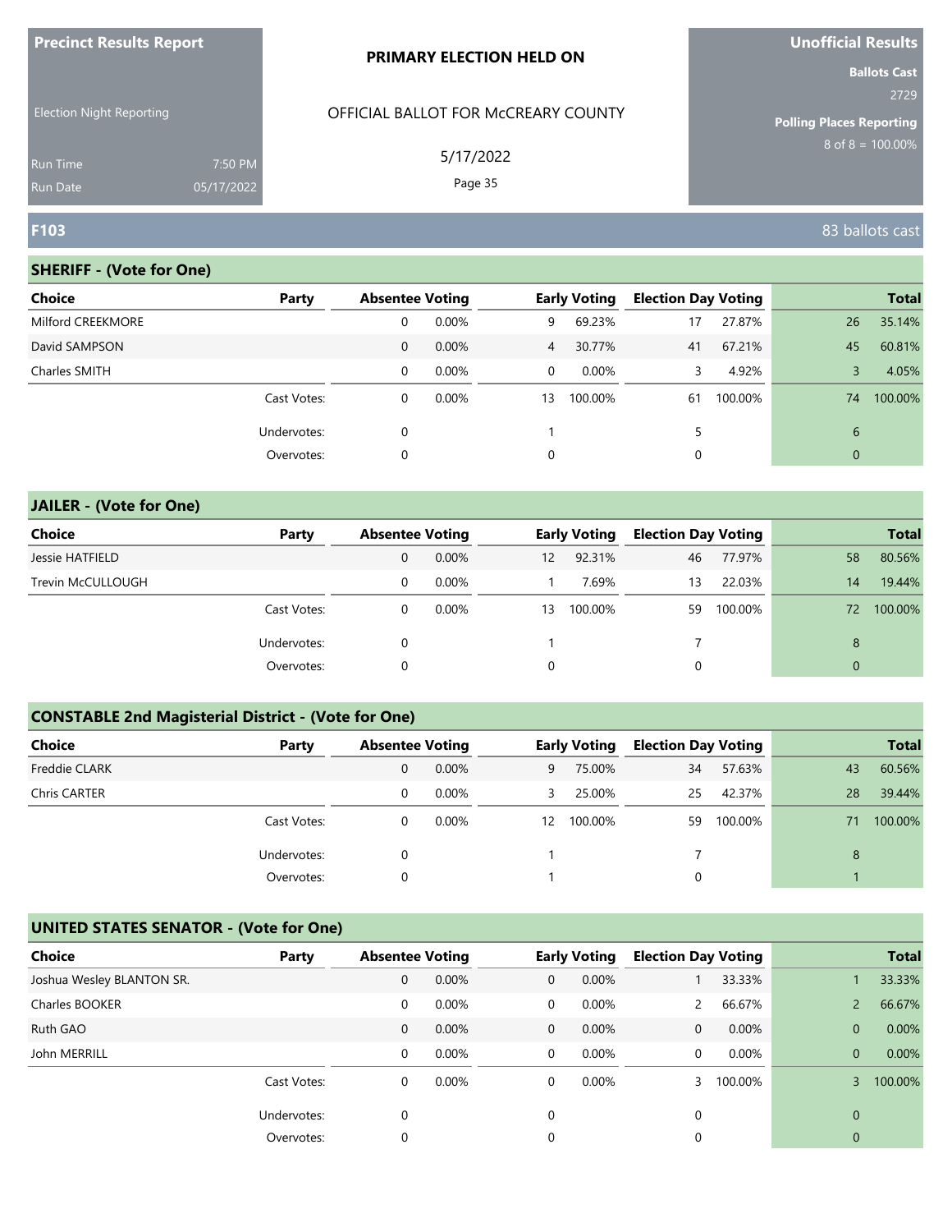**Precinct Results Report**

Election Night Reporting

Run Time 7:50 PM
Run Date 05/17/2022

**PRIMARY ELECTION HELD ON**

OFFICIAL BALLOT FOR McCREARY COUNTY

5/17/2022

**Unofficial Results**

**Ballots Cast**
2729

**Polling Places Reporting**
8 of 8 = 100.00%

## F103

83 ballots cast

### SHERIFF - (Vote for One)

| Choice | Party | Absentee Voting | | Early Voting | | Election Day Voting | | Total | |
|---|---|---|---|---|---|---|---|---|---|
| Milford CREEKMORE | | 0 | 0.00% | 9 | 69.23% | 17 | 27.87% | 26 | 35.14% |
| David SAMPSON | | 0 | 0.00% | 4 | 30.77% | 41 | 67.21% | 45 | 60.81% |
| Charles SMITH | | 0 | 0.00% | 0 | 0.00% | 3 | 4.92% | 3 | 4.05% |
| | Cast Votes: | 0 | 0.00% | 13 | 100.00% | 61 | 100.00% | 74 | 100.00% |
| | Undervotes: | 0 | | 1 | | 5 | | 6 | |
| | Overvotes: | 0 | | 0 | | 0 | | 0 | |

### JAILER - (Vote for One)

| Choice | Party | Absentee Voting | | Early Voting | | Election Day Voting | | Total | |
|---|---|---|---|---|---|---|---|---|---|
| Jessie HATFIELD | | 0 | 0.00% | 12 | 92.31% | 46 | 77.97% | 58 | 80.56% |
| Trevin McCULLOUGH | | 0 | 0.00% | 1 | 7.69% | 13 | 22.03% | 14 | 19.44% |
| | Cast Votes: | 0 | 0.00% | 13 | 100.00% | 59 | 100.00% | 72 | 100.00% |
| | Undervotes: | 0 | | 1 | | 7 | | 8 | |
| | Overvotes: | 0 | | 0 | | 0 | | 0 | |

### CONSTABLE 2nd Magisterial District - (Vote for One)

| Choice | Party | Absentee Voting | | Early Voting | | Election Day Voting | | Total | |
|---|---|---|---|---|---|---|---|---|---|
| Freddie CLARK | | 0 | 0.00% | 9 | 75.00% | 34 | 57.63% | 43 | 60.56% |
| Chris CARTER | | 0 | 0.00% | 3 | 25.00% | 25 | 42.37% | 28 | 39.44% |
| | Cast Votes: | 0 | 0.00% | 12 | 100.00% | 59 | 100.00% | 71 | 100.00% |
| | Undervotes: | 0 | | 1 | | 7 | | 8 | |
| | Overvotes: | 0 | | 1 | | 0 | | 1 | |

### UNITED STATES SENATOR - (Vote for One)

| Choice | Party | Absentee Voting | | Early Voting | | Election Day Voting | | Total | |
|---|---|---|---|---|---|---|---|---|---|
| Joshua Wesley BLANTON SR. | | 0 | 0.00% | 0 | 0.00% | 1 | 33.33% | 1 | 33.33% |
| Charles BOOKER | | 0 | 0.00% | 0 | 0.00% | 2 | 66.67% | 2 | 66.67% |
| Ruth GAO | | 0 | 0.00% | 0 | 0.00% | 0 | 0.00% | 0 | 0.00% |
| John MERRILL | | 0 | 0.00% | 0 | 0.00% | 0 | 0.00% | 0 | 0.00% |
| | Cast Votes: | 0 | 0.00% | 0 | 0.00% | 3 | 100.00% | 3 | 100.00% |
| | Undervotes: | 0 | | 0 | | 0 | | 0 | |
| | Overvotes: | 0 | | 0 | | 0 | | 0 | |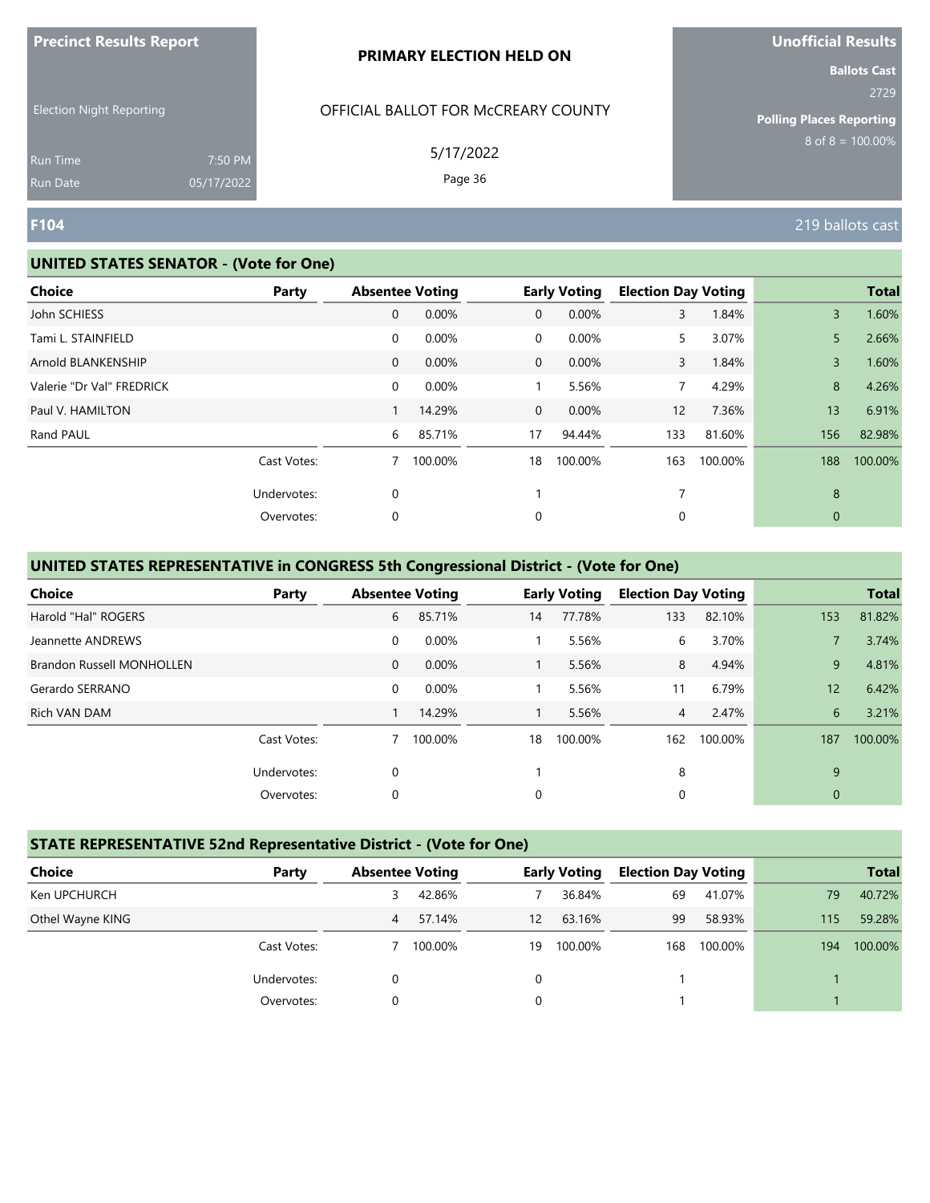**Precinct Results Report**

Election Night Reporting

Run Time 7:50 PM
Run Date 05/17/2022

**PRIMARY ELECTION HELD ON**

OFFICIAL BALLOT FOR McCREARY COUNTY

5/17/2022

**Unofficial Results**

**Ballots Cast** 2729

**Polling Places Reporting** 8 of 8 = 100.00%

## F104

219 ballots cast

### UNITED STATES SENATOR - (Vote for One)

| Choice | Party | Absentee Voting | | Early Voting | | Election Day Voting | | Total | |
|---|---|---|---|---|---|---|---|---|---|
| John SCHIESS | | 0 | 0.00% | 0 | 0.00% | 3 | 1.84% | 3 | 1.60% |
| Tami L. STAINFIELD | | 0 | 0.00% | 0 | 0.00% | 5 | 3.07% | 5 | 2.66% |
| Arnold BLANKENSHIP | | 0 | 0.00% | 0 | 0.00% | 3 | 1.84% | 3 | 1.60% |
| Valerie "Dr Val" FREDRICK | | 0 | 0.00% | 1 | 5.56% | 7 | 4.29% | 8 | 4.26% |
| Paul V. HAMILTON | | 1 | 14.29% | 0 | 0.00% | 12 | 7.36% | 13 | 6.91% |
| Rand PAUL | | 6 | 85.71% | 17 | 94.44% | 133 | 81.60% | 156 | 82.98% |
| | Cast Votes: | 7 | 100.00% | 18 | 100.00% | 163 | 100.00% | 188 | 100.00% |
| | Undervotes: | 0 | | 1 | | 7 | | 8 | |
| | Overvotes: | 0 | | 0 | | 0 | | 0 | |

### UNITED STATES REPRESENTATIVE in CONGRESS 5th Congressional District - (Vote for One)

| Choice | Party | Absentee Voting | | Early Voting | | Election Day Voting | | Total | |
|---|---|---|---|---|---|---|---|---|---|
| Harold "Hal" ROGERS | | 6 | 85.71% | 14 | 77.78% | 133 | 82.10% | 153 | 81.82% |
| Jeannette ANDREWS | | 0 | 0.00% | 1 | 5.56% | 6 | 3.70% | 7 | 3.74% |
| Brandon Russell MONHOLLEN | | 0 | 0.00% | 1 | 5.56% | 8 | 4.94% | 9 | 4.81% |
| Gerardo SERRANO | | 0 | 0.00% | 1 | 5.56% | 11 | 6.79% | 12 | 6.42% |
| Rich VAN DAM | | 1 | 14.29% | 1 | 5.56% | 4 | 2.47% | 6 | 3.21% |
| | Cast Votes: | 7 | 100.00% | 18 | 100.00% | 162 | 100.00% | 187 | 100.00% |
| | Undervotes: | 0 | | 1 | | 8 | | 9 | |
| | Overvotes: | 0 | | 0 | | 0 | | 0 | |

### STATE REPRESENTATIVE 52nd Representative District - (Vote for One)

| Choice | Party | Absentee Voting | | Early Voting | | Election Day Voting | | Total | |
|---|---|---|---|---|---|---|---|---|---|
| Ken UPCHURCH | | 3 | 42.86% | 7 | 36.84% | 69 | 41.07% | 79 | 40.72% |
| Othel Wayne KING | | 4 | 57.14% | 12 | 63.16% | 99 | 58.93% | 115 | 59.28% |
| | Cast Votes: | 7 | 100.00% | 19 | 100.00% | 168 | 100.00% | 194 | 100.00% |
| | Undervotes: | 0 | | 0 | | 1 | | 1 | |
| | Overvotes: | 0 | | 0 | | 1 | | 1 | |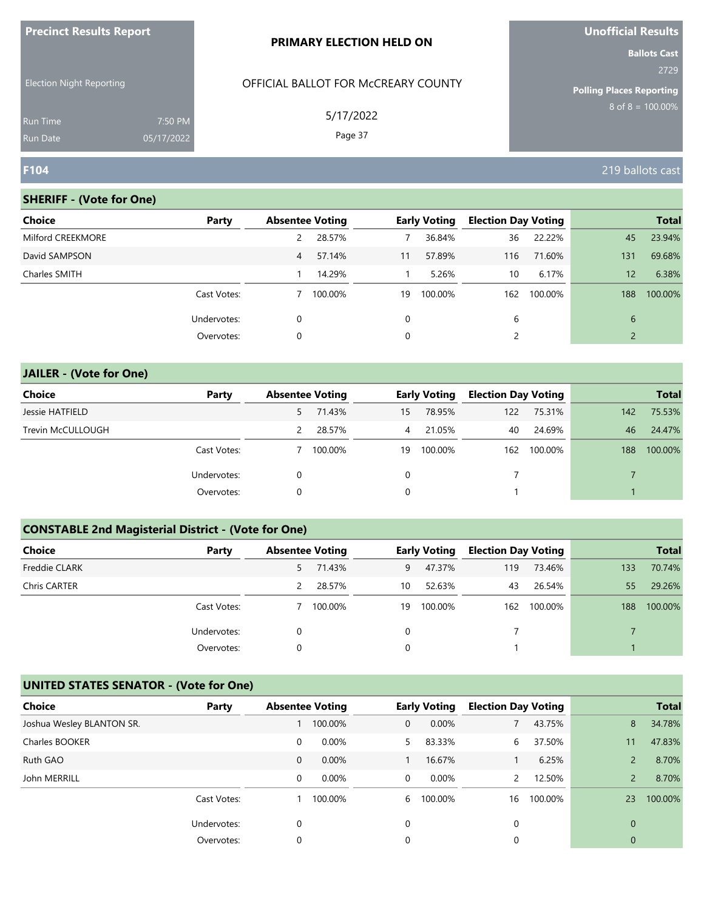**Precinct Results Report**

Election Night Reporting

Run Time 7:50 PM
Run Date 05/17/2022

**PRIMARY ELECTION HELD ON**

OFFICIAL BALLOT FOR McCREARY COUNTY

5/17/2022

**Unofficial Results**

**Ballots Cast**
2729

**Polling Places Reporting**
8 of 8 = 100.00%

## F104

219 ballots cast

### SHERIFF - (Vote for One)

| Choice | Party | Absentee Voting | | Early Voting | | Election Day Voting | | Total | |
|---|---|---|---|---|---|---|---|---|---|
| Milford CREEKMORE | | 2 | 28.57% | 7 | 36.84% | 36 | 22.22% | 45 | 23.94% |
| David SAMPSON | | 4 | 57.14% | 11 | 57.89% | 116 | 71.60% | 131 | 69.68% |
| Charles SMITH | | 1 | 14.29% | 1 | 5.26% | 10 | 6.17% | 12 | 6.38% |
| | Cast Votes: | 7 | 100.00% | 19 | 100.00% | 162 | 100.00% | 188 | 100.00% |
| | Undervotes: | 0 | | 0 | | 6 | | 6 | |
| | Overvotes: | 0 | | 0 | | 2 | | 2 | |

### JAILER - (Vote for One)

| Choice | Party | Absentee Voting | | Early Voting | | Election Day Voting | | Total | |
|---|---|---|---|---|---|---|---|---|---|
| Jessie HATFIELD | | 5 | 71.43% | 15 | 78.95% | 122 | 75.31% | 142 | 75.53% |
| Trevin McCULLOUGH | | 2 | 28.57% | 4 | 21.05% | 40 | 24.69% | 46 | 24.47% |
| | Cast Votes: | 7 | 100.00% | 19 | 100.00% | 162 | 100.00% | 188 | 100.00% |
| | Undervotes: | 0 | | 0 | | 7 | | 7 | |
| | Overvotes: | 0 | | 0 | | 1 | | 1 | |

### CONSTABLE 2nd Magisterial District - (Vote for One)

| Choice | Party | Absentee Voting | | Early Voting | | Election Day Voting | | Total | |
|---|---|---|---|---|---|---|---|---|---|
| Freddie CLARK | | 5 | 71.43% | 9 | 47.37% | 119 | 73.46% | 133 | 70.74% |
| Chris CARTER | | 2 | 28.57% | 10 | 52.63% | 43 | 26.54% | 55 | 29.26% |
| | Cast Votes: | 7 | 100.00% | 19 | 100.00% | 162 | 100.00% | 188 | 100.00% |
| | Undervotes: | 0 | | 0 | | 7 | | 7 | |
| | Overvotes: | 0 | | 0 | | 1 | | 1 | |

### UNITED STATES SENATOR - (Vote for One)

| Choice | Party | Absentee Voting | | Early Voting | | Election Day Voting | | Total | |
|---|---|---|---|---|---|---|---|---|---|
| Joshua Wesley BLANTON SR. | | 1 | 100.00% | 0 | 0.00% | 7 | 43.75% | 8 | 34.78% |
| Charles BOOKER | | 0 | 0.00% | 5 | 83.33% | 6 | 37.50% | 11 | 47.83% |
| Ruth GAO | | 0 | 0.00% | 1 | 16.67% | 1 | 6.25% | 2 | 8.70% |
| John MERRILL | | 0 | 0.00% | 0 | 0.00% | 2 | 12.50% | 2 | 8.70% |
| | Cast Votes: | 1 | 100.00% | 6 | 100.00% | 16 | 100.00% | 23 | 100.00% |
| | Undervotes: | 0 | | 0 | | 0 | | 0 | |
| | Overvotes: | 0 | | 0 | | 0 | | 0 | |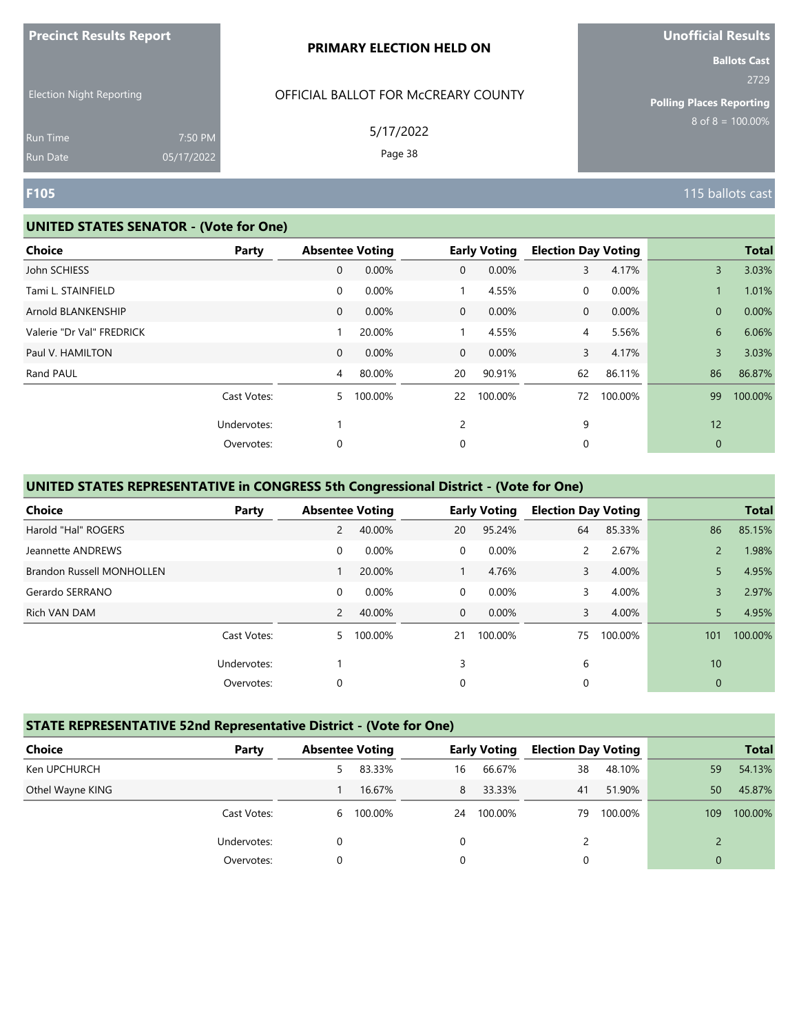**Precinct Results Report**

Election Night Reporting

Run Time 7:50 PM
Run Date 05/17/2022

**PRIMARY ELECTION HELD ON**

OFFICIAL BALLOT FOR McCREARY COUNTY

5/17/2022

**Unofficial Results**

**Ballots Cast**
2729

**Polling Places Reporting**
8 of 8 = 100.00%

## F105

115 ballots cast

### UNITED STATES SENATOR - (Vote for One)

| Choice | Party | Absentee Voting | | Early Voting | | Election Day Voting | | Total | |
|---|---|---|---|---|---|---|---|---|---|
| John SCHIESS | | 0 | 0.00% | 0 | 0.00% | 3 | 4.17% | 3 | 3.03% |
| Tami L. STAINFIELD | | 0 | 0.00% | 1 | 4.55% | 0 | 0.00% | 1 | 1.01% |
| Arnold BLANKENSHIP | | 0 | 0.00% | 0 | 0.00% | 0 | 0.00% | 0 | 0.00% |
| Valerie "Dr Val" FREDRICK | | 1 | 20.00% | 1 | 4.55% | 4 | 5.56% | 6 | 6.06% |
| Paul V. HAMILTON | | 0 | 0.00% | 0 | 0.00% | 3 | 4.17% | 3 | 3.03% |
| Rand PAUL | | 4 | 80.00% | 20 | 90.91% | 62 | 86.11% | 86 | 86.87% |
| | Cast Votes: | 5 | 100.00% | 22 | 100.00% | 72 | 100.00% | 99 | 100.00% |
| | Undervotes: | 1 | | 2 | | 9 | | 12 | |
| | Overvotes: | 0 | | 0 | | 0 | | 0 | |

### UNITED STATES REPRESENTATIVE in CONGRESS 5th Congressional District - (Vote for One)

| Choice | Party | Absentee Voting | | Early Voting | | Election Day Voting | | Total | |
|---|---|---|---|---|---|---|---|---|---|
| Harold "Hal" ROGERS | | 2 | 40.00% | 20 | 95.24% | 64 | 85.33% | 86 | 85.15% |
| Jeannette ANDREWS | | 0 | 0.00% | 0 | 0.00% | 2 | 2.67% | 2 | 1.98% |
| Brandon Russell MONHOLLEN | | 1 | 20.00% | 1 | 4.76% | 3 | 4.00% | 5 | 4.95% |
| Gerardo SERRANO | | 0 | 0.00% | 0 | 0.00% | 3 | 4.00% | 3 | 2.97% |
| Rich VAN DAM | | 2 | 40.00% | 0 | 0.00% | 3 | 4.00% | 5 | 4.95% |
| | Cast Votes: | 5 | 100.00% | 21 | 100.00% | 75 | 100.00% | 101 | 100.00% |
| | Undervotes: | 1 | | 3 | | 6 | | 10 | |
| | Overvotes: | 0 | | 0 | | 0 | | 0 | |

### STATE REPRESENTATIVE 52nd Representative District - (Vote for One)

| Choice | Party | Absentee Voting | | Early Voting | | Election Day Voting | | Total | |
|---|---|---|---|---|---|---|---|---|---|
| Ken UPCHURCH | | 5 | 83.33% | 16 | 66.67% | 38 | 48.10% | 59 | 54.13% |
| Othel Wayne KING | | 1 | 16.67% | 8 | 33.33% | 41 | 51.90% | 50 | 45.87% |
| | Cast Votes: | 6 | 100.00% | 24 | 100.00% | 79 | 100.00% | 109 | 100.00% |
| | Undervotes: | 0 | | 0 | | 2 | | 2 | |
| | Overvotes: | 0 | | 0 | | 0 | | 0 | |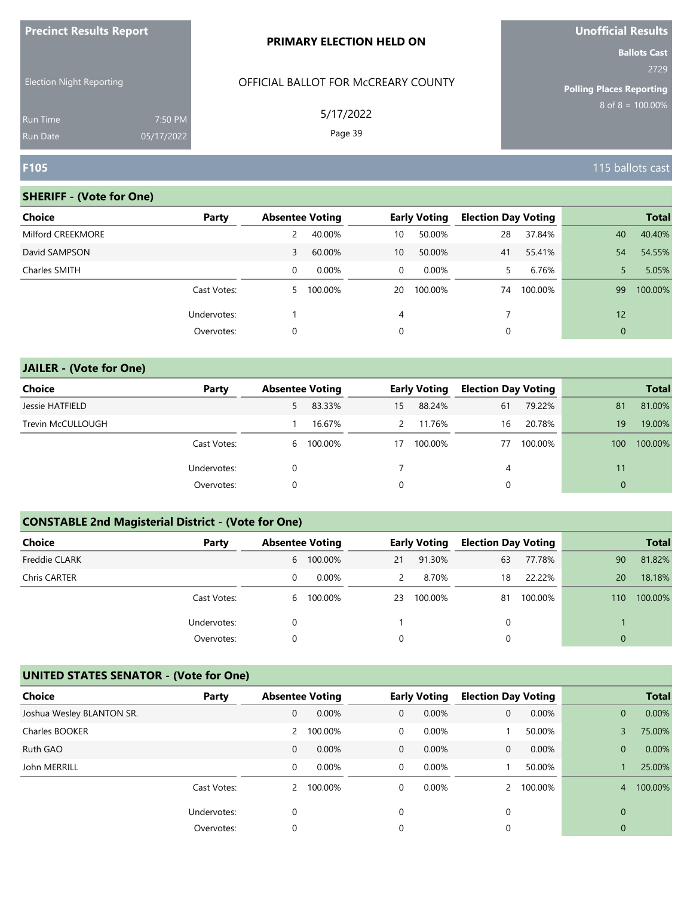Precinct Results Report

Election Night Reporting

Run Time 7:50 PM

Run Date 05/17/2022

**PRIMARY ELECTION HELD ON**

OFFICIAL BALLOT FOR McCREARY COUNTY

5/17/2022

Unofficial Results

Ballots Cast 2729

Polling Places Reporting 8 of 8 = 100.00%

## F105

115 ballots cast

### SHERIFF - (Vote for One)

| Choice | Party | Absentee Voting | | Early Voting | | Election Day Voting | | Total | |
|---|---|---|---|---|---|---|---|---|---|
| Milford CREEKMORE | | 2 | 40.00% | 10 | 50.00% | 28 | 37.84% | 40 | 40.40% |
| David SAMPSON | | 3 | 60.00% | 10 | 50.00% | 41 | 55.41% | 54 | 54.55% |
| Charles SMITH | | 0 | 0.00% | 0 | 0.00% | 5 | 6.76% | 5 | 5.05% |
| | Cast Votes: | 5 | 100.00% | 20 | 100.00% | 74 | 100.00% | 99 | 100.00% |
| | Undervotes: | 1 | | 4 | | 7 | | 12 | |
| | Overvotes: | 0 | | 0 | | 0 | | 0 | |

### JAILER - (Vote for One)

| Choice | Party | Absentee Voting | | Early Voting | | Election Day Voting | | Total | |
|---|---|---|---|---|---|---|---|---|---|
| Jessie HATFIELD | | 5 | 83.33% | 15 | 88.24% | 61 | 79.22% | 81 | 81.00% |
| Trevin McCULLOUGH | | 1 | 16.67% | 2 | 11.76% | 16 | 20.78% | 19 | 19.00% |
| | Cast Votes: | 6 | 100.00% | 17 | 100.00% | 77 | 100.00% | 100 | 100.00% |
| | Undervotes: | 0 | | 7 | | 4 | | 11 | |
| | Overvotes: | 0 | | 0 | | 0 | | 0 | |

### CONSTABLE 2nd Magisterial District - (Vote for One)

| Choice | Party | Absentee Voting | | Early Voting | | Election Day Voting | | Total | |
|---|---|---|---|---|---|---|---|---|---|
| Freddie CLARK | | 6 | 100.00% | 21 | 91.30% | 63 | 77.78% | 90 | 81.82% |
| Chris CARTER | | 0 | 0.00% | 2 | 8.70% | 18 | 22.22% | 20 | 18.18% |
| | Cast Votes: | 6 | 100.00% | 23 | 100.00% | 81 | 100.00% | 110 | 100.00% |
| | Undervotes: | 0 | | 1 | | 0 | | 1 | |
| | Overvotes: | 0 | | 0 | | 0 | | 0 | |

### UNITED STATES SENATOR - (Vote for One)

| Choice | Party | Absentee Voting | | Early Voting | | Election Day Voting | | Total | |
|---|---|---|---|---|---|---|---|---|---|
| Joshua Wesley BLANTON SR. | | 0 | 0.00% | 0 | 0.00% | 0 | 0.00% | 0 | 0.00% |
| Charles BOOKER | | 2 | 100.00% | 0 | 0.00% | 1 | 50.00% | 3 | 75.00% |
| Ruth GAO | | 0 | 0.00% | 0 | 0.00% | 0 | 0.00% | 0 | 0.00% |
| John MERRILL | | 0 | 0.00% | 0 | 0.00% | 1 | 50.00% | 1 | 25.00% |
| | Cast Votes: | 2 | 100.00% | 0 | 0.00% | 2 | 100.00% | 4 | 100.00% |
| | Undervotes: | 0 | | 0 | | 0 | | 0 | |
| | Overvotes: | 0 | | 0 | | 0 | | 0 | |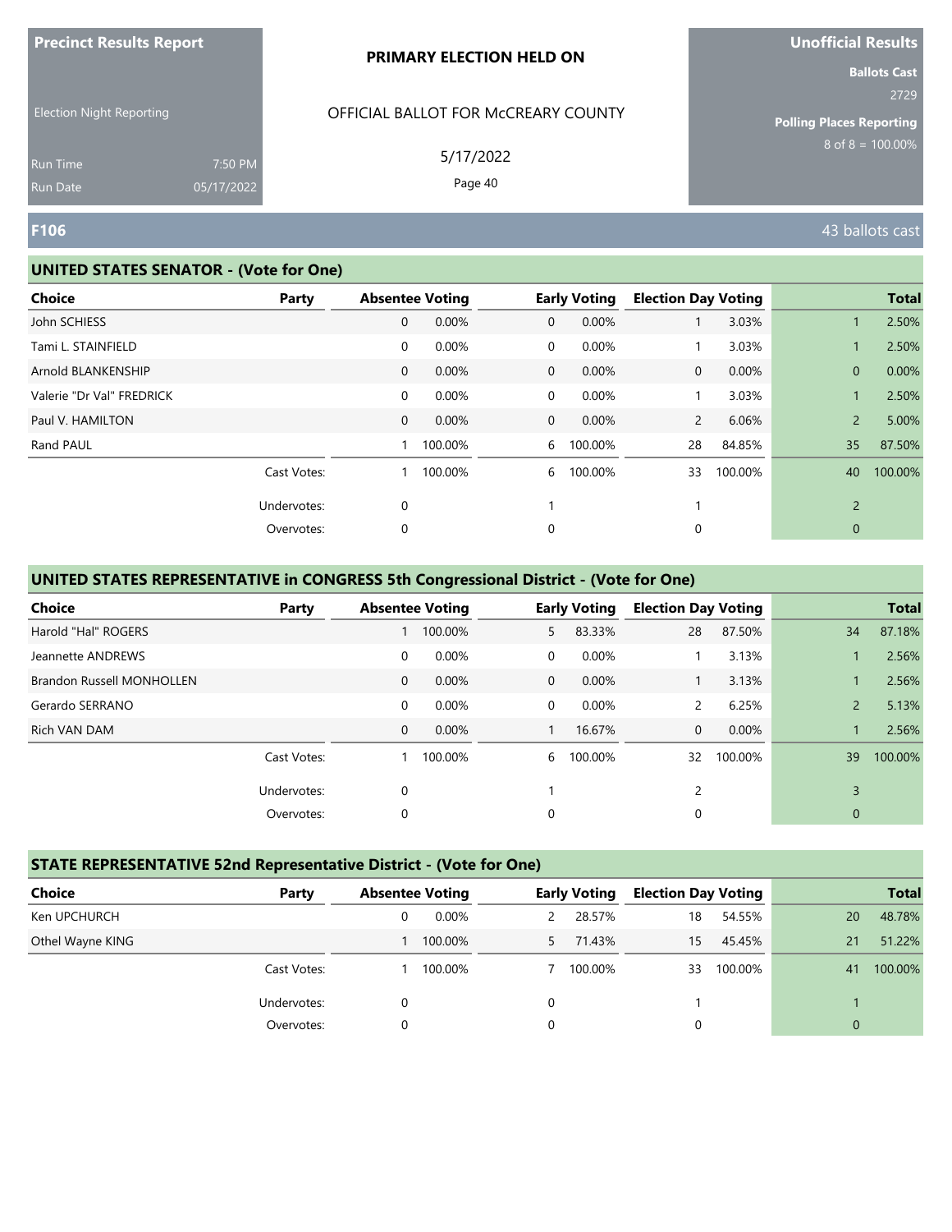**Precinct Results Report**

Election Night Reporting

Run Time 7:50 PM
Run Date 05/17/2022

**PRIMARY ELECTION HELD ON**

OFFICIAL BALLOT FOR McCREARY COUNTY

5/17/2022

**Unofficial Results**

**Ballots Cast**
2729

**Polling Places Reporting**
8 of 8 = 100.00%

## F106

43 ballots cast

### UNITED STATES SENATOR - (Vote for One)

| Choice | Party | Absentee Voting | | Early Voting | | Election Day Voting | | Total | |
|---|---|---|---|---|---|---|---|---|---|
| John SCHIESS | | 0 | 0.00% | 0 | 0.00% | 1 | 3.03% | 1 | 2.50% |
| Tami L. STAINFIELD | | 0 | 0.00% | 0 | 0.00% | 1 | 3.03% | 1 | 2.50% |
| Arnold BLANKENSHIP | | 0 | 0.00% | 0 | 0.00% | 0 | 0.00% | 0 | 0.00% |
| Valerie "Dr Val" FREDRICK | | 0 | 0.00% | 0 | 0.00% | 1 | 3.03% | 1 | 2.50% |
| Paul V. HAMILTON | | 0 | 0.00% | 0 | 0.00% | 2 | 6.06% | 2 | 5.00% |
| Rand PAUL | | 1 | 100.00% | 6 | 100.00% | 28 | 84.85% | 35 | 87.50% |
| | Cast Votes: | 1 | 100.00% | 6 | 100.00% | 33 | 100.00% | 40 | 100.00% |
| | Undervotes: | 0 | | 1 | | 1 | | 2 | |
| | Overvotes: | 0 | | 0 | | 0 | | 0 | |

### UNITED STATES REPRESENTATIVE in CONGRESS 5th Congressional District - (Vote for One)

| Choice | Party | Absentee Voting | | Early Voting | | Election Day Voting | | Total | |
|---|---|---|---|---|---|---|---|---|---|
| Harold "Hal" ROGERS | | 1 | 100.00% | 5 | 83.33% | 28 | 87.50% | 34 | 87.18% |
| Jeannette ANDREWS | | 0 | 0.00% | 0 | 0.00% | 1 | 3.13% | 1 | 2.56% |
| Brandon Russell MONHOLLEN | | 0 | 0.00% | 0 | 0.00% | 1 | 3.13% | 1 | 2.56% |
| Gerardo SERRANO | | 0 | 0.00% | 0 | 0.00% | 2 | 6.25% | 2 | 5.13% |
| Rich VAN DAM | | 0 | 0.00% | 1 | 16.67% | 0 | 0.00% | 1 | 2.56% |
| | Cast Votes: | 1 | 100.00% | 6 | 100.00% | 32 | 100.00% | 39 | 100.00% |
| | Undervotes: | 0 | | 1 | | 2 | | 3 | |
| | Overvotes: | 0 | | 0 | | 0 | | 0 | |

### STATE REPRESENTATIVE 52nd Representative District - (Vote for One)

| Choice | Party | Absentee Voting | | Early Voting | | Election Day Voting | | Total | |
|---|---|---|---|---|---|---|---|---|---|
| Ken UPCHURCH | | 0 | 0.00% | 2 | 28.57% | 18 | 54.55% | 20 | 48.78% |
| Othel Wayne KING | | 1 | 100.00% | 5 | 71.43% | 15 | 45.45% | 21 | 51.22% |
| | Cast Votes: | 1 | 100.00% | 7 | 100.00% | 33 | 100.00% | 41 | 100.00% |
| | Undervotes: | 0 | | 0 | | 1 | | 1 | |
| | Overvotes: | 0 | | 0 | | 0 | | 0 | |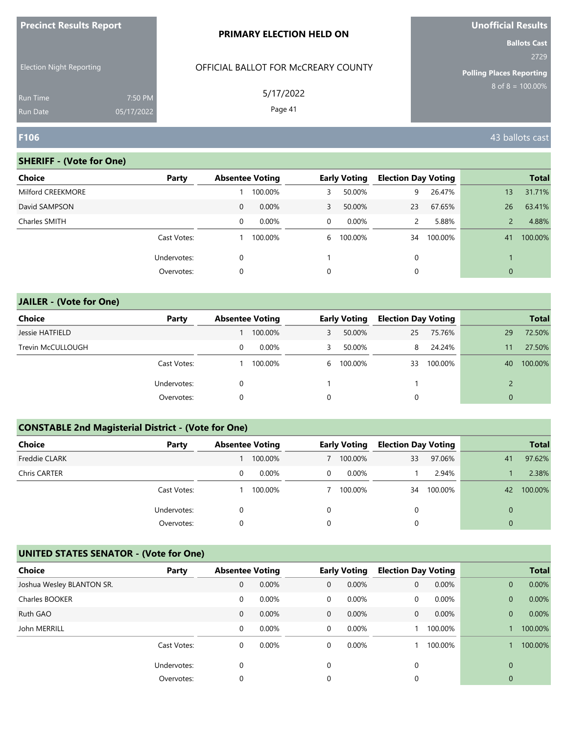**Precinct Results Report**

Election Night Reporting

Run Time 7:50 PM
Run Date 05/17/2022

**PRIMARY ELECTION HELD ON**

OFFICIAL BALLOT FOR McCREARY COUNTY

5/17/2022

**Unofficial Results**

**Ballots Cast**
2729

**Polling Places Reporting**
8 of 8 = 100.00%

## F106

43 ballots cast

### SHERIFF - (Vote for One)

| Choice | Party | Absentee Voting | | Early Voting | | Election Day Voting | | Total | |
|---|---|---|---|---|---|---|---|---|---|
| Milford CREEKMORE | | 1 | 100.00% | 3 | 50.00% | 9 | 26.47% | 13 | 31.71% |
| David SAMPSON | | 0 | 0.00% | 3 | 50.00% | 23 | 67.65% | 26 | 63.41% |
| Charles SMITH | | 0 | 0.00% | 0 | 0.00% | 2 | 5.88% | 2 | 4.88% |
| | Cast Votes: | 1 | 100.00% | 6 | 100.00% | 34 | 100.00% | 41 | 100.00% |
| | Undervotes: | 0 | | 1 | | 0 | | 1 | |
| | Overvotes: | 0 | | 0 | | 0 | | 0 | |

### JAILER - (Vote for One)

| Choice | Party | Absentee Voting | | Early Voting | | Election Day Voting | | Total | |
|---|---|---|---|---|---|---|---|---|---|
| Jessie HATFIELD | | 1 | 100.00% | 3 | 50.00% | 25 | 75.76% | 29 | 72.50% |
| Trevin McCULLOUGH | | 0 | 0.00% | 3 | 50.00% | 8 | 24.24% | 11 | 27.50% |
| | Cast Votes: | 1 | 100.00% | 6 | 100.00% | 33 | 100.00% | 40 | 100.00% |
| | Undervotes: | 0 | | 1 | | 1 | | 2 | |
| | Overvotes: | 0 | | 0 | | 0 | | 0 | |

### CONSTABLE 2nd Magisterial District - (Vote for One)

| Choice | Party | Absentee Voting | | Early Voting | | Election Day Voting | | Total | |
|---|---|---|---|---|---|---|---|---|---|
| Freddie CLARK | | 1 | 100.00% | 7 | 100.00% | 33 | 97.06% | 41 | 97.62% |
| Chris CARTER | | 0 | 0.00% | 0 | 0.00% | 1 | 2.94% | 1 | 2.38% |
| | Cast Votes: | 1 | 100.00% | 7 | 100.00% | 34 | 100.00% | 42 | 100.00% |
| | Undervotes: | 0 | | 0 | | 0 | | 0 | |
| | Overvotes: | 0 | | 0 | | 0 | | 0 | |

### UNITED STATES SENATOR - (Vote for One)

| Choice | Party | Absentee Voting | | Early Voting | | Election Day Voting | | Total | |
|---|---|---|---|---|---|---|---|---|---|
| Joshua Wesley BLANTON SR. | | 0 | 0.00% | 0 | 0.00% | 0 | 0.00% | 0 | 0.00% |
| Charles BOOKER | | 0 | 0.00% | 0 | 0.00% | 0 | 0.00% | 0 | 0.00% |
| Ruth GAO | | 0 | 0.00% | 0 | 0.00% | 0 | 0.00% | 0 | 0.00% |
| John MERRILL | | 0 | 0.00% | 0 | 0.00% | 1 | 100.00% | 1 | 100.00% |
| | Cast Votes: | 0 | 0.00% | 0 | 0.00% | 1 | 100.00% | 1 | 100.00% |
| | Undervotes: | 0 | | 0 | | 0 | | 0 | |
| | Overvotes: | 0 | | 0 | | 0 | | 0 | |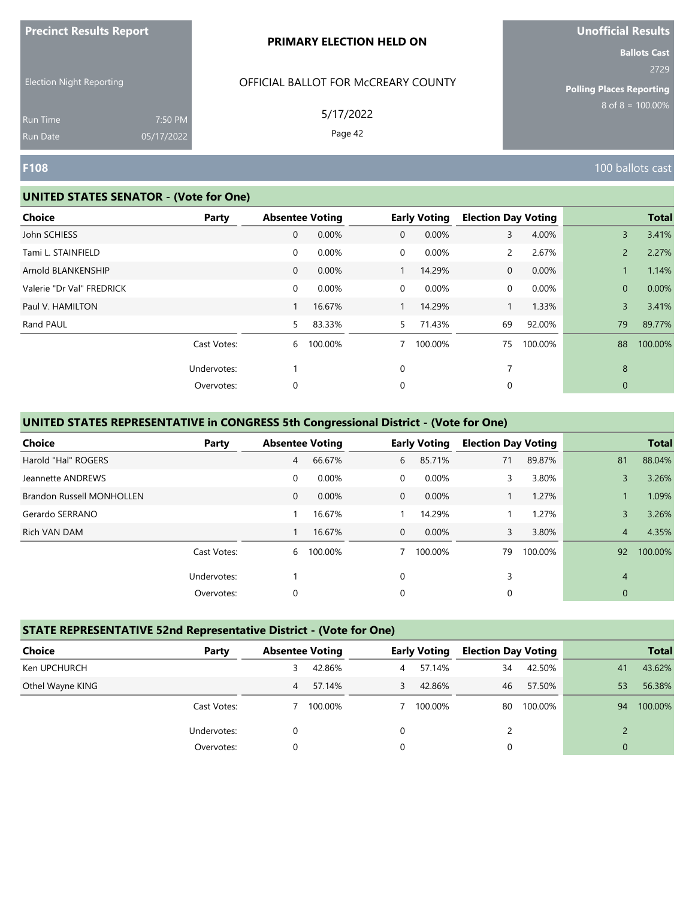**Precinct Results Report**

Election Night Reporting

Run Time 7:50 PM
Run Date 05/17/2022

**PRIMARY ELECTION HELD ON**

OFFICIAL BALLOT FOR McCREARY COUNTY

5/17/2022

**Unofficial Results**

**Ballots Cast**
2729

**Polling Places Reporting**
8 of 8 = 100.00%

## F108

100 ballots cast

### UNITED STATES SENATOR - (Vote for One)

| Choice | Party | Absentee Voting | | Early Voting | | Election Day Voting | | Total | |
|---|---|---|---|---|---|---|---|---|---|
| John SCHIESS | | 0 | 0.00% | 0 | 0.00% | 3 | 4.00% | 3 | 3.41% |
| Tami L. STAINFIELD | | 0 | 0.00% | 0 | 0.00% | 2 | 2.67% | 2 | 2.27% |
| Arnold BLANKENSHIP | | 0 | 0.00% | 1 | 14.29% | 0 | 0.00% | 1 | 1.14% |
| Valerie "Dr Val" FREDRICK | | 0 | 0.00% | 0 | 0.00% | 0 | 0.00% | 0 | 0.00% |
| Paul V. HAMILTON | | 1 | 16.67% | 1 | 14.29% | 1 | 1.33% | 3 | 3.41% |
| Rand PAUL | | 5 | 83.33% | 5 | 71.43% | 69 | 92.00% | 79 | 89.77% |
| | Cast Votes: | 6 | 100.00% | 7 | 100.00% | 75 | 100.00% | 88 | 100.00% |
| | Undervotes: | 1 | | 0 | | 7 | | 8 | |
| | Overvotes: | 0 | | 0 | | 0 | | 0 | |

### UNITED STATES REPRESENTATIVE in CONGRESS 5th Congressional District - (Vote for One)

| Choice | Party | Absentee Voting | | Early Voting | | Election Day Voting | | Total | |
|---|---|---|---|---|---|---|---|---|---|
| Harold "Hal" ROGERS | | 4 | 66.67% | 6 | 85.71% | 71 | 89.87% | 81 | 88.04% |
| Jeannette ANDREWS | | 0 | 0.00% | 0 | 0.00% | 3 | 3.80% | 3 | 3.26% |
| Brandon Russell MONHOLLEN | | 0 | 0.00% | 0 | 0.00% | 1 | 1.27% | 1 | 1.09% |
| Gerardo SERRANO | | 1 | 16.67% | 1 | 14.29% | 1 | 1.27% | 3 | 3.26% |
| Rich VAN DAM | | 1 | 16.67% | 0 | 0.00% | 3 | 3.80% | 4 | 4.35% |
| | Cast Votes: | 6 | 100.00% | 7 | 100.00% | 79 | 100.00% | 92 | 100.00% |
| | Undervotes: | 1 | | 0 | | 3 | | 4 | |
| | Overvotes: | 0 | | 0 | | 0 | | 0 | |

### STATE REPRESENTATIVE 52nd Representative District - (Vote for One)

| Choice | Party | Absentee Voting | | Early Voting | | Election Day Voting | | Total | |
|---|---|---|---|---|---|---|---|---|---|
| Ken UPCHURCH | | 3 | 42.86% | 4 | 57.14% | 34 | 42.50% | 41 | 43.62% |
| Othel Wayne KING | | 4 | 57.14% | 3 | 42.86% | 46 | 57.50% | 53 | 56.38% |
| | Cast Votes: | 7 | 100.00% | 7 | 100.00% | 80 | 100.00% | 94 | 100.00% |
| | Undervotes: | 0 | | 0 | | 2 | | 2 | |
| | Overvotes: | 0 | | 0 | | 0 | | 0 | |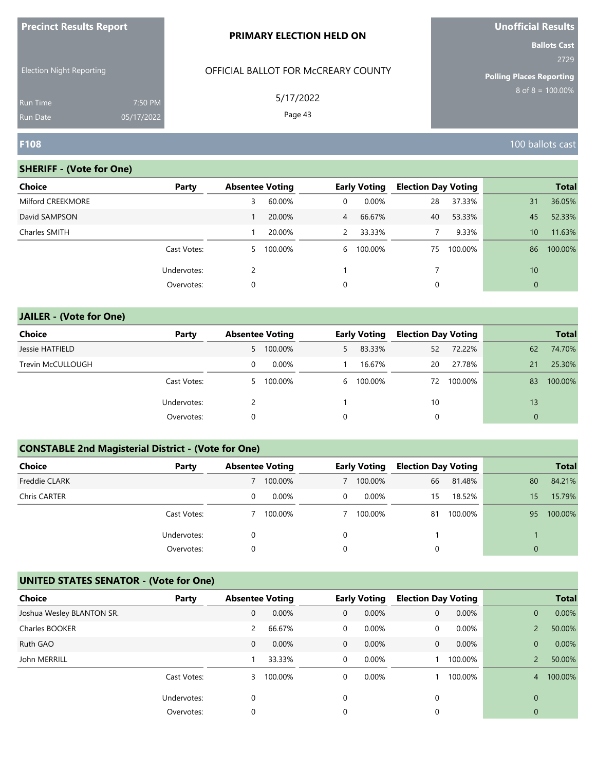**Precinct Results Report**

Election Night Reporting

Run Time 7:50 PM
Run Date 05/17/2022

**PRIMARY ELECTION HELD ON**

OFFICIAL BALLOT FOR McCREARY COUNTY

5/17/2022

**Unofficial Results**

**Ballots Cast**
2729

**Polling Places Reporting**
8 of 8 = 100.00%

## F108

100 ballots cast

### SHERIFF - (Vote for One)

| Choice | Party | Absentee Voting | | Early Voting | | Election Day Voting | | Total | |
|---|---|---|---|---|---|---|---|---|---|
| Milford CREEKMORE | | 3 | 60.00% | 0 | 0.00% | 28 | 37.33% | 31 | 36.05% |
| David SAMPSON | | 1 | 20.00% | 4 | 66.67% | 40 | 53.33% | 45 | 52.33% |
| Charles SMITH | | 1 | 20.00% | 2 | 33.33% | 7 | 9.33% | 10 | 11.63% |
| | Cast Votes: | 5 | 100.00% | 6 | 100.00% | 75 | 100.00% | 86 | 100.00% |
| | Undervotes: | 2 | | 1 | | 7 | | 10 | |
| | Overvotes: | 0 | | 0 | | 0 | | 0 | |

### JAILER - (Vote for One)

| Choice | Party | Absentee Voting | | Early Voting | | Election Day Voting | | Total | |
|---|---|---|---|---|---|---|---|---|---|
| Jessie HATFIELD | | 5 | 100.00% | 5 | 83.33% | 52 | 72.22% | 62 | 74.70% |
| Trevin McCULLOUGH | | 0 | 0.00% | 1 | 16.67% | 20 | 27.78% | 21 | 25.30% |
| | Cast Votes: | 5 | 100.00% | 6 | 100.00% | 72 | 100.00% | 83 | 100.00% |
| | Undervotes: | 2 | | 1 | | 10 | | 13 | |
| | Overvotes: | 0 | | 0 | | 0 | | 0 | |

### CONSTABLE 2nd Magisterial District - (Vote for One)

| Choice | Party | Absentee Voting | | Early Voting | | Election Day Voting | | Total | |
|---|---|---|---|---|---|---|---|---|---|
| Freddie CLARK | | 7 | 100.00% | 7 | 100.00% | 66 | 81.48% | 80 | 84.21% |
| Chris CARTER | | 0 | 0.00% | 0 | 0.00% | 15 | 18.52% | 15 | 15.79% |
| | Cast Votes: | 7 | 100.00% | 7 | 100.00% | 81 | 100.00% | 95 | 100.00% |
| | Undervotes: | 0 | | 0 | | 1 | | 1 | |
| | Overvotes: | 0 | | 0 | | 0 | | 0 | |

### UNITED STATES SENATOR - (Vote for One)

| Choice | Party | Absentee Voting | | Early Voting | | Election Day Voting | | Total | |
|---|---|---|---|---|---|---|---|---|---|
| Joshua Wesley BLANTON SR. | | 0 | 0.00% | 0 | 0.00% | 0 | 0.00% | 0 | 0.00% |
| Charles BOOKER | | 2 | 66.67% | 0 | 0.00% | 0 | 0.00% | 2 | 50.00% |
| Ruth GAO | | 0 | 0.00% | 0 | 0.00% | 0 | 0.00% | 0 | 0.00% |
| John MERRILL | | 1 | 33.33% | 0 | 0.00% | 1 | 100.00% | 2 | 50.00% |
| | Cast Votes: | 3 | 100.00% | 0 | 0.00% | 1 | 100.00% | 4 | 100.00% |
| | Undervotes: | 0 | | 0 | | 0 | | 0 | |
| | Overvotes: | 0 | | 0 | | 0 | | 0 | |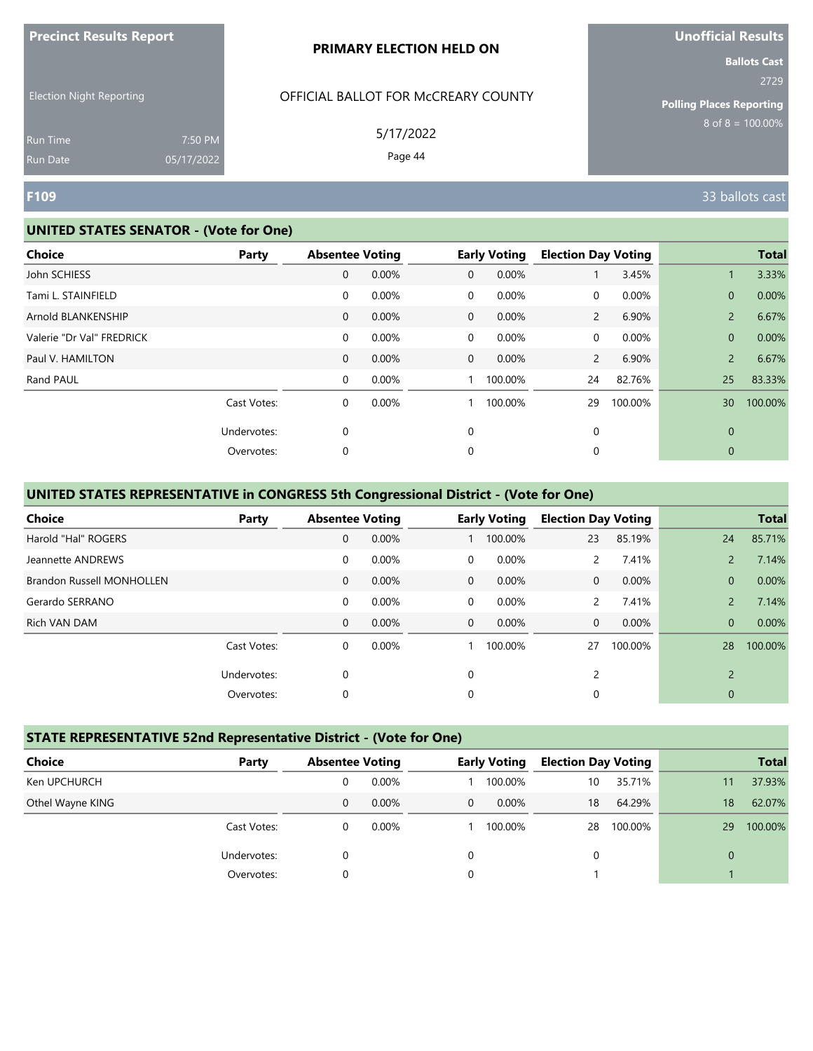**Precinct Results Report**

Election Night Reporting

Run Time 7:50 PM
Run Date 05/17/2022

**PRIMARY ELECTION HELD ON**

OFFICIAL BALLOT FOR McCREARY COUNTY

5/17/2022

**Unofficial Results**

**Ballots Cast**
2729

**Polling Places Reporting**
8 of 8 = 100.00%

## F109

33 ballots cast

### UNITED STATES SENATOR - (Vote for One)

| Choice | Party | Absentee Voting | | Early Voting | | Election Day Voting | | Total | |
|---|---|---|---|---|---|---|---|---|---|
| John SCHIESS | | 0 | 0.00% | 0 | 0.00% | 1 | 3.45% | 1 | 3.33% |
| Tami L. STAINFIELD | | 0 | 0.00% | 0 | 0.00% | 0 | 0.00% | 0 | 0.00% |
| Arnold BLANKENSHIP | | 0 | 0.00% | 0 | 0.00% | 2 | 6.90% | 2 | 6.67% |
| Valerie "Dr Val" FREDRICK | | 0 | 0.00% | 0 | 0.00% | 0 | 0.00% | 0 | 0.00% |
| Paul V. HAMILTON | | 0 | 0.00% | 0 | 0.00% | 2 | 6.90% | 2 | 6.67% |
| Rand PAUL | | 0 | 0.00% | 1 | 100.00% | 24 | 82.76% | 25 | 83.33% |
| | Cast Votes: | 0 | 0.00% | 1 | 100.00% | 29 | 100.00% | 30 | 100.00% |
| | Undervotes: | 0 | | 0 | | 0 | | 0 | |
| | Overvotes: | 0 | | 0 | | 0 | | 0 | |

### UNITED STATES REPRESENTATIVE in CONGRESS 5th Congressional District - (Vote for One)

| Choice | Party | Absentee Voting | | Early Voting | | Election Day Voting | | Total | |
|---|---|---|---|---|---|---|---|---|---|
| Harold "Hal" ROGERS | | 0 | 0.00% | 1 | 100.00% | 23 | 85.19% | 24 | 85.71% |
| Jeannette ANDREWS | | 0 | 0.00% | 0 | 0.00% | 2 | 7.41% | 2 | 7.14% |
| Brandon Russell MONHOLLEN | | 0 | 0.00% | 0 | 0.00% | 0 | 0.00% | 0 | 0.00% |
| Gerardo SERRANO | | 0 | 0.00% | 0 | 0.00% | 2 | 7.41% | 2 | 7.14% |
| Rich VAN DAM | | 0 | 0.00% | 0 | 0.00% | 0 | 0.00% | 0 | 0.00% |
| | Cast Votes: | 0 | 0.00% | 1 | 100.00% | 27 | 100.00% | 28 | 100.00% |
| | Undervotes: | 0 | | 0 | | 2 | | 2 | |
| | Overvotes: | 0 | | 0 | | 0 | | 0 | |

### STATE REPRESENTATIVE 52nd Representative District - (Vote for One)

| Choice | Party | Absentee Voting | | Early Voting | | Election Day Voting | | Total | |
|---|---|---|---|---|---|---|---|---|---|
| Ken UPCHURCH | | 0 | 0.00% | 1 | 100.00% | 10 | 35.71% | 11 | 37.93% |
| Othel Wayne KING | | 0 | 0.00% | 0 | 0.00% | 18 | 64.29% | 18 | 62.07% |
| | Cast Votes: | 0 | 0.00% | 1 | 100.00% | 28 | 100.00% | 29 | 100.00% |
| | Undervotes: | 0 | | 0 | | 0 | | 0 | |
| | Overvotes: | 0 | | 0 | | 1 | | 1 | |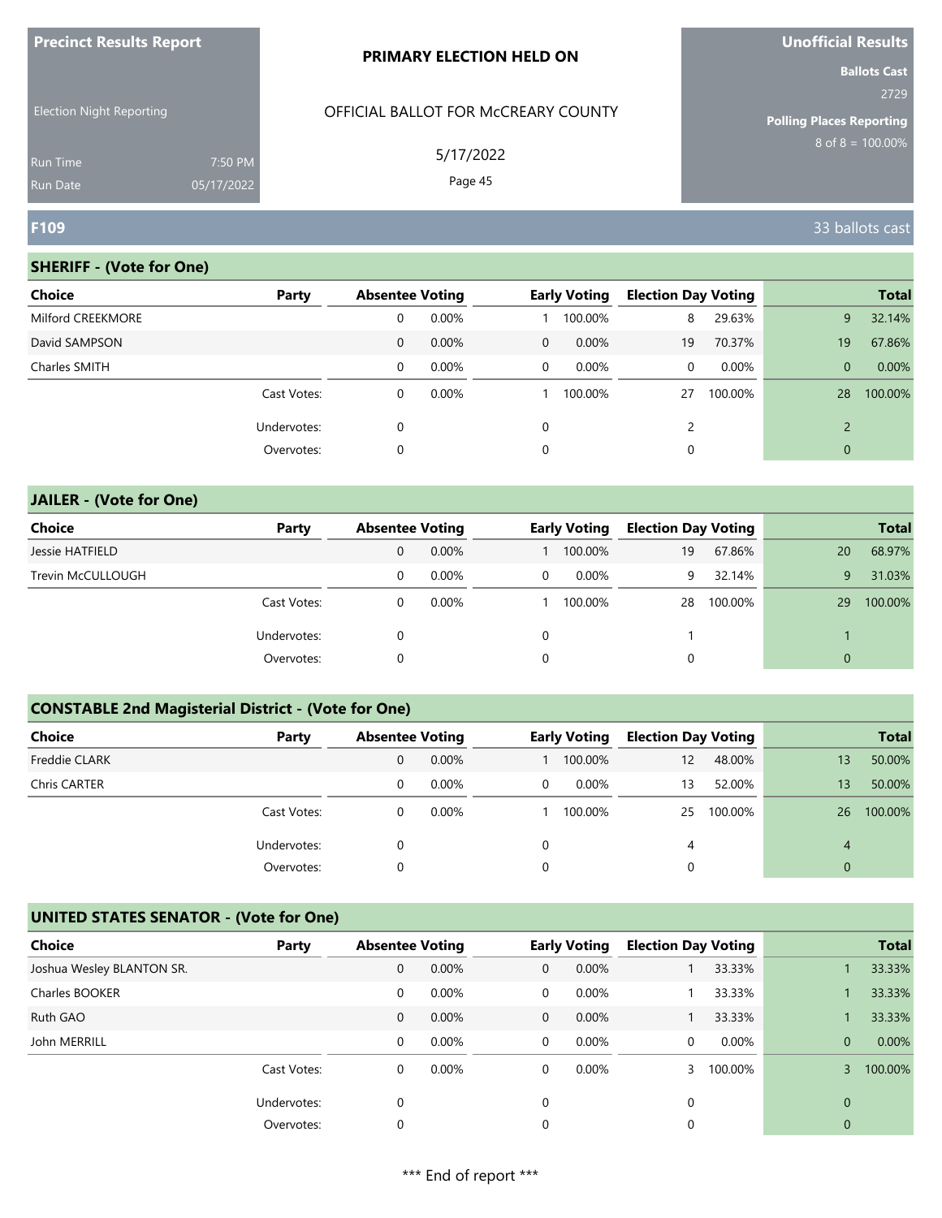Precinct Results Report

Election Night Reporting

Run Time 7:50 PM

Run Date 05/17/2022

**PRIMARY ELECTION HELD ON**

OFFICIAL BALLOT FOR McCREARY COUNTY

5/17/2022

Unofficial Results

Ballots Cast

2729

Polling Places Reporting

8 of 8 = 100.00%

## F109

33 ballots cast

### SHERIFF - (Vote for One)

| Choice | Party | Absentee Voting | | Early Voting | | Election Day Voting | | Total | |
|---|---|---|---|---|---|---|---|---|---|
| Milford CREEKMORE | | 0 | 0.00% | 1 | 100.00% | 8 | 29.63% | 9 | 32.14% |
| David SAMPSON | | 0 | 0.00% | 0 | 0.00% | 19 | 70.37% | 19 | 67.86% |
| Charles SMITH | | 0 | 0.00% | 0 | 0.00% | 0 | 0.00% | 0 | 0.00% |
| | Cast Votes: | 0 | 0.00% | 1 | 100.00% | 27 | 100.00% | 28 | 100.00% |
| | Undervotes: | 0 | | 0 | | 2 | | 2 | |
| | Overvotes: | 0 | | 0 | | 0 | | 0 | |

### JAILER - (Vote for One)

| Choice | Party | Absentee Voting | | Early Voting | | Election Day Voting | | Total | |
|---|---|---|---|---|---|---|---|---|---|
| Jessie HATFIELD | | 0 | 0.00% | 1 | 100.00% | 19 | 67.86% | 20 | 68.97% |
| Trevin McCULLOUGH | | 0 | 0.00% | 0 | 0.00% | 9 | 32.14% | 9 | 31.03% |
| | Cast Votes: | 0 | 0.00% | 1 | 100.00% | 28 | 100.00% | 29 | 100.00% |
| | Undervotes: | 0 | | 0 | | 1 | | 1 | |
| | Overvotes: | 0 | | 0 | | 0 | | 0 | |

### CONSTABLE 2nd Magisterial District - (Vote for One)

| Choice | Party | Absentee Voting | | Early Voting | | Election Day Voting | | Total | |
|---|---|---|---|---|---|---|---|---|---|
| Freddie CLARK | | 0 | 0.00% | 1 | 100.00% | 12 | 48.00% | 13 | 50.00% |
| Chris CARTER | | 0 | 0.00% | 0 | 0.00% | 13 | 52.00% | 13 | 50.00% |
| | Cast Votes: | 0 | 0.00% | 1 | 100.00% | 25 | 100.00% | 26 | 100.00% |
| | Undervotes: | 0 | | 0 | | 4 | | 4 | |
| | Overvotes: | 0 | | 0 | | 0 | | 0 | |

### UNITED STATES SENATOR - (Vote for One)

| Choice | Party | Absentee Voting | | Early Voting | | Election Day Voting | | Total | |
|---|---|---|---|---|---|---|---|---|---|
| Joshua Wesley BLANTON SR. | | 0 | 0.00% | 0 | 0.00% | 1 | 33.33% | 1 | 33.33% |
| Charles BOOKER | | 0 | 0.00% | 0 | 0.00% | 1 | 33.33% | 1 | 33.33% |
| Ruth GAO | | 0 | 0.00% | 0 | 0.00% | 1 | 33.33% | 1 | 33.33% |
| John MERRILL | | 0 | 0.00% | 0 | 0.00% | 0 | 0.00% | 0 | 0.00% |
| | Cast Votes: | 0 | 0.00% | 0 | 0.00% | 3 | 100.00% | 3 | 100.00% |
| | Undervotes: | 0 | | 0 | | 0 | | 0 | |
| | Overvotes: | 0 | | 0 | | 0 | | 0 | |

*** End of report ***